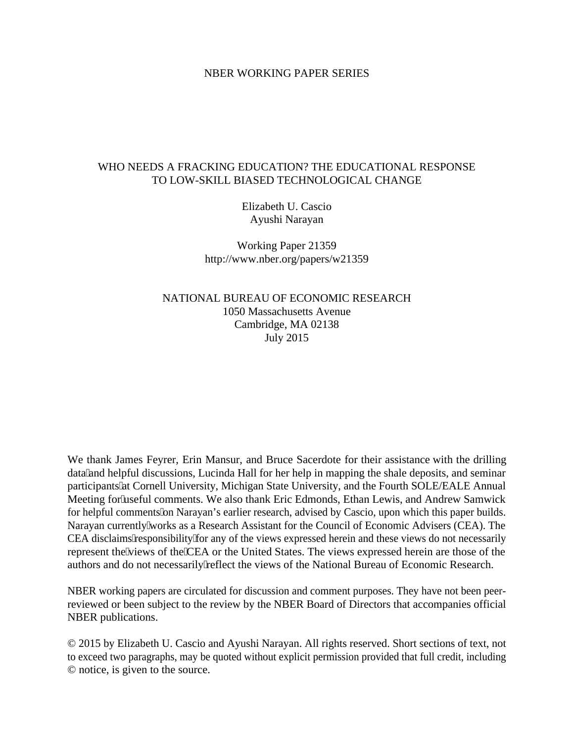NBER WORKING PAPER SERIES

# WHO NEEDS A FRACKING EDUCATION? THE EDUCATIONAL RESPONSE TO LOW-SKILL BIASED TECHNOLOGICAL CHANGE

Elizabeth U. Cascio
Ayushi Narayan

Working Paper 21359
http://www.nber.org/papers/w21359

NATIONAL BUREAU OF ECONOMIC RESEARCH
1050 Massachusetts Avenue
Cambridge, MA 02138
July 2015

We thank James Feyrer, Erin Mansur, and Bruce Sacerdote for their assistance with the drilling data and helpful discussions, Lucinda Hall for her help in mapping the shale deposits, and seminar participants at Cornell University, Michigan State University, and the Fourth SOLE/EALE Annual Meeting for useful comments. We also thank Eric Edmonds, Ethan Lewis, and Andrew Samwick for helpful comments on Narayan's earlier research, advised by Cascio, upon which this paper builds. Narayan currently works as a Research Assistant for the Council of Economic Advisers (CEA). The CEA disclaims responsibility for any of the views expressed herein and these views do not necessarily represent the views of the CEA or the United States. The views expressed herein are those of the authors and do not necessarily reflect the views of the National Bureau of Economic Research.

NBER working papers are circulated for discussion and comment purposes. They have not been peer-reviewed or been subject to the review by the NBER Board of Directors that accompanies official NBER publications.

© 2015 by Elizabeth U. Cascio and Ayushi Narayan. All rights reserved. Short sections of text, not to exceed two paragraphs, may be quoted without explicit permission provided that full credit, including © notice, is given to the source.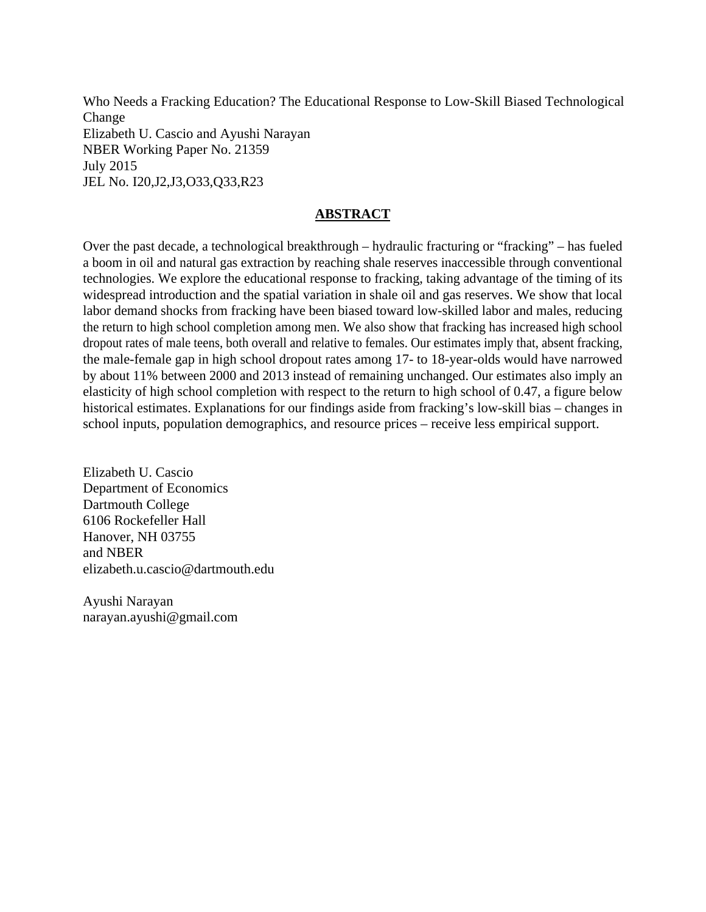Who Needs a Fracking Education? The Educational Response to Low-Skill Biased Technological Change
Elizabeth U. Cascio and Ayushi Narayan
NBER Working Paper No. 21359
July 2015
JEL No. I20,J2,J3,O33,Q33,R23

## ABSTRACT

Over the past decade, a technological breakthrough – hydraulic fracturing or "fracking" – has fueled a boom in oil and natural gas extraction by reaching shale reserves inaccessible through conventional technologies. We explore the educational response to fracking, taking advantage of the timing of its widespread introduction and the spatial variation in shale oil and gas reserves. We show that local labor demand shocks from fracking have been biased toward low-skilled labor and males, reducing the return to high school completion among men. We also show that fracking has increased high school dropout rates of male teens, both overall and relative to females. Our estimates imply that, absent fracking, the male-female gap in high school dropout rates among 17- to 18-year-olds would have narrowed by about 11% between 2000 and 2013 instead of remaining unchanged. Our estimates also imply an elasticity of high school completion with respect to the return to high school of 0.47, a figure below historical estimates. Explanations for our findings aside from fracking's low-skill bias – changes in school inputs, population demographics, and resource prices – receive less empirical support.

Elizabeth U. Cascio
Department of Economics
Dartmouth College
6106 Rockefeller Hall
Hanover, NH 03755
and NBER
elizabeth.u.cascio@dartmouth.edu

Ayushi Narayan
narayan.ayushi@gmail.com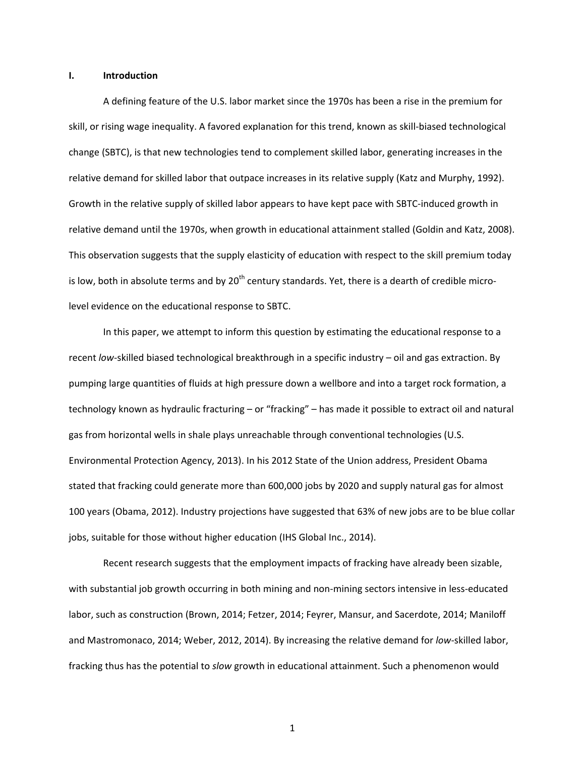## I. Introduction

A defining feature of the U.S. labor market since the 1970s has been a rise in the premium for skill, or rising wage inequality. A favored explanation for this trend, known as skill-biased technological change (SBTC), is that new technologies tend to complement skilled labor, generating increases in the relative demand for skilled labor that outpace increases in its relative supply (Katz and Murphy, 1992). Growth in the relative supply of skilled labor appears to have kept pace with SBTC-induced growth in relative demand until the 1970s, when growth in educational attainment stalled (Goldin and Katz, 2008). This observation suggests that the supply elasticity of education with respect to the skill premium today is low, both in absolute terms and by 20th century standards. Yet, there is a dearth of credible micro-level evidence on the educational response to SBTC.

In this paper, we attempt to inform this question by estimating the educational response to a recent *low*-skilled biased technological breakthrough in a specific industry – oil and gas extraction. By pumping large quantities of fluids at high pressure down a wellbore and into a target rock formation, a technology known as hydraulic fracturing – or "fracking" – has made it possible to extract oil and natural gas from horizontal wells in shale plays unreachable through conventional technologies (U.S. Environmental Protection Agency, 2013). In his 2012 State of the Union address, President Obama stated that fracking could generate more than 600,000 jobs by 2020 and supply natural gas for almost 100 years (Obama, 2012). Industry projections have suggested that 63% of new jobs are to be blue collar jobs, suitable for those without higher education (IHS Global Inc., 2014).

Recent research suggests that the employment impacts of fracking have already been sizable, with substantial job growth occurring in both mining and non-mining sectors intensive in less-educated labor, such as construction (Brown, 2014; Fetzer, 2014; Feyrer, Mansur, and Sacerdote, 2014; Maniloff and Mastromonaco, 2014; Weber, 2012, 2014). By increasing the relative demand for *low*-skilled labor, fracking thus has the potential to *slow* growth in educational attainment. Such a phenomenon would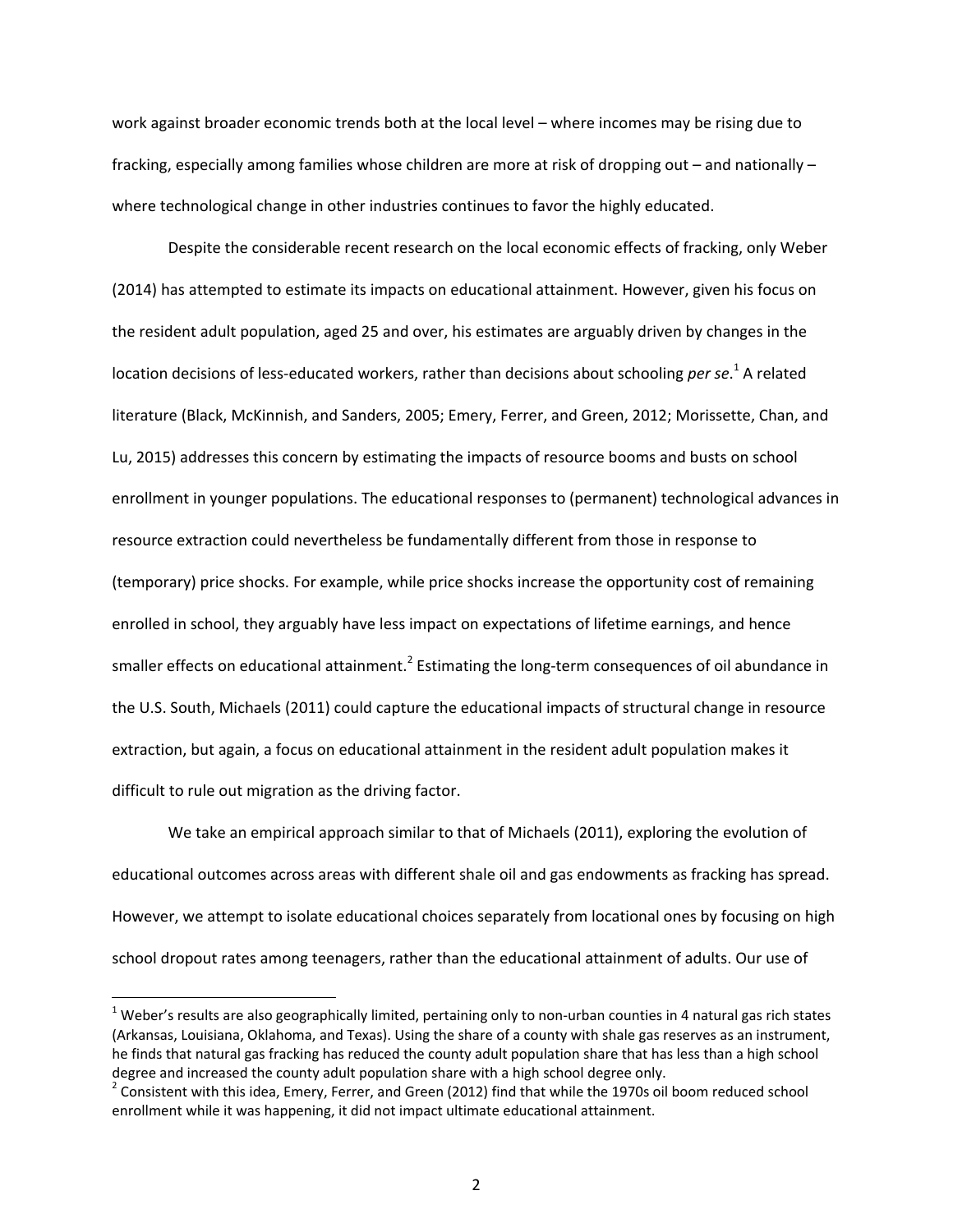work against broader economic trends both at the local level – where incomes may be rising due to fracking, especially among families whose children are more at risk of dropping out – and nationally – where technological change in other industries continues to favor the highly educated.

Despite the considerable recent research on the local economic effects of fracking, only Weber (2014) has attempted to estimate its impacts on educational attainment. However, given his focus on the resident adult population, aged 25 and over, his estimates are arguably driven by changes in the location decisions of less-educated workers, rather than decisions about schooling *per se*.[1] A related literature (Black, McKinnish, and Sanders, 2005; Emery, Ferrer, and Green, 2012; Morissette, Chan, and Lu, 2015) addresses this concern by estimating the impacts of resource booms and busts on school enrollment in younger populations. The educational responses to (permanent) technological advances in resource extraction could nevertheless be fundamentally different from those in response to (temporary) price shocks. For example, while price shocks increase the opportunity cost of remaining enrolled in school, they arguably have less impact on expectations of lifetime earnings, and hence smaller effects on educational attainment.[2] Estimating the long-term consequences of oil abundance in the U.S. South, Michaels (2011) could capture the educational impacts of structural change in resource extraction, but again, a focus on educational attainment in the resident adult population makes it difficult to rule out migration as the driving factor.

We take an empirical approach similar to that of Michaels (2011), exploring the evolution of educational outcomes across areas with different shale oil and gas endowments as fracking has spread. However, we attempt to isolate educational choices separately from locational ones by focusing on high school dropout rates among teenagers, rather than the educational attainment of adults. Our use of

[1] Weber's results are also geographically limited, pertaining only to non-urban counties in 4 natural gas rich states (Arkansas, Louisiana, Oklahoma, and Texas). Using the share of a county with shale gas reserves as an instrument, he finds that natural gas fracking has reduced the county adult population share that has less than a high school degree and increased the county adult population share with a high school degree only.

[2] Consistent with this idea, Emery, Ferrer, and Green (2012) find that while the 1970s oil boom reduced school enrollment while it was happening, it did not impact ultimate educational attainment.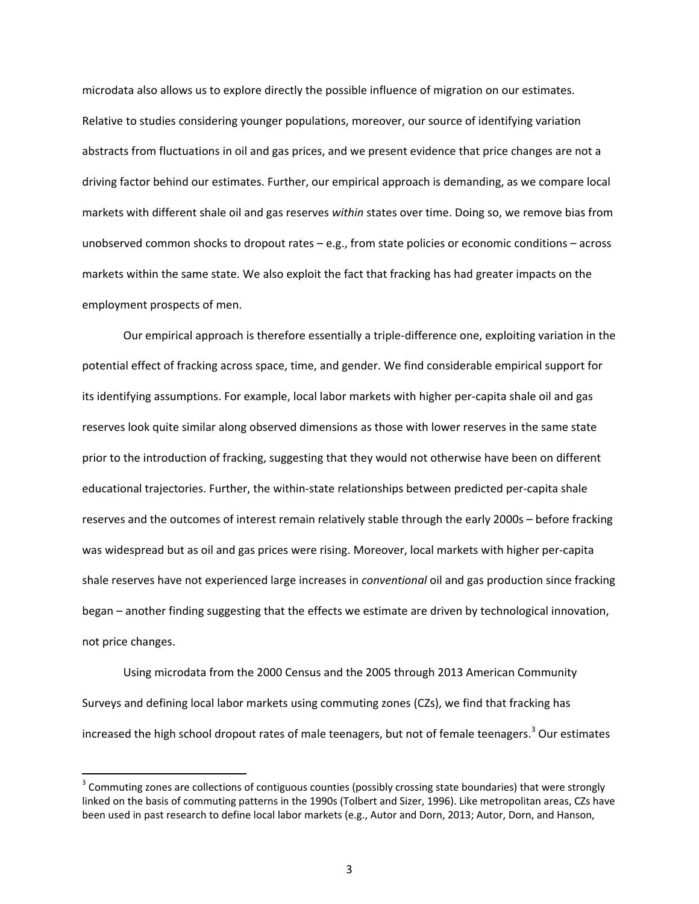microdata also allows us to explore directly the possible influence of migration on our estimates. Relative to studies considering younger populations, moreover, our source of identifying variation abstracts from fluctuations in oil and gas prices, and we present evidence that price changes are not a driving factor behind our estimates. Further, our empirical approach is demanding, as we compare local markets with different shale oil and gas reserves *within* states over time. Doing so, we remove bias from unobserved common shocks to dropout rates – e.g., from state policies or economic conditions – across markets within the same state. We also exploit the fact that fracking has had greater impacts on the employment prospects of men.

Our empirical approach is therefore essentially a triple-difference one, exploiting variation in the potential effect of fracking across space, time, and gender. We find considerable empirical support for its identifying assumptions. For example, local labor markets with higher per-capita shale oil and gas reserves look quite similar along observed dimensions as those with lower reserves in the same state prior to the introduction of fracking, suggesting that they would not otherwise have been on different educational trajectories. Further, the within-state relationships between predicted per-capita shale reserves and the outcomes of interest remain relatively stable through the early 2000s – before fracking was widespread but as oil and gas prices were rising. Moreover, local markets with higher per-capita shale reserves have not experienced large increases in *conventional* oil and gas production since fracking began – another finding suggesting that the effects we estimate are driven by technological innovation, not price changes.

Using microdata from the 2000 Census and the 2005 through 2013 American Community Surveys and defining local labor markets using commuting zones (CZs), we find that fracking has increased the high school dropout rates of male teenagers, but not of female teenagers.[3] Our estimates

[3] Commuting zones are collections of contiguous counties (possibly crossing state boundaries) that were strongly linked on the basis of commuting patterns in the 1990s (Tolbert and Sizer, 1996). Like metropolitan areas, CZs have been used in past research to define local labor markets (e.g., Autor and Dorn, 2013; Autor, Dorn, and Hanson,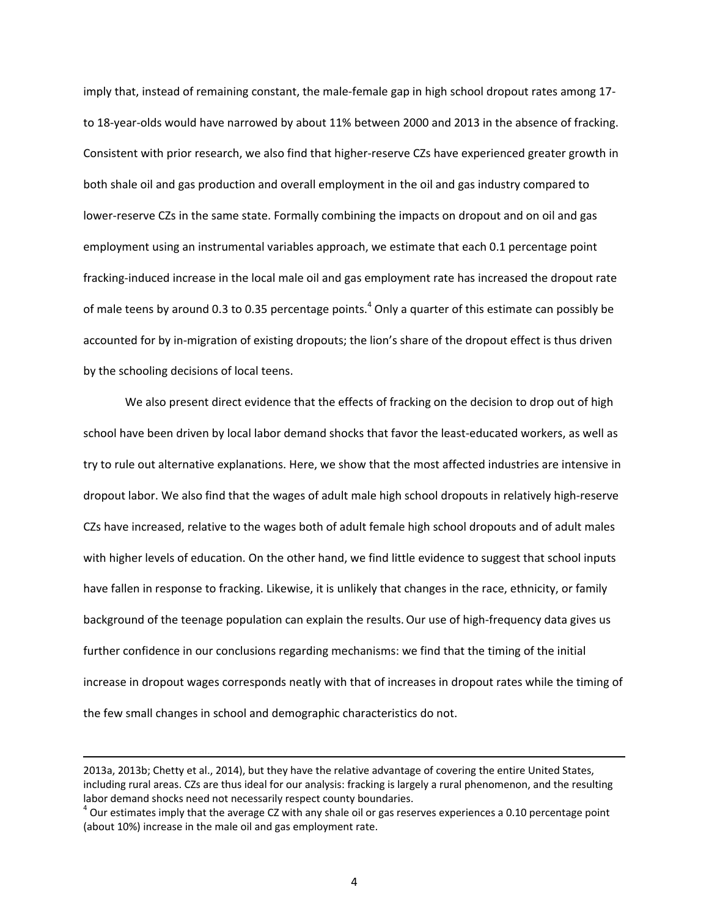imply that, instead of remaining constant, the male-female gap in high school dropout rates among 17- to 18-year-olds would have narrowed by about 11% between 2000 and 2013 in the absence of fracking. Consistent with prior research, we also find that higher-reserve CZs have experienced greater growth in both shale oil and gas production and overall employment in the oil and gas industry compared to lower-reserve CZs in the same state. Formally combining the impacts on dropout and on oil and gas employment using an instrumental variables approach, we estimate that each 0.1 percentage point fracking-induced increase in the local male oil and gas employment rate has increased the dropout rate of male teens by around 0.3 to 0.35 percentage points.[4] Only a quarter of this estimate can possibly be accounted for by in-migration of existing dropouts; the lion's share of the dropout effect is thus driven by the schooling decisions of local teens.

We also present direct evidence that the effects of fracking on the decision to drop out of high school have been driven by local labor demand shocks that favor the least-educated workers, as well as try to rule out alternative explanations. Here, we show that the most affected industries are intensive in dropout labor. We also find that the wages of adult male high school dropouts in relatively high-reserve CZs have increased, relative to the wages both of adult female high school dropouts and of adult males with higher levels of education. On the other hand, we find little evidence to suggest that school inputs have fallen in response to fracking. Likewise, it is unlikely that changes in the race, ethnicity, or family background of the teenage population can explain the results. Our use of high-frequency data gives us further confidence in our conclusions regarding mechanisms: we find that the timing of the initial increase in dropout wages corresponds neatly with that of increases in dropout rates while the timing of the few small changes in school and demographic characteristics do not.

---

2013a, 2013b; Chetty et al., 2014), but they have the relative advantage of covering the entire United States, including rural areas. CZs are thus ideal for our analysis: fracking is largely a rural phenomenon, and the resulting labor demand shocks need not necessarily respect county boundaries.

[4] Our estimates imply that the average CZ with any shale oil or gas reserves experiences a 0.10 percentage point (about 10%) increase in the male oil and gas employment rate.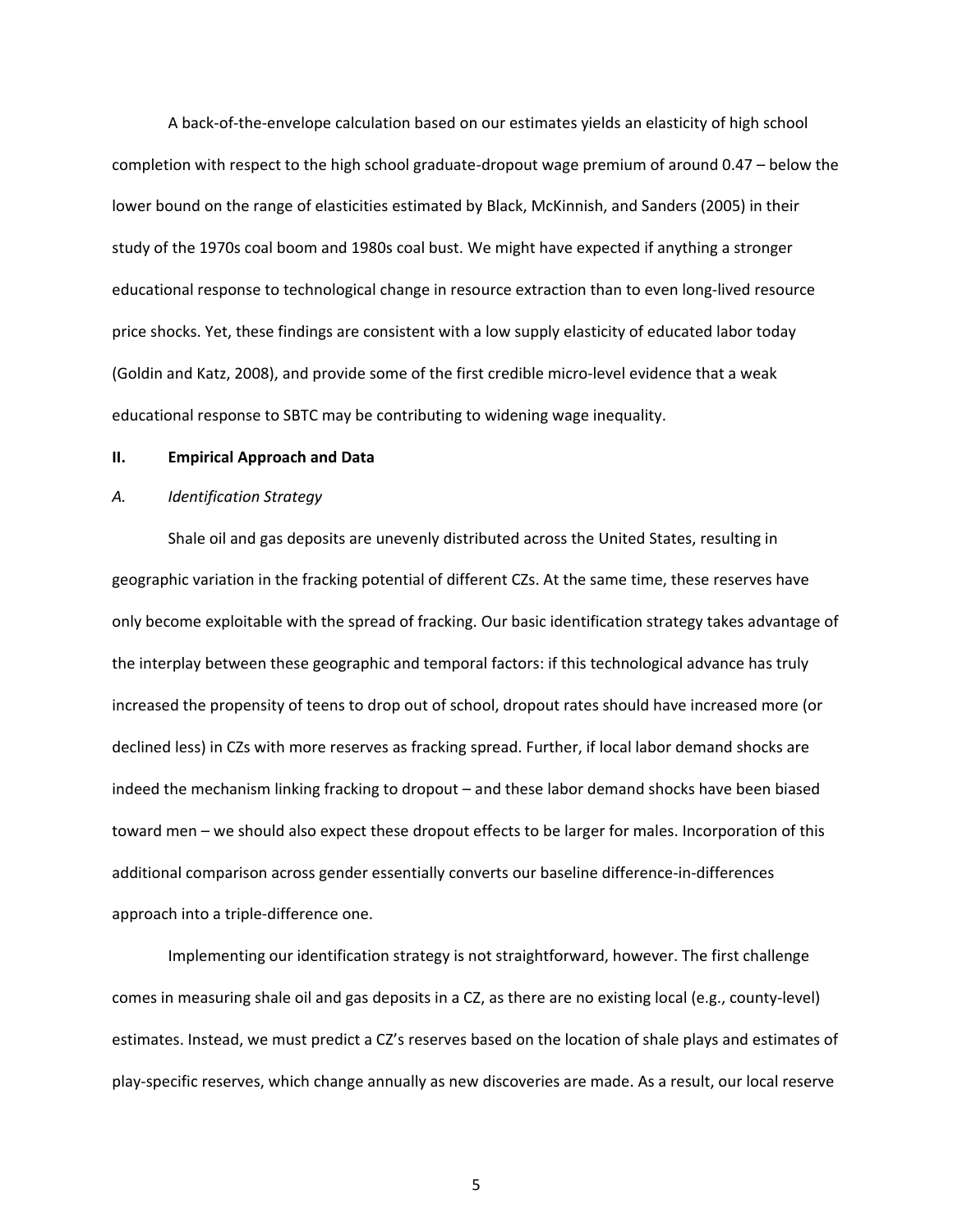A back-of-the-envelope calculation based on our estimates yields an elasticity of high school completion with respect to the high school graduate-dropout wage premium of around 0.47 – below the lower bound on the range of elasticities estimated by Black, McKinnish, and Sanders (2005) in their study of the 1970s coal boom and 1980s coal bust. We might have expected if anything a stronger educational response to technological change in resource extraction than to even long-lived resource price shocks. Yet, these findings are consistent with a low supply elasticity of educated labor today (Goldin and Katz, 2008), and provide some of the first credible micro-level evidence that a weak educational response to SBTC may be contributing to widening wage inequality.

## II. Empirical Approach and Data

### *A. Identification Strategy*

Shale oil and gas deposits are unevenly distributed across the United States, resulting in geographic variation in the fracking potential of different CZs. At the same time, these reserves have only become exploitable with the spread of fracking. Our basic identification strategy takes advantage of the interplay between these geographic and temporal factors: if this technological advance has truly increased the propensity of teens to drop out of school, dropout rates should have increased more (or declined less) in CZs with more reserves as fracking spread. Further, if local labor demand shocks are indeed the mechanism linking fracking to dropout – and these labor demand shocks have been biased toward men – we should also expect these dropout effects to be larger for males. Incorporation of this additional comparison across gender essentially converts our baseline difference-in-differences approach into a triple-difference one.

Implementing our identification strategy is not straightforward, however. The first challenge comes in measuring shale oil and gas deposits in a CZ, as there are no existing local (e.g., county-level) estimates. Instead, we must predict a CZ's reserves based on the location of shale plays and estimates of play-specific reserves, which change annually as new discoveries are made. As a result, our local reserve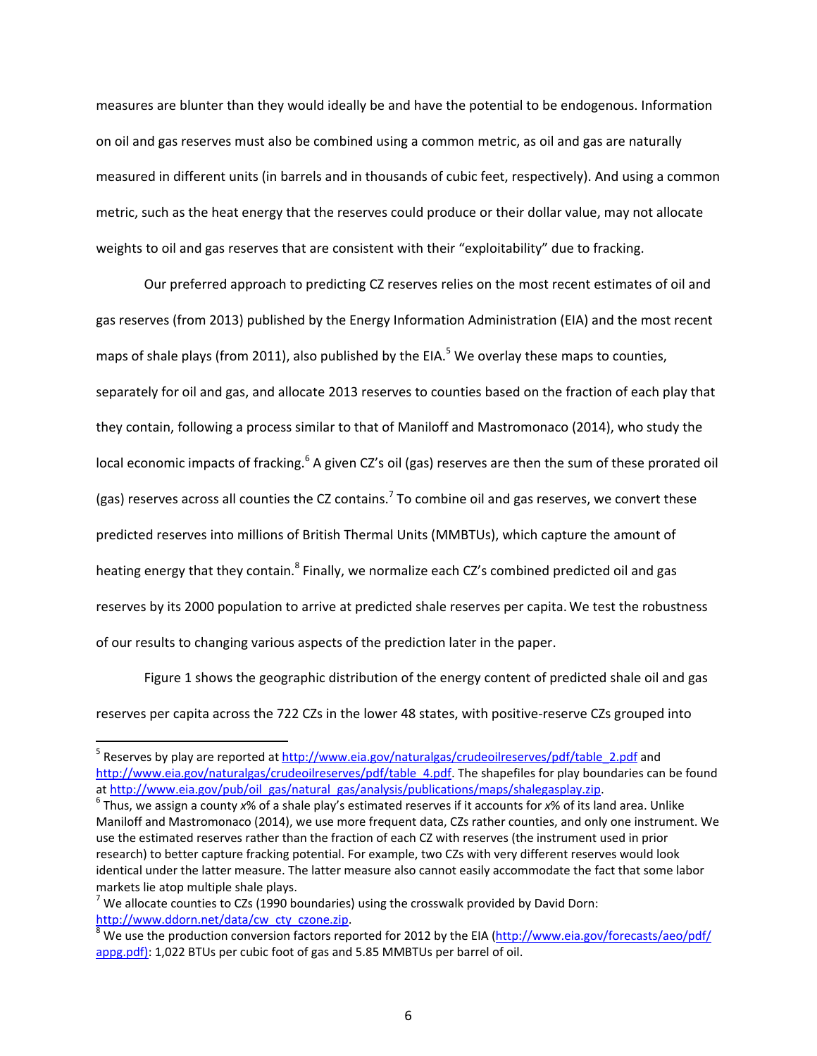measures are blunter than they would ideally be and have the potential to be endogenous. Information on oil and gas reserves must also be combined using a common metric, as oil and gas are naturally measured in different units (in barrels and in thousands of cubic feet, respectively). And using a common metric, such as the heat energy that the reserves could produce or their dollar value, may not allocate weights to oil and gas reserves that are consistent with their "exploitability" due to fracking.

Our preferred approach to predicting CZ reserves relies on the most recent estimates of oil and gas reserves (from 2013) published by the Energy Information Administration (EIA) and the most recent maps of shale plays (from 2011), also published by the EIA.[5] We overlay these maps to counties, separately for oil and gas, and allocate 2013 reserves to counties based on the fraction of each play that they contain, following a process similar to that of Maniloff and Mastromonaco (2014), who study the local economic impacts of fracking.[6] A given CZ's oil (gas) reserves are then the sum of these prorated oil (gas) reserves across all counties the CZ contains.[7] To combine oil and gas reserves, we convert these predicted reserves into millions of British Thermal Units (MMBTUs), which capture the amount of heating energy that they contain.[8] Finally, we normalize each CZ's combined predicted oil and gas reserves by its 2000 population to arrive at predicted shale reserves per capita. We test the robustness of our results to changing various aspects of the prediction later in the paper.

Figure 1 shows the geographic distribution of the energy content of predicted shale oil and gas reserves per capita across the 722 CZs in the lower 48 states, with positive-reserve CZs grouped into

---

[5] Reserves by play are reported at http://www.eia.gov/naturalgas/crudeoilreserves/pdf/table_2.pdf and http://www.eia.gov/naturalgas/crudeoilreserves/pdf/table_4.pdf. The shapefiles for play boundaries can be found at http://www.eia.gov/pub/oil_gas/natural_gas/analysis/publications/maps/shalegasplay.zip.

[6] Thus, we assign a county *x*% of a shale play's estimated reserves if it accounts for *x*% of its land area. Unlike Maniloff and Mastromonaco (2014), we use more frequent data, CZs rather counties, and only one instrument. We use the estimated reserves rather than the fraction of each CZ with reserves (the instrument used in prior research) to better capture fracking potential. For example, two CZs with very different reserves would look identical under the latter measure. The latter measure also cannot easily accommodate the fact that some labor markets lie atop multiple shale plays.

[7] We allocate counties to CZs (1990 boundaries) using the crosswalk provided by David Dorn: http://www.ddorn.net/data/cw_cty_czone.zip.

[8] We use the production conversion factors reported for 2012 by the EIA (http://www.eia.gov/forecasts/aeo/pdf/appg.pdf): 1,022 BTUs per cubic foot of gas and 5.85 MMBTUs per barrel of oil.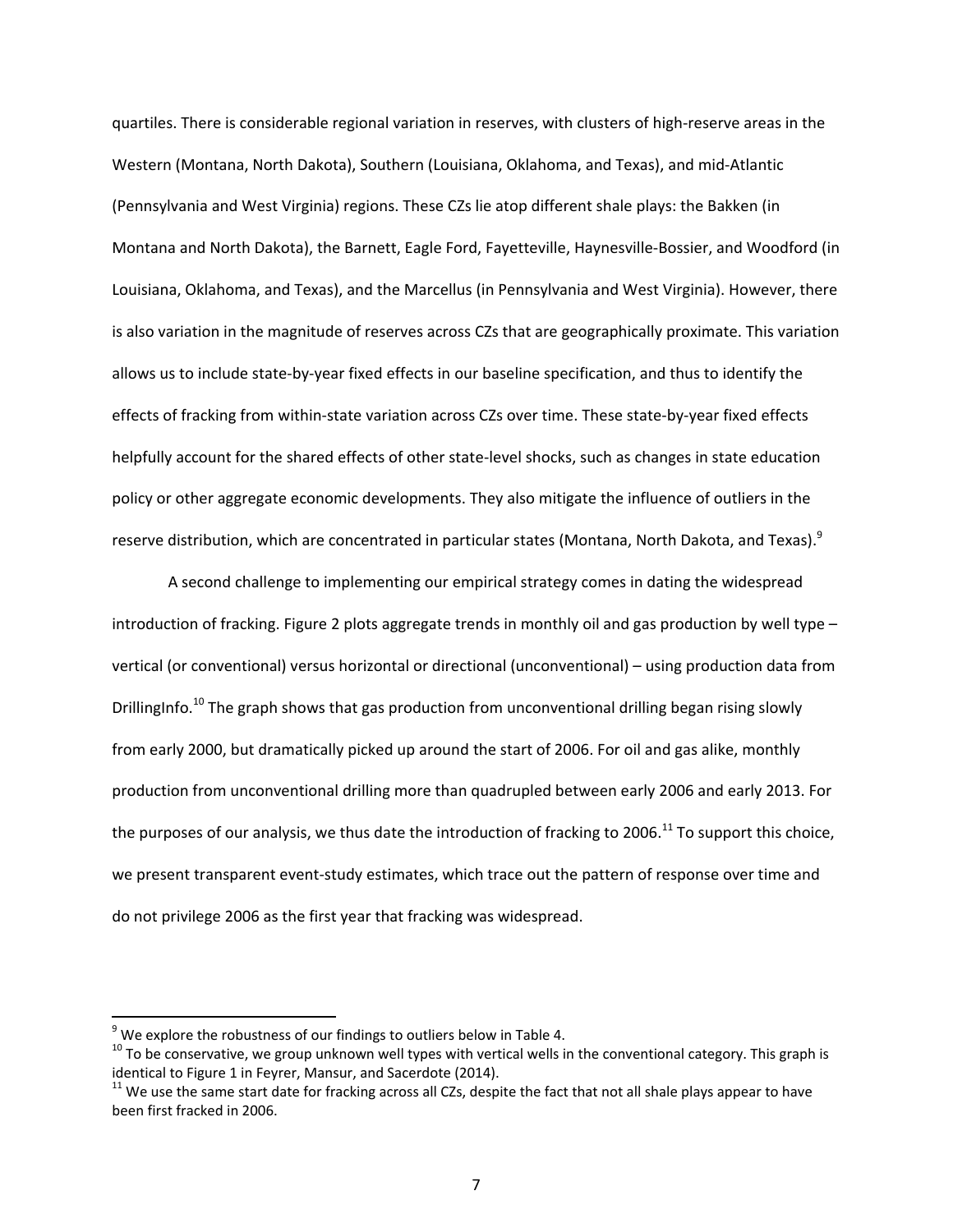quartiles. There is considerable regional variation in reserves, with clusters of high-reserve areas in the Western (Montana, North Dakota), Southern (Louisiana, Oklahoma, and Texas), and mid-Atlantic (Pennsylvania and West Virginia) regions. These CZs lie atop different shale plays: the Bakken (in Montana and North Dakota), the Barnett, Eagle Ford, Fayetteville, Haynesville-Bossier, and Woodford (in Louisiana, Oklahoma, and Texas), and the Marcellus (in Pennsylvania and West Virginia). However, there is also variation in the magnitude of reserves across CZs that are geographically proximate. This variation allows us to include state-by-year fixed effects in our baseline specification, and thus to identify the effects of fracking from within-state variation across CZs over time. These state-by-year fixed effects helpfully account for the shared effects of other state-level shocks, such as changes in state education policy or other aggregate economic developments. They also mitigate the influence of outliers in the reserve distribution, which are concentrated in particular states (Montana, North Dakota, and Texas).[9]

A second challenge to implementing our empirical strategy comes in dating the widespread introduction of fracking. Figure 2 plots aggregate trends in monthly oil and gas production by well type – vertical (or conventional) versus horizontal or directional (unconventional) – using production data from DrillingInfo.[10] The graph shows that gas production from unconventional drilling began rising slowly from early 2000, but dramatically picked up around the start of 2006. For oil and gas alike, monthly production from unconventional drilling more than quadrupled between early 2006 and early 2013. For the purposes of our analysis, we thus date the introduction of fracking to 2006.[11] To support this choice, we present transparent event-study estimates, which trace out the pattern of response over time and do not privilege 2006 as the first year that fracking was widespread.

---

[9] We explore the robustness of our findings to outliers below in Table 4.

[10] To be conservative, we group unknown well types with vertical wells in the conventional category. This graph is identical to Figure 1 in Feyrer, Mansur, and Sacerdote (2014).

[11] We use the same start date for fracking across all CZs, despite the fact that not all shale plays appear to have been first fracked in 2006.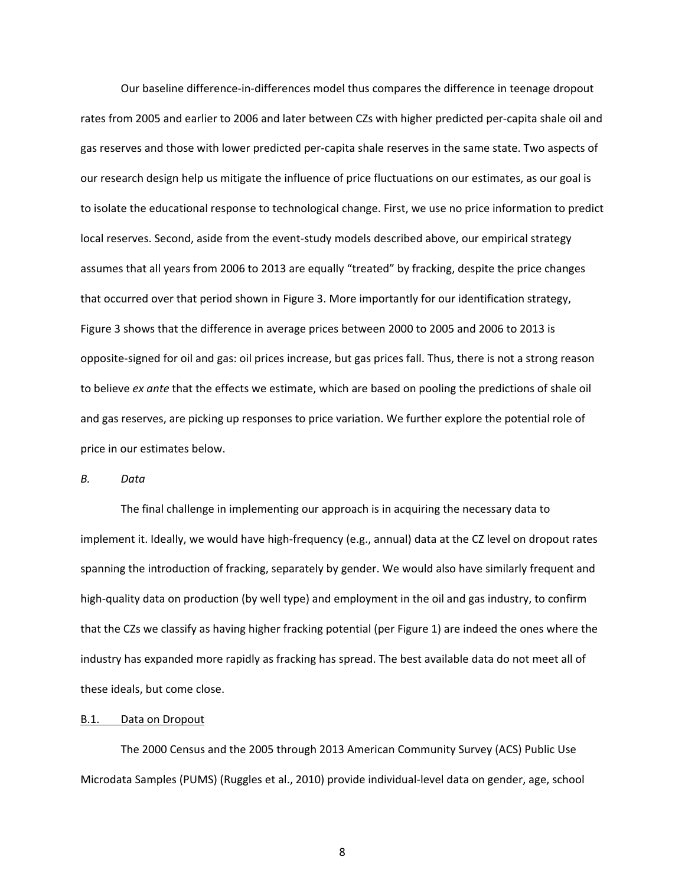Our baseline difference-in-differences model thus compares the difference in teenage dropout rates from 2005 and earlier to 2006 and later between CZs with higher predicted per-capita shale oil and gas reserves and those with lower predicted per-capita shale reserves in the same state. Two aspects of our research design help us mitigate the influence of price fluctuations on our estimates, as our goal is to isolate the educational response to technological change. First, we use no price information to predict local reserves. Second, aside from the event-study models described above, our empirical strategy assumes that all years from 2006 to 2013 are equally "treated" by fracking, despite the price changes that occurred over that period shown in Figure 3. More importantly for our identification strategy, Figure 3 shows that the difference in average prices between 2000 to 2005 and 2006 to 2013 is opposite-signed for oil and gas: oil prices increase, but gas prices fall. Thus, there is not a strong reason to believe *ex ante* that the effects we estimate, which are based on pooling the predictions of shale oil and gas reserves, are picking up responses to price variation. We further explore the potential role of price in our estimates below.

*B. Data*

The final challenge in implementing our approach is in acquiring the necessary data to implement it. Ideally, we would have high-frequency (e.g., annual) data at the CZ level on dropout rates spanning the introduction of fracking, separately by gender. We would also have similarly frequent and high-quality data on production (by well type) and employment in the oil and gas industry, to confirm that the CZs we classify as having higher fracking potential (per Figure 1) are indeed the ones where the industry has expanded more rapidly as fracking has spread. The best available data do not meet all of these ideals, but come close.

<u>B.1. Data on Dropout</u>

The 2000 Census and the 2005 through 2013 American Community Survey (ACS) Public Use Microdata Samples (PUMS) (Ruggles et al., 2010) provide individual-level data on gender, age, school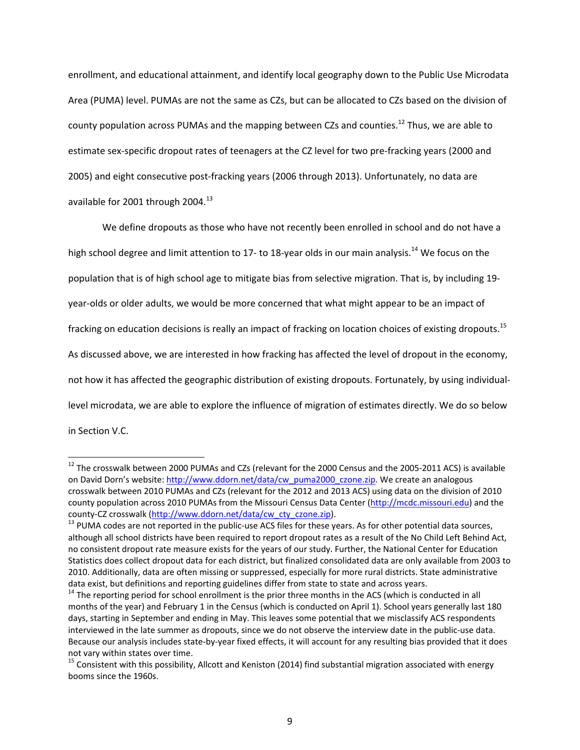enrollment, and educational attainment, and identify local geography down to the Public Use Microdata Area (PUMA) level. PUMAs are not the same as CZs, but can be allocated to CZs based on the division of county population across PUMAs and the mapping between CZs and counties.[12] Thus, we are able to estimate sex-specific dropout rates of teenagers at the CZ level for two pre-fracking years (2000 and 2005) and eight consecutive post-fracking years (2006 through 2013). Unfortunately, no data are available for 2001 through 2004.[13]

We define dropouts as those who have not recently been enrolled in school and do not have a high school degree and limit attention to 17- to 18-year olds in our main analysis.[14] We focus on the population that is of high school age to mitigate bias from selective migration. That is, by including 19-year-olds or older adults, we would be more concerned that what might appear to be an impact of fracking on education decisions is really an impact of fracking on location choices of existing dropouts.[15] As discussed above, we are interested in how fracking has affected the level of dropout in the economy, not how it has affected the geographic distribution of existing dropouts. Fortunately, by using individual-level microdata, we are able to explore the influence of migration of estimates directly. We do so below in Section V.C.

---

[12] The crosswalk between 2000 PUMAs and CZs (relevant for the 2000 Census and the 2005-2011 ACS) is available on David Dorn's website: http://www.ddorn.net/data/cw_puma2000_czone.zip. We create an analogous crosswalk between 2010 PUMAs and CZs (relevant for the 2012 and 2013 ACS) using data on the division of 2010 county population across 2010 PUMAs from the Missouri Census Data Center (http://mcdc.missouri.edu) and the county-CZ crosswalk (http://www.ddorn.net/data/cw_cty_czone.zip).

[13] PUMA codes are not reported in the public-use ACS files for these years. As for other potential data sources, although all school districts have been required to report dropout rates as a result of the No Child Left Behind Act, no consistent dropout rate measure exists for the years of our study. Further, the National Center for Education Statistics does collect dropout data for each district, but finalized consolidated data are only available from 2003 to 2010. Additionally, data are often missing or suppressed, especially for more rural districts. State administrative data exist, but definitions and reporting guidelines differ from state to state and across years.

[14] The reporting period for school enrollment is the prior three months in the ACS (which is conducted in all months of the year) and February 1 in the Census (which is conducted on April 1). School years generally last 180 days, starting in September and ending in May. This leaves some potential that we misclassify ACS respondents interviewed in the late summer as dropouts, since we do not observe the interview date in the public-use data. Because our analysis includes state-by-year fixed effects, it will account for any resulting bias provided that it does not vary within states over time.

[15] Consistent with this possibility, Allcott and Keniston (2014) find substantial migration associated with energy booms since the 1960s.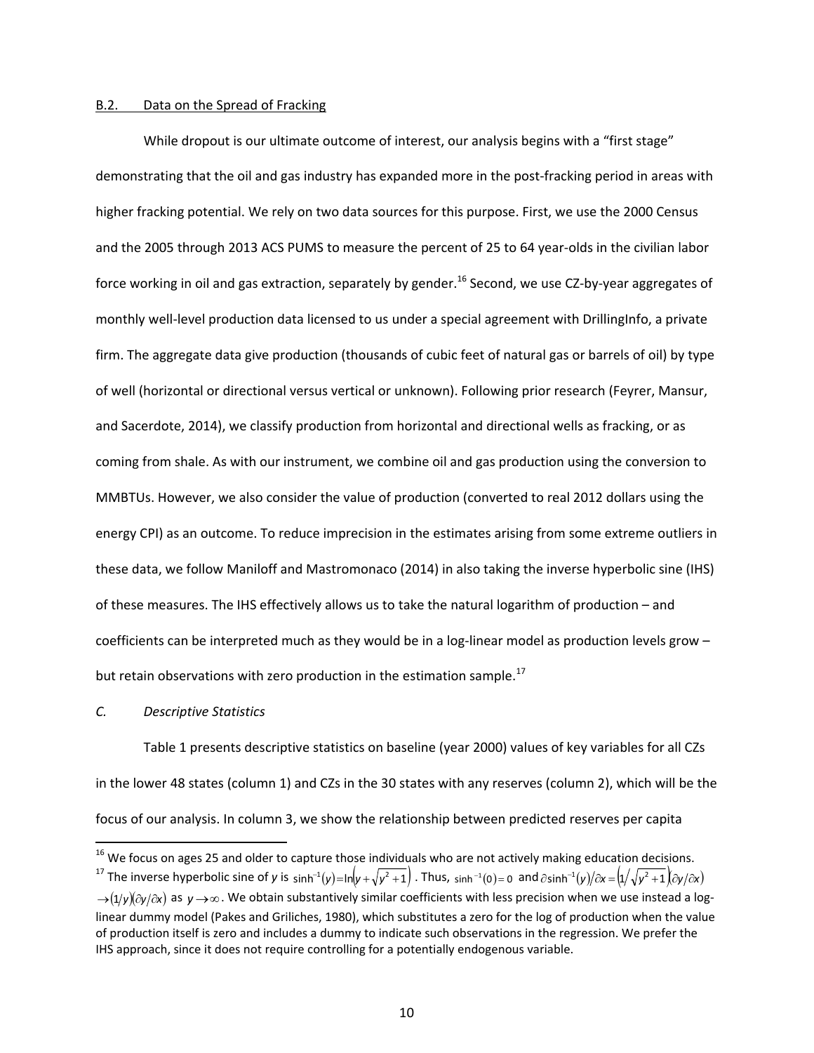## B.2. Data on the Spread of Fracking

While dropout is our ultimate outcome of interest, our analysis begins with a "first stage" demonstrating that the oil and gas industry has expanded more in the post-fracking period in areas with higher fracking potential. We rely on two data sources for this purpose. First, we use the 2000 Census and the 2005 through 2013 ACS PUMS to measure the percent of 25 to 64 year-olds in the civilian labor force working in oil and gas extraction, separately by gender.[16] Second, we use CZ-by-year aggregates of monthly well-level production data licensed to us under a special agreement with DrillingInfo, a private firm. The aggregate data give production (thousands of cubic feet of natural gas or barrels of oil) by type of well (horizontal or directional versus vertical or unknown). Following prior research (Feyrer, Mansur, and Sacerdote, 2014), we classify production from horizontal and directional wells as fracking, or as coming from shale. As with our instrument, we combine oil and gas production using the conversion to MMBTUs. However, we also consider the value of production (converted to real 2012 dollars using the energy CPI) as an outcome. To reduce imprecision in the estimates arising from some extreme outliers in these data, we follow Maniloff and Mastromonaco (2014) in also taking the inverse hyperbolic sine (IHS) of these measures. The IHS effectively allows us to take the natural logarithm of production – and coefficients can be interpreted much as they would be in a log-linear model as production levels grow – but retain observations with zero production in the estimation sample.[17]

## *C. Descriptive Statistics*

Table 1 presents descriptive statistics on baseline (year 2000) values of key variables for all CZs in the lower 48 states (column 1) and CZs in the 30 states with any reserves (column 2), which will be the focus of our analysis. In column 3, we show the relationship between predicted reserves per capita

---

[16] We focus on ages 25 and older to capture those individuals who are not actively making education decisions.

[17] The inverse hyperbolic sine of *y* is $\sinh^{-1}(y)=\ln\left(y+\sqrt{y^2+1}\right)$. Thus, $\sinh^{-1}(0)=0$ and $\partial\sinh^{-1}(y)/\partial x=\left(1/\sqrt{y^2+1}\right)(\partial y/\partial x)$ $\rightarrow(1/y)(\partial y/\partial x)$ as $y\rightarrow\infty$. We obtain substantively similar coefficients with less precision when we use instead a log-linear dummy model (Pakes and Griliches, 1980), which substitutes a zero for the log of production when the value of production itself is zero and includes a dummy to indicate such observations in the regression. We prefer the IHS approach, since it does not require controlling for a potentially endogenous variable.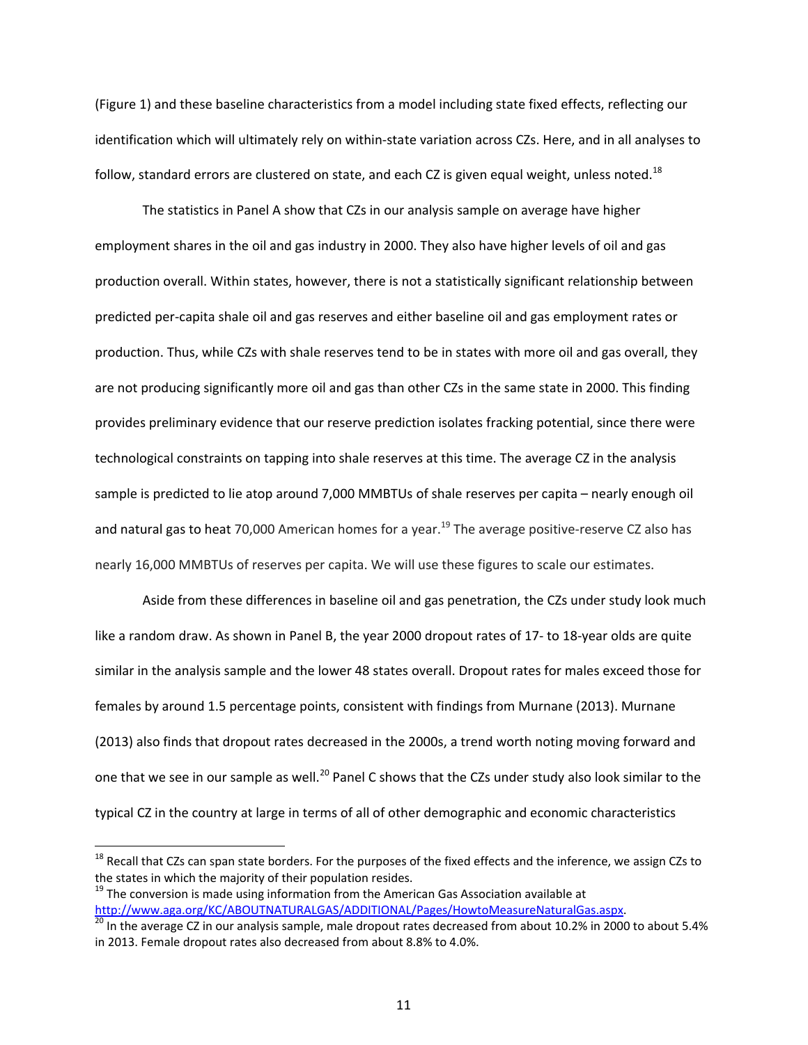(Figure 1) and these baseline characteristics from a model including state fixed effects, reflecting our identification which will ultimately rely on within-state variation across CZs. Here, and in all analyses to follow, standard errors are clustered on state, and each CZ is given equal weight, unless noted.[18]

The statistics in Panel A show that CZs in our analysis sample on average have higher employment shares in the oil and gas industry in 2000. They also have higher levels of oil and gas production overall. Within states, however, there is not a statistically significant relationship between predicted per-capita shale oil and gas reserves and either baseline oil and gas employment rates or production. Thus, while CZs with shale reserves tend to be in states with more oil and gas overall, they are not producing significantly more oil and gas than other CZs in the same state in 2000. This finding provides preliminary evidence that our reserve prediction isolates fracking potential, since there were technological constraints on tapping into shale reserves at this time. The average CZ in the analysis sample is predicted to lie atop around 7,000 MMBTUs of shale reserves per capita – nearly enough oil and natural gas to heat 70,000 American homes for a year.[19] The average positive-reserve CZ also has nearly 16,000 MMBTUs of reserves per capita. We will use these figures to scale our estimates.

Aside from these differences in baseline oil and gas penetration, the CZs under study look much like a random draw. As shown in Panel B, the year 2000 dropout rates of 17- to 18-year olds are quite similar in the analysis sample and the lower 48 states overall. Dropout rates for males exceed those for females by around 1.5 percentage points, consistent with findings from Murnane (2013). Murnane (2013) also finds that dropout rates decreased in the 2000s, a trend worth noting moving forward and one that we see in our sample as well.[20] Panel C shows that the CZs under study also look similar to the typical CZ in the country at large in terms of all of other demographic and economic characteristics

---

[18] Recall that CZs can span state borders. For the purposes of the fixed effects and the inference, we assign CZs to the states in which the majority of their population resides.

[19] The conversion is made using information from the American Gas Association available at http://www.aga.org/KC/ABOUTNATURALGAS/ADDITIONAL/Pages/HowtoMeasureNaturalGas.aspx.

[20] In the average CZ in our analysis sample, male dropout rates decreased from about 10.2% in 2000 to about 5.4% in 2013. Female dropout rates also decreased from about 8.8% to 4.0%.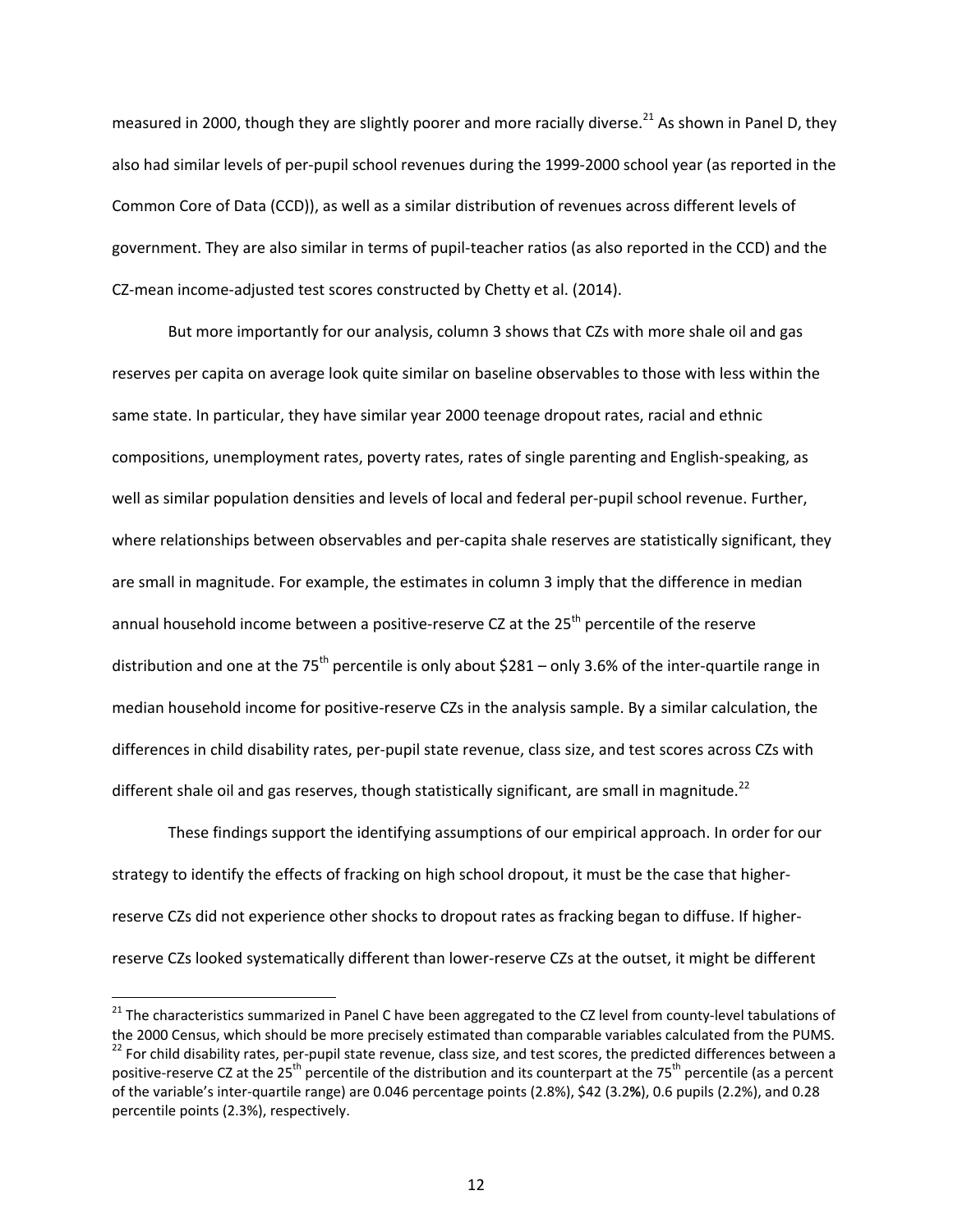measured in 2000, though they are slightly poorer and more racially diverse.[21] As shown in Panel D, they also had similar levels of per-pupil school revenues during the 1999-2000 school year (as reported in the Common Core of Data (CCD)), as well as a similar distribution of revenues across different levels of government. They are also similar in terms of pupil-teacher ratios (as also reported in the CCD) and the CZ-mean income-adjusted test scores constructed by Chetty et al. (2014).

But more importantly for our analysis, column 3 shows that CZs with more shale oil and gas reserves per capita on average look quite similar on baseline observables to those with less within the same state. In particular, they have similar year 2000 teenage dropout rates, racial and ethnic compositions, unemployment rates, poverty rates, rates of single parenting and English-speaking, as well as similar population densities and levels of local and federal per-pupil school revenue. Further, where relationships between observables and per-capita shale reserves are statistically significant, they are small in magnitude. For example, the estimates in column 3 imply that the difference in median annual household income between a positive-reserve CZ at the 25th percentile of the reserve distribution and one at the 75th percentile is only about \$281 – only 3.6% of the inter-quartile range in median household income for positive-reserve CZs in the analysis sample. By a similar calculation, the differences in child disability rates, per-pupil state revenue, class size, and test scores across CZs with different shale oil and gas reserves, though statistically significant, are small in magnitude.[22]

These findings support the identifying assumptions of our empirical approach. In order for our strategy to identify the effects of fracking on high school dropout, it must be the case that higher-reserve CZs did not experience other shocks to dropout rates as fracking began to diffuse. If higher-reserve CZs looked systematically different than lower-reserve CZs at the outset, it might be different

---

[21] The characteristics summarized in Panel C have been aggregated to the CZ level from county-level tabulations of the 2000 Census, which should be more precisely estimated than comparable variables calculated from the PUMS.

[22] For child disability rates, per-pupil state revenue, class size, and test scores, the predicted differences between a positive-reserve CZ at the 25th percentile of the distribution and its counterpart at the 75th percentile (as a percent of the variable's inter-quartile range) are 0.046 percentage points (2.8%), \$42 (3.2%), 0.6 pupils (2.2%), and 0.28 percentile points (2.3%), respectively.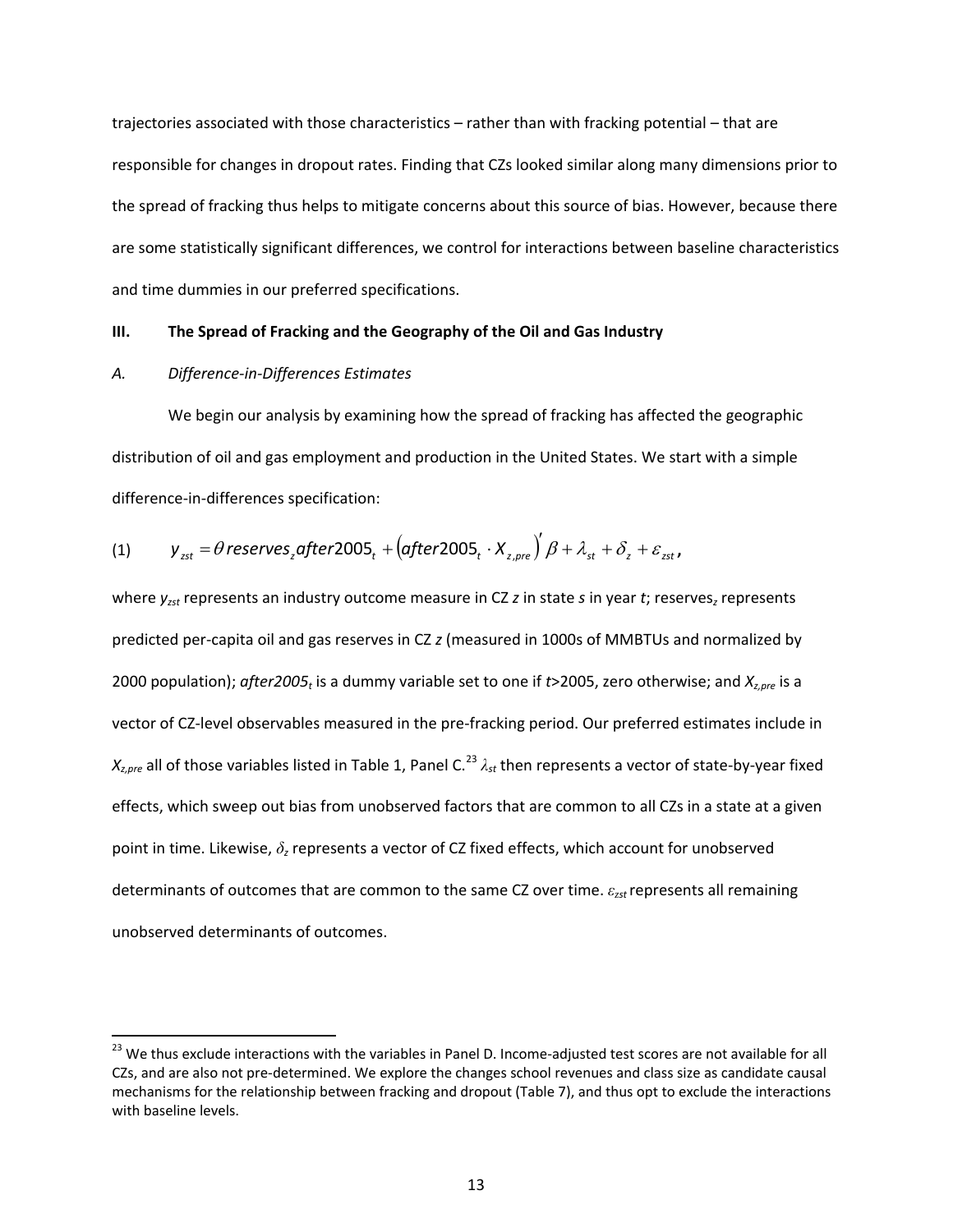trajectories associated with those characteristics – rather than with fracking potential – that are responsible for changes in dropout rates. Finding that CZs looked similar along many dimensions prior to the spread of fracking thus helps to mitigate concerns about this source of bias. However, because there are some statistically significant differences, we control for interactions between baseline characteristics and time dummies in our preferred specifications.

## III. The Spread of Fracking and the Geography of the Oil and Gas Industry

### *A. Difference-in-Differences Estimates*

We begin our analysis by examining how the spread of fracking has affected the geographic distribution of oil and gas employment and production in the United States. We start with a simple difference-in-differences specification:

$$y_{zst} = \theta \, reserves_z after2005_t + \left(after2005_t \cdot X_{z,pre}\right)' \beta + \lambda_{st} + \delta_z + \varepsilon_{zst}, \quad (1)$$

where $y_{zst}$ represents an industry outcome measure in CZ $z$ in state $s$ in year $t$; $reserves_z$ represents predicted per-capita oil and gas reserves in CZ $z$ (measured in 1000s of MMBTUs and normalized by 2000 population); $after2005_t$ is a dummy variable set to one if $t$>2005, zero otherwise; and $X_{z,pre}$ is a vector of CZ-level observables measured in the pre-fracking period. Our preferred estimates include in $X_{z,pre}$ all of those variables listed in Table 1, Panel C.[23] $\lambda_{st}$ then represents a vector of state-by-year fixed effects, which sweep out bias from unobserved factors that are common to all CZs in a state at a given point in time. Likewise, $\delta_z$ represents a vector of CZ fixed effects, which account for unobserved determinants of outcomes that are common to the same CZ over time. $\varepsilon_{zst}$ represents all remaining unobserved determinants of outcomes.

[23] We thus exclude interactions with the variables in Panel D. Income-adjusted test scores are not available for all CZs, and are also not pre-determined. We explore the changes school revenues and class size as candidate causal mechanisms for the relationship between fracking and dropout (Table 7), and thus opt to exclude the interactions with baseline levels.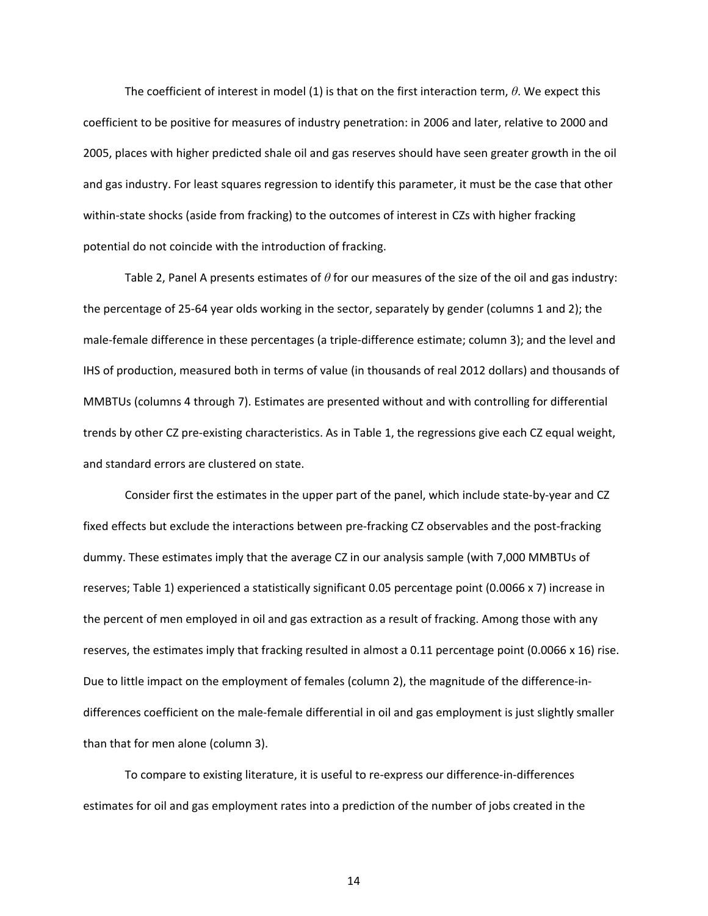The coefficient of interest in model (1) is that on the first interaction term, $\theta$. We expect this coefficient to be positive for measures of industry penetration: in 2006 and later, relative to 2000 and 2005, places with higher predicted shale oil and gas reserves should have seen greater growth in the oil and gas industry. For least squares regression to identify this parameter, it must be the case that other within-state shocks (aside from fracking) to the outcomes of interest in CZs with higher fracking potential do not coincide with the introduction of fracking.

Table 2, Panel A presents estimates of $\theta$ for our measures of the size of the oil and gas industry: the percentage of 25-64 year olds working in the sector, separately by gender (columns 1 and 2); the male-female difference in these percentages (a triple-difference estimate; column 3); and the level and IHS of production, measured both in terms of value (in thousands of real 2012 dollars) and thousands of MMBTUs (columns 4 through 7). Estimates are presented without and with controlling for differential trends by other CZ pre-existing characteristics. As in Table 1, the regressions give each CZ equal weight, and standard errors are clustered on state.

Consider first the estimates in the upper part of the panel, which include state-by-year and CZ fixed effects but exclude the interactions between pre-fracking CZ observables and the post-fracking dummy. These estimates imply that the average CZ in our analysis sample (with 7,000 MMBTUs of reserves; Table 1) experienced a statistically significant 0.05 percentage point (0.0066 x 7) increase in the percent of men employed in oil and gas extraction as a result of fracking. Among those with any reserves, the estimates imply that fracking resulted in almost a 0.11 percentage point (0.0066 x 16) rise. Due to little impact on the employment of females (column 2), the magnitude of the difference-in-differences coefficient on the male-female differential in oil and gas employment is just slightly smaller than that for men alone (column 3).

To compare to existing literature, it is useful to re-express our difference-in-differences estimates for oil and gas employment rates into a prediction of the number of jobs created in the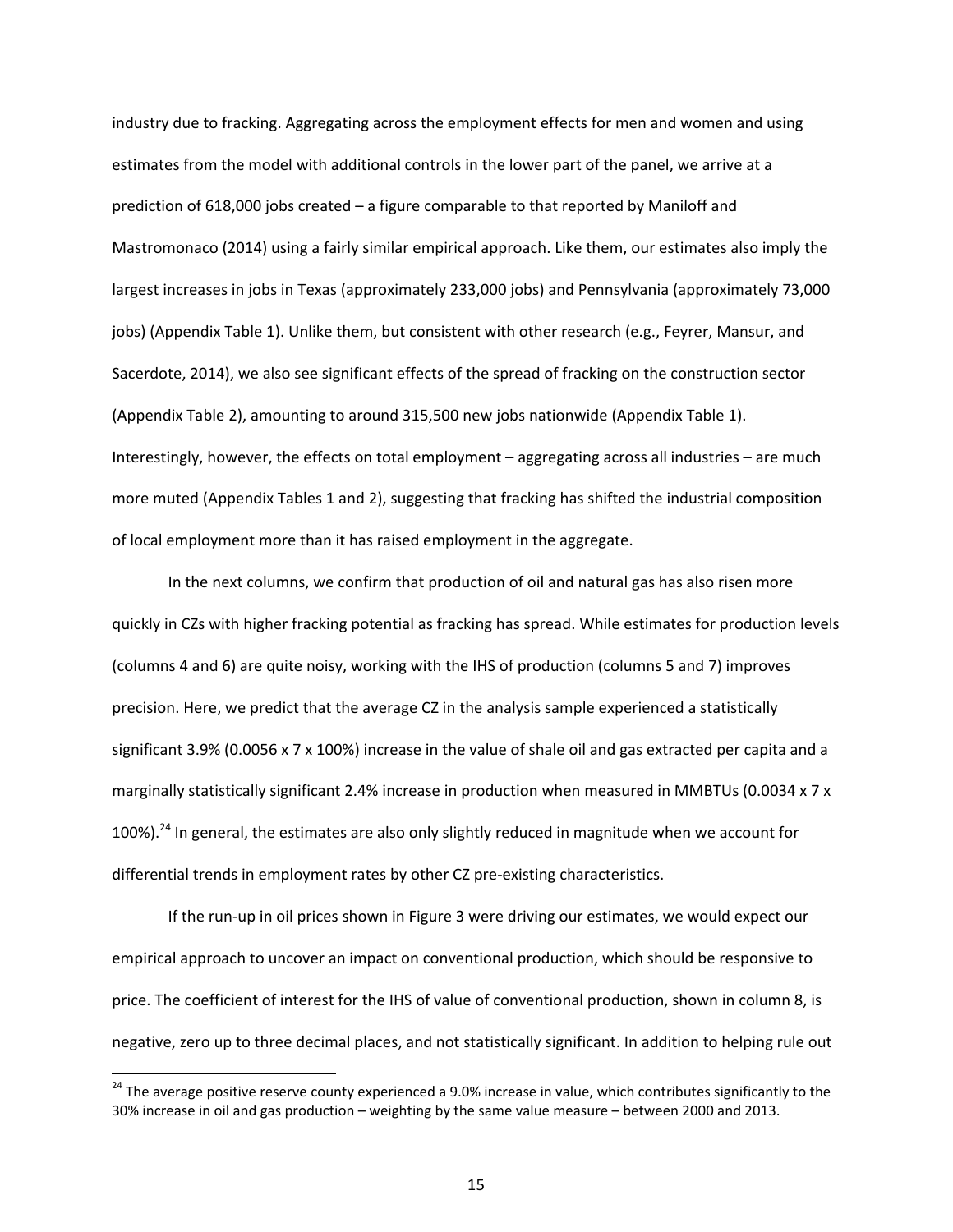industry due to fracking. Aggregating across the employment effects for men and women and using estimates from the model with additional controls in the lower part of the panel, we arrive at a prediction of 618,000 jobs created – a figure comparable to that reported by Maniloff and Mastromonaco (2014) using a fairly similar empirical approach. Like them, our estimates also imply the largest increases in jobs in Texas (approximately 233,000 jobs) and Pennsylvania (approximately 73,000 jobs) (Appendix Table 1). Unlike them, but consistent with other research (e.g., Feyrer, Mansur, and Sacerdote, 2014), we also see significant effects of the spread of fracking on the construction sector (Appendix Table 2), amounting to around 315,500 new jobs nationwide (Appendix Table 1). Interestingly, however, the effects on total employment – aggregating across all industries – are much more muted (Appendix Tables 1 and 2), suggesting that fracking has shifted the industrial composition of local employment more than it has raised employment in the aggregate.

In the next columns, we confirm that production of oil and natural gas has also risen more quickly in CZs with higher fracking potential as fracking has spread. While estimates for production levels (columns 4 and 6) are quite noisy, working with the IHS of production (columns 5 and 7) improves precision. Here, we predict that the average CZ in the analysis sample experienced a statistically significant 3.9% (0.0056 x 7 x 100%) increase in the value of shale oil and gas extracted per capita and a marginally statistically significant 2.4% increase in production when measured in MMBTUs (0.0034 x 7 x 100%).[24] In general, the estimates are also only slightly reduced in magnitude when we account for differential trends in employment rates by other CZ pre-existing characteristics.

If the run-up in oil prices shown in Figure 3 were driving our estimates, we would expect our empirical approach to uncover an impact on conventional production, which should be responsive to price. The coefficient of interest for the IHS of value of conventional production, shown in column 8, is negative, zero up to three decimal places, and not statistically significant. In addition to helping rule out

[24] The average positive reserve county experienced a 9.0% increase in value, which contributes significantly to the 30% increase in oil and gas production – weighting by the same value measure – between 2000 and 2013.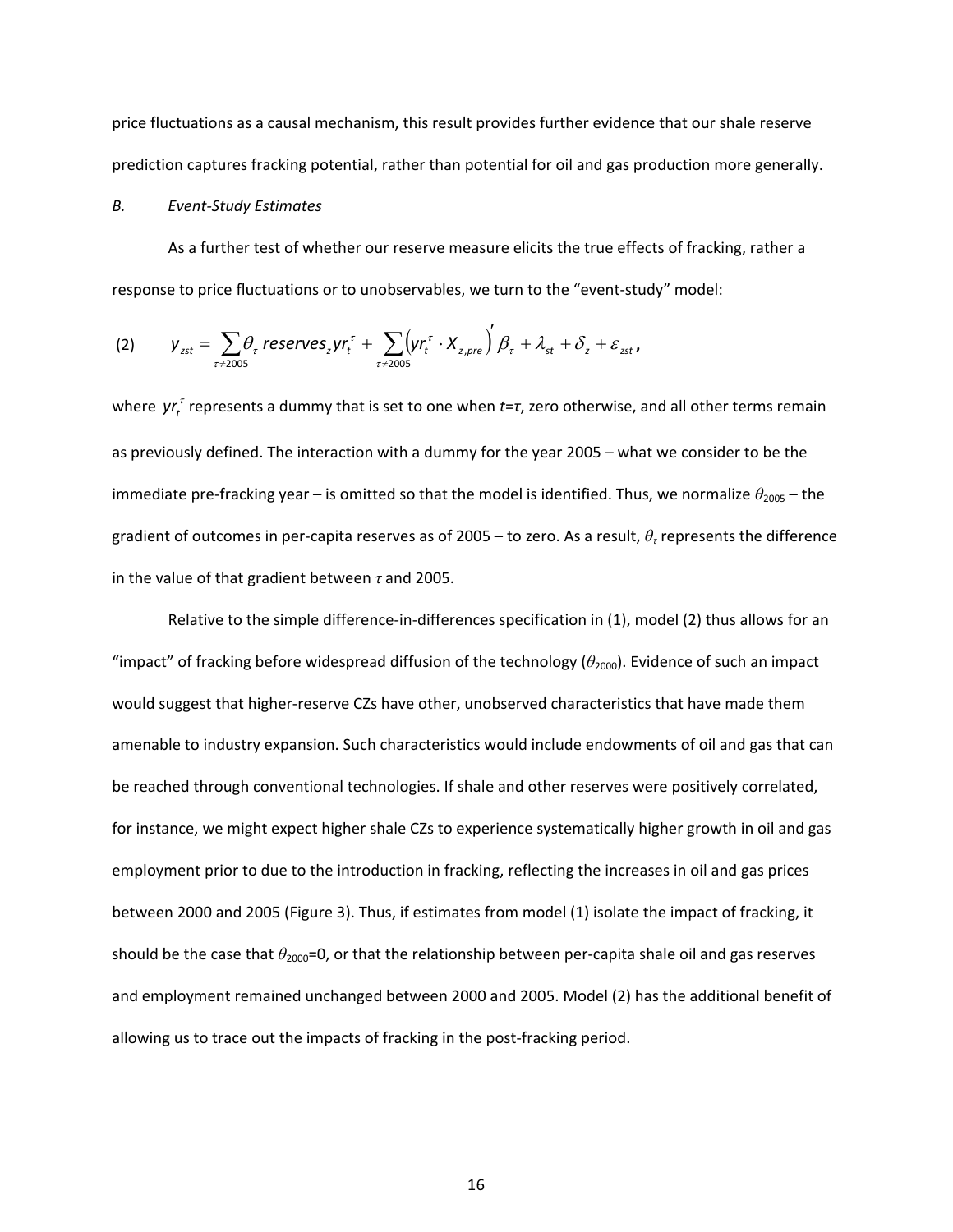price fluctuations as a causal mechanism, this result provides further evidence that our shale reserve prediction captures fracking potential, rather than potential for oil and gas production more generally.

### *B. Event-Study Estimates*

As a further test of whether our reserve measure elicits the true effects of fracking, rather a response to price fluctuations or to unobservables, we turn to the "event-study" model:

$$(2) \qquad y_{zst} = \sum_{\tau \neq 2005} \theta_\tau \, reserves_z yr_t^\tau + \sum_{\tau \neq 2005} \left( yr_t^\tau \cdot X_{z,pre} \right)' \beta_\tau + \lambda_{st} + \delta_z + \varepsilon_{zst} ,$$

where $yr_t^\tau$ represents a dummy that is set to one when $t$=$\tau$, zero otherwise, and all other terms remain as previously defined. The interaction with a dummy for the year 2005 – what we consider to be the immediate pre-fracking year – is omitted so that the model is identified. Thus, we normalize $\theta_{2005}$ – the gradient of outcomes in per-capita reserves as of 2005 – to zero. As a result, $\theta_\tau$ represents the difference in the value of that gradient between $\tau$ and 2005.

Relative to the simple difference-in-differences specification in (1), model (2) thus allows for an "impact" of fracking before widespread diffusion of the technology ($\theta_{2000}$). Evidence of such an impact would suggest that higher-reserve CZs have other, unobserved characteristics that have made them amenable to industry expansion. Such characteristics would include endowments of oil and gas that can be reached through conventional technologies. If shale and other reserves were positively correlated, for instance, we might expect higher shale CZs to experience systematically higher growth in oil and gas employment prior to due to the introduction in fracking, reflecting the increases in oil and gas prices between 2000 and 2005 (Figure 3). Thus, if estimates from model (1) isolate the impact of fracking, it should be the case that $\theta_{2000}$=0, or that the relationship between per-capita shale oil and gas reserves and employment remained unchanged between 2000 and 2005. Model (2) has the additional benefit of allowing us to trace out the impacts of fracking in the post-fracking period.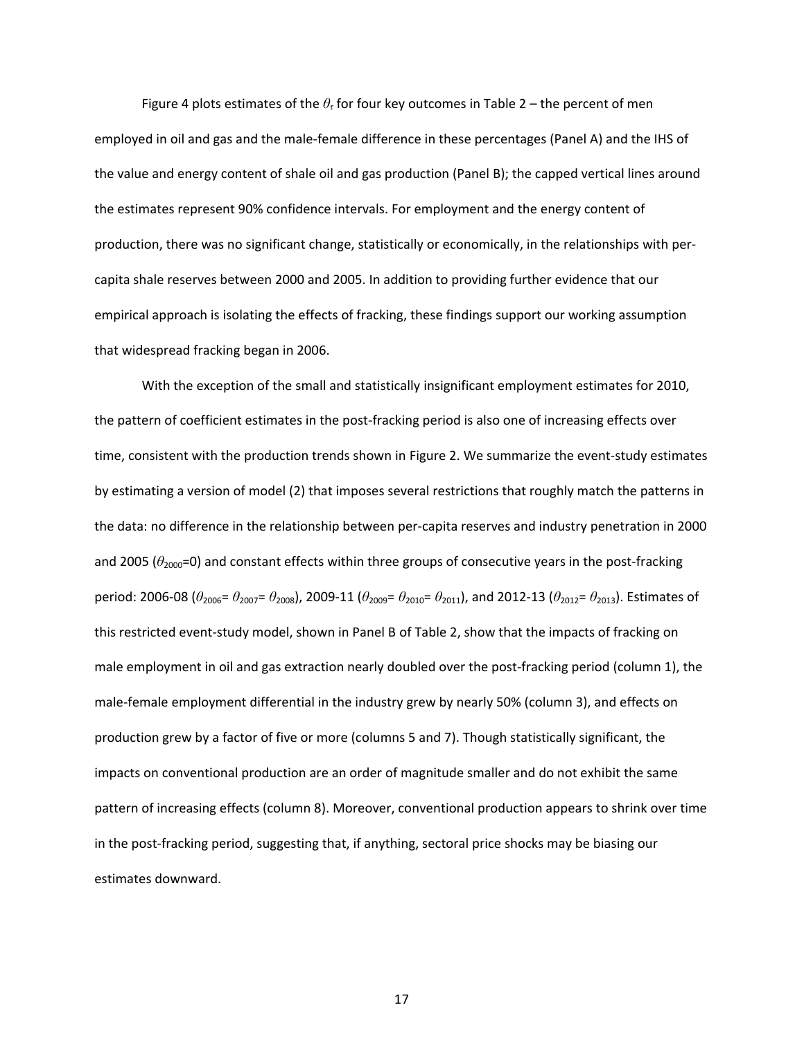Figure 4 plots estimates of the $\theta_\tau$ for four key outcomes in Table 2 – the percent of men employed in oil and gas and the male-female difference in these percentages (Panel A) and the IHS of the value and energy content of shale oil and gas production (Panel B); the capped vertical lines around the estimates represent 90% confidence intervals. For employment and the energy content of production, there was no significant change, statistically or economically, in the relationships with per-capita shale reserves between 2000 and 2005. In addition to providing further evidence that our empirical approach is isolating the effects of fracking, these findings support our working assumption that widespread fracking began in 2006.

With the exception of the small and statistically insignificant employment estimates for 2010, the pattern of coefficient estimates in the post-fracking period is also one of increasing effects over time, consistent with the production trends shown in Figure 2. We summarize the event-study estimates by estimating a version of model (2) that imposes several restrictions that roughly match the patterns in the data: no difference in the relationship between per-capita reserves and industry penetration in 2000 and 2005 ($\theta_{2000}$=0) and constant effects within three groups of consecutive years in the post-fracking period: 2006-08 ($\theta_{2006}= \theta_{2007}= \theta_{2008}$), 2009-11 ($\theta_{2009}= \theta_{2010}= \theta_{2011}$), and 2012-13 ($\theta_{2012}= \theta_{2013}$). Estimates of this restricted event-study model, shown in Panel B of Table 2, show that the impacts of fracking on male employment in oil and gas extraction nearly doubled over the post-fracking period (column 1), the male-female employment differential in the industry grew by nearly 50% (column 3), and effects on production grew by a factor of five or more (columns 5 and 7). Though statistically significant, the impacts on conventional production are an order of magnitude smaller and do not exhibit the same pattern of increasing effects (column 8). Moreover, conventional production appears to shrink over time in the post-fracking period, suggesting that, if anything, sectoral price shocks may be biasing our estimates downward.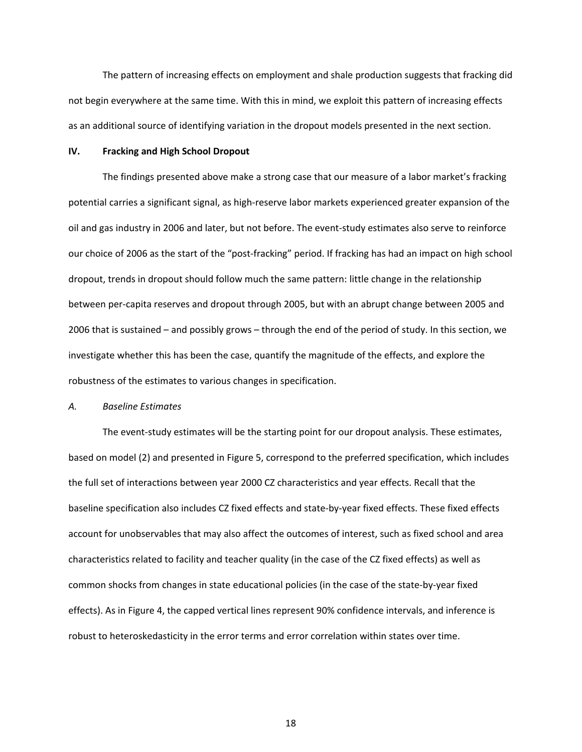The pattern of increasing effects on employment and shale production suggests that fracking did not begin everywhere at the same time. With this in mind, we exploit this pattern of increasing effects as an additional source of identifying variation in the dropout models presented in the next section.

## IV. Fracking and High School Dropout

The findings presented above make a strong case that our measure of a labor market's fracking potential carries a significant signal, as high-reserve labor markets experienced greater expansion of the oil and gas industry in 2006 and later, but not before. The event-study estimates also serve to reinforce our choice of 2006 as the start of the "post-fracking" period. If fracking has had an impact on high school dropout, trends in dropout should follow much the same pattern: little change in the relationship between per-capita reserves and dropout through 2005, but with an abrupt change between 2005 and 2006 that is sustained – and possibly grows – through the end of the period of study. In this section, we investigate whether this has been the case, quantify the magnitude of the effects, and explore the robustness of the estimates to various changes in specification.

### *A. Baseline Estimates*

The event-study estimates will be the starting point for our dropout analysis. These estimates, based on model (2) and presented in Figure 5, correspond to the preferred specification, which includes the full set of interactions between year 2000 CZ characteristics and year effects. Recall that the baseline specification also includes CZ fixed effects and state-by-year fixed effects. These fixed effects account for unobservables that may also affect the outcomes of interest, such as fixed school and area characteristics related to facility and teacher quality (in the case of the CZ fixed effects) as well as common shocks from changes in state educational policies (in the case of the state-by-year fixed effects). As in Figure 4, the capped vertical lines represent 90% confidence intervals, and inference is robust to heteroskedasticity in the error terms and error correlation within states over time.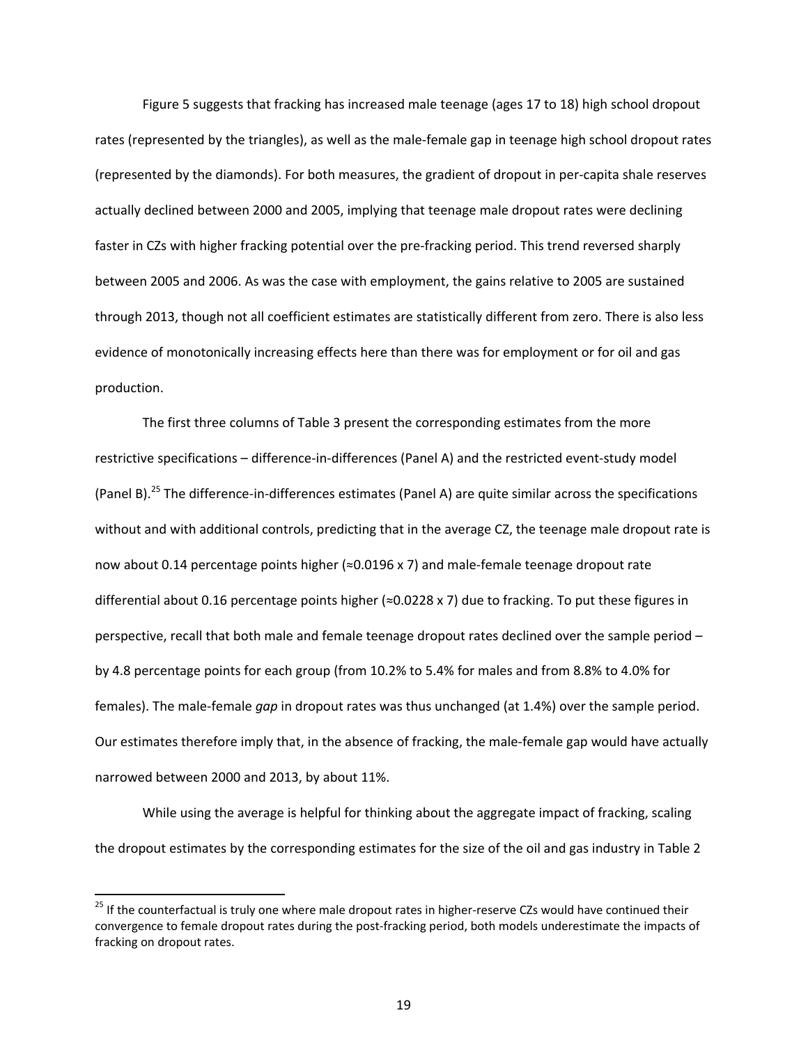Figure 5 suggests that fracking has increased male teenage (ages 17 to 18) high school dropout rates (represented by the triangles), as well as the male-female gap in teenage high school dropout rates (represented by the diamonds). For both measures, the gradient of dropout in per-capita shale reserves actually declined between 2000 and 2005, implying that teenage male dropout rates were declining faster in CZs with higher fracking potential over the pre-fracking period. This trend reversed sharply between 2005 and 2006. As was the case with employment, the gains relative to 2005 are sustained through 2013, though not all coefficient estimates are statistically different from zero. There is also less evidence of monotonically increasing effects here than there was for employment or for oil and gas production.

The first three columns of Table 3 present the corresponding estimates from the more restrictive specifications – difference-in-differences (Panel A) and the restricted event-study model (Panel B).[25] The difference-in-differences estimates (Panel A) are quite similar across the specifications without and with additional controls, predicting that in the average CZ, the teenage male dropout rate is now about 0.14 percentage points higher ($\approx$0.0196 x 7) and male-female teenage dropout rate differential about 0.16 percentage points higher ($\approx$0.0228 x 7) due to fracking. To put these figures in perspective, recall that both male and female teenage dropout rates declined over the sample period – by 4.8 percentage points for each group (from 10.2% to 5.4% for males and from 8.8% to 4.0% for females). The male-female *gap* in dropout rates was thus unchanged (at 1.4%) over the sample period. Our estimates therefore imply that, in the absence of fracking, the male-female gap would have actually narrowed between 2000 and 2013, by about 11%.

While using the average is helpful for thinking about the aggregate impact of fracking, scaling the dropout estimates by the corresponding estimates for the size of the oil and gas industry in Table 2

[25] If the counterfactual is truly one where male dropout rates in higher-reserve CZs would have continued their convergence to female dropout rates during the post-fracking period, both models underestimate the impacts of fracking on dropout rates.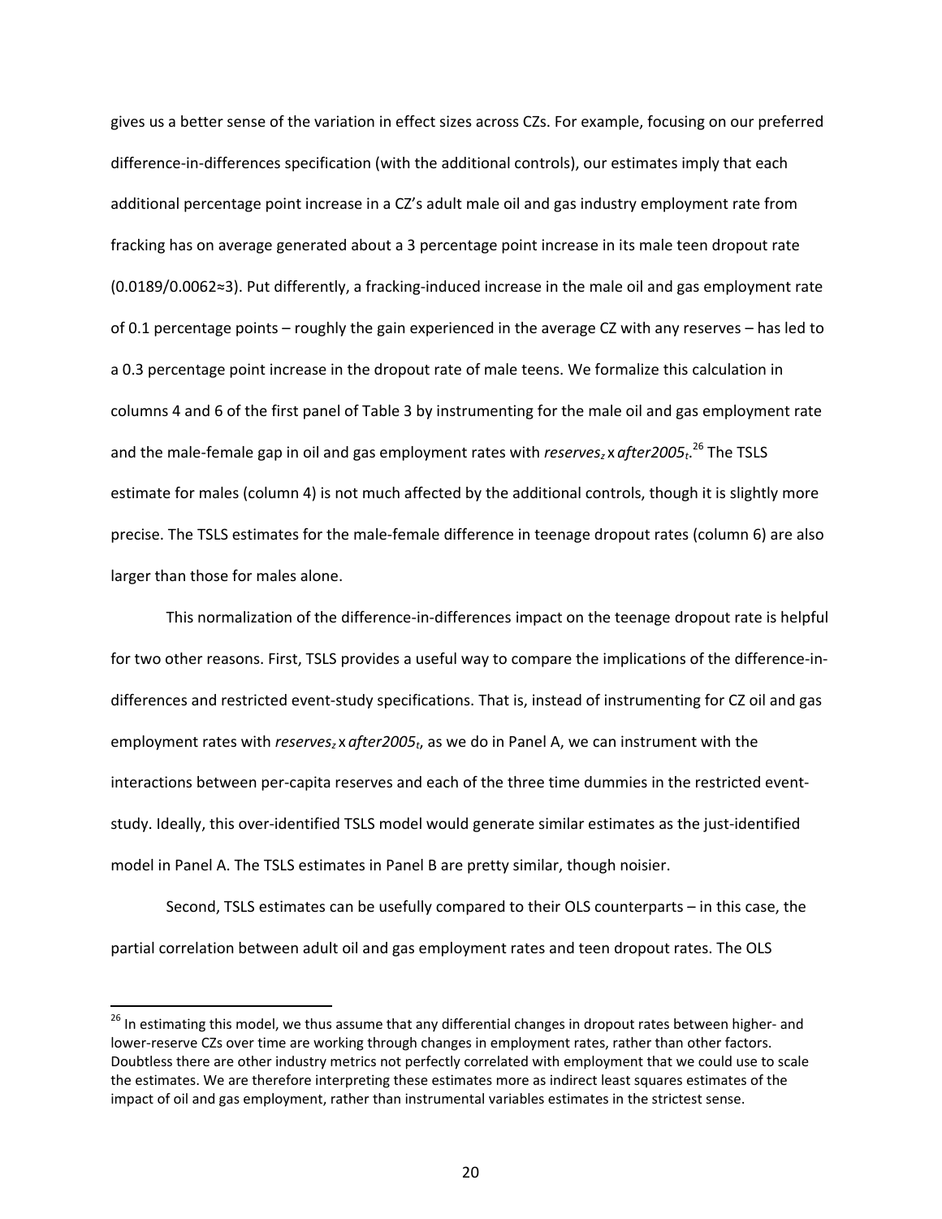gives us a better sense of the variation in effect sizes across CZs. For example, focusing on our preferred difference-in-differences specification (with the additional controls), our estimates imply that each additional percentage point increase in a CZ's adult male oil and gas industry employment rate from fracking has on average generated about a 3 percentage point increase in its male teen dropout rate (0.0189/0.0062≈3). Put differently, a fracking-induced increase in the male oil and gas employment rate of 0.1 percentage points – roughly the gain experienced in the average CZ with any reserves – has led to a 0.3 percentage point increase in the dropout rate of male teens. We formalize this calculation in columns 4 and 6 of the first panel of Table 3 by instrumenting for the male oil and gas employment rate and the male-female gap in oil and gas employment rates with $reserves_z$ x $after2005_t$.[26] The TSLS estimate for males (column 4) is not much affected by the additional controls, though it is slightly more precise. The TSLS estimates for the male-female difference in teenage dropout rates (column 6) are also larger than those for males alone.

This normalization of the difference-in-differences impact on the teenage dropout rate is helpful for two other reasons. First, TSLS provides a useful way to compare the implications of the difference-in-differences and restricted event-study specifications. That is, instead of instrumenting for CZ oil and gas employment rates with $reserves_z$ x $after2005_t$, as we do in Panel A, we can instrument with the interactions between per-capita reserves and each of the three time dummies in the restricted event-study. Ideally, this over-identified TSLS model would generate similar estimates as the just-identified model in Panel A. The TSLS estimates in Panel B are pretty similar, though noisier.

Second, TSLS estimates can be usefully compared to their OLS counterparts – in this case, the partial correlation between adult oil and gas employment rates and teen dropout rates. The OLS

[26] In estimating this model, we thus assume that any differential changes in dropout rates between higher- and lower-reserve CZs over time are working through changes in employment rates, rather than other factors. Doubtless there are other industry metrics not perfectly correlated with employment that we could use to scale the estimates. We are therefore interpreting these estimates more as indirect least squares estimates of the impact of oil and gas employment, rather than instrumental variables estimates in the strictest sense.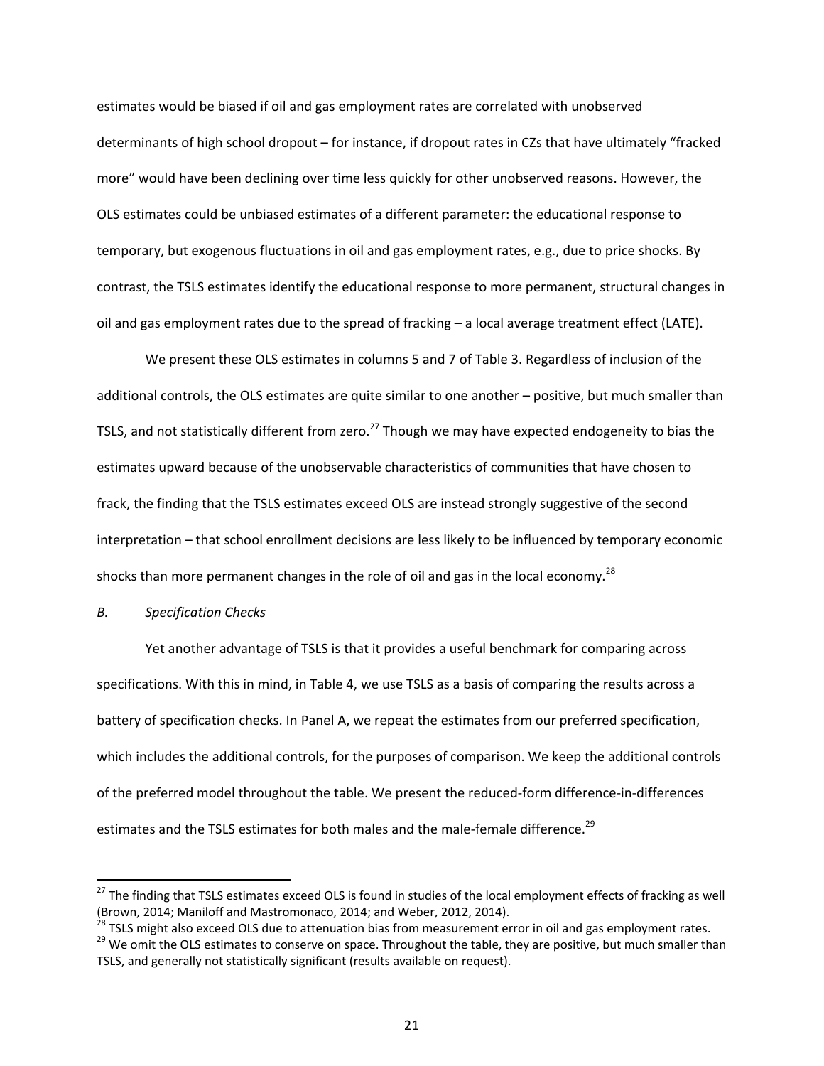estimates would be biased if oil and gas employment rates are correlated with unobserved determinants of high school dropout – for instance, if dropout rates in CZs that have ultimately "fracked more" would have been declining over time less quickly for other unobserved reasons. However, the OLS estimates could be unbiased estimates of a different parameter: the educational response to temporary, but exogenous fluctuations in oil and gas employment rates, e.g., due to price shocks. By contrast, the TSLS estimates identify the educational response to more permanent, structural changes in oil and gas employment rates due to the spread of fracking – a local average treatment effect (LATE).

We present these OLS estimates in columns 5 and 7 of Table 3. Regardless of inclusion of the additional controls, the OLS estimates are quite similar to one another – positive, but much smaller than TSLS, and not statistically different from zero.[27] Though we may have expected endogeneity to bias the estimates upward because of the unobservable characteristics of communities that have chosen to frack, the finding that the TSLS estimates exceed OLS are instead strongly suggestive of the second interpretation – that school enrollment decisions are less likely to be influenced by temporary economic shocks than more permanent changes in the role of oil and gas in the local economy.[28]

### *B. Specification Checks*

Yet another advantage of TSLS is that it provides a useful benchmark for comparing across specifications. With this in mind, in Table 4, we use TSLS as a basis of comparing the results across a battery of specification checks. In Panel A, we repeat the estimates from our preferred specification, which includes the additional controls, for the purposes of comparison. We keep the additional controls of the preferred model throughout the table. We present the reduced-form difference-in-differences estimates and the TSLS estimates for both males and the male-female difference.[29]

---

[27] The finding that TSLS estimates exceed OLS is found in studies of the local employment effects of fracking as well (Brown, 2014; Maniloff and Mastromonaco, 2014; and Weber, 2012, 2014).

[28] TSLS might also exceed OLS due to attenuation bias from measurement error in oil and gas employment rates.

[29] We omit the OLS estimates to conserve on space. Throughout the table, they are positive, but much smaller than TSLS, and generally not statistically significant (results available on request).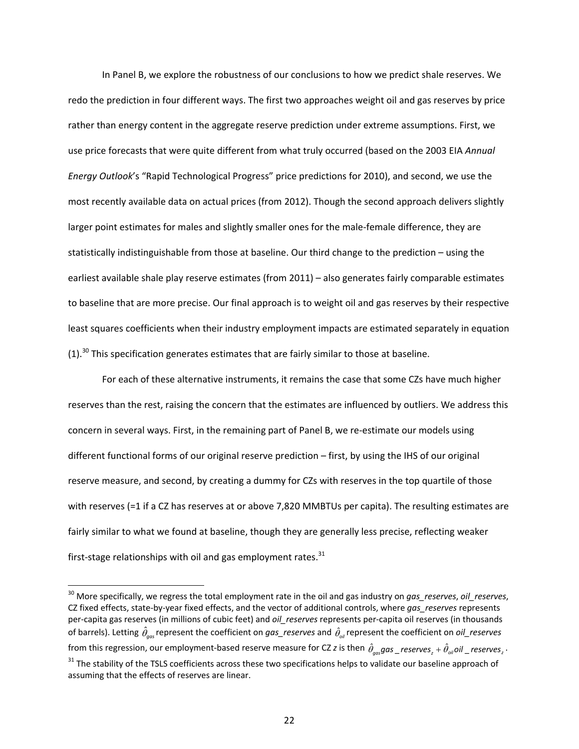In Panel B, we explore the robustness of our conclusions to how we predict shale reserves. We redo the prediction in four different ways. The first two approaches weight oil and gas reserves by price rather than energy content in the aggregate reserve prediction under extreme assumptions. First, we use price forecasts that were quite different from what truly occurred (based on the 2003 EIA *Annual Energy Outlook*'s "Rapid Technological Progress" price predictions for 2010), and second, we use the most recently available data on actual prices (from 2012). Though the second approach delivers slightly larger point estimates for males and slightly smaller ones for the male-female difference, they are statistically indistinguishable from those at baseline. Our third change to the prediction – using the earliest available shale play reserve estimates (from 2011) – also generates fairly comparable estimates to baseline that are more precise. Our final approach is to weight oil and gas reserves by their respective least squares coefficients when their industry employment impacts are estimated separately in equation (1).[30] This specification generates estimates that are fairly similar to those at baseline.

For each of these alternative instruments, it remains the case that some CZs have much higher reserves than the rest, raising the concern that the estimates are influenced by outliers. We address this concern in several ways. First, in the remaining part of Panel B, we re-estimate our models using different functional forms of our original reserve prediction – first, by using the IHS of our original reserve measure, and second, by creating a dummy for CZs with reserves in the top quartile of those with reserves (=1 if a CZ has reserves at or above 7,820 MMBTUs per capita). The resulting estimates are fairly similar to what we found at baseline, though they are generally less precise, reflecting weaker first-stage relationships with oil and gas employment rates.[31]

---

[30] More specifically, we regress the total employment rate in the oil and gas industry on *gas_reserves*, *oil_reserves*, CZ fixed effects, state-by-year fixed effects, and the vector of additional controls, where *gas_reserves* represents per-capita gas reserves (in millions of cubic feet) and *oil_reserves* represents per-capita oil reserves (in thousands of barrels). Letting $\hat{\theta}_{gas}$ represent the coefficient on *gas_reserves* and $\hat{\theta}_{oil}$ represent the coefficient on *oil_reserves* from this regression, our employment-based reserve measure for CZ *z* is then $\hat{\theta}_{gas} gas\_reserves_z + \hat{\theta}_{oil} oil\_reserves_z$.

[31] The stability of the TSLS coefficients across these two specifications helps to validate our baseline approach of assuming that the effects of reserves are linear.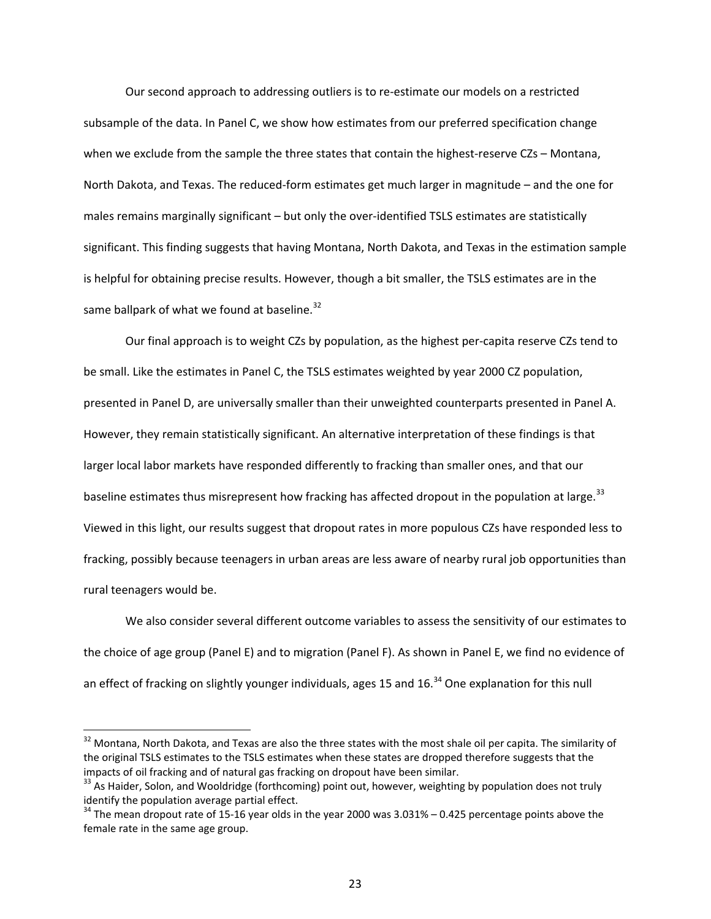Our second approach to addressing outliers is to re-estimate our models on a restricted subsample of the data. In Panel C, we show how estimates from our preferred specification change when we exclude from the sample the three states that contain the highest-reserve CZs – Montana, North Dakota, and Texas. The reduced-form estimates get much larger in magnitude – and the one for males remains marginally significant – but only the over-identified TSLS estimates are statistically significant. This finding suggests that having Montana, North Dakota, and Texas in the estimation sample is helpful for obtaining precise results. However, though a bit smaller, the TSLS estimates are in the same ballpark of what we found at baseline.[32]

Our final approach is to weight CZs by population, as the highest per-capita reserve CZs tend to be small. Like the estimates in Panel C, the TSLS estimates weighted by year 2000 CZ population, presented in Panel D, are universally smaller than their unweighted counterparts presented in Panel A. However, they remain statistically significant. An alternative interpretation of these findings is that larger local labor markets have responded differently to fracking than smaller ones, and that our baseline estimates thus misrepresent how fracking has affected dropout in the population at large.[33] Viewed in this light, our results suggest that dropout rates in more populous CZs have responded less to fracking, possibly because teenagers in urban areas are less aware of nearby rural job opportunities than rural teenagers would be.

We also consider several different outcome variables to assess the sensitivity of our estimates to the choice of age group (Panel E) and to migration (Panel F). As shown in Panel E, we find no evidence of an effect of fracking on slightly younger individuals, ages 15 and 16.[34] One explanation for this null

---

[32] Montana, North Dakota, and Texas are also the three states with the most shale oil per capita. The similarity of the original TSLS estimates to the TSLS estimates when these states are dropped therefore suggests that the impacts of oil fracking and of natural gas fracking on dropout have been similar.

[33] As Haider, Solon, and Wooldridge (forthcoming) point out, however, weighting by population does not truly identify the population average partial effect.

[34] The mean dropout rate of 15-16 year olds in the year 2000 was 3.031% – 0.425 percentage points above the female rate in the same age group.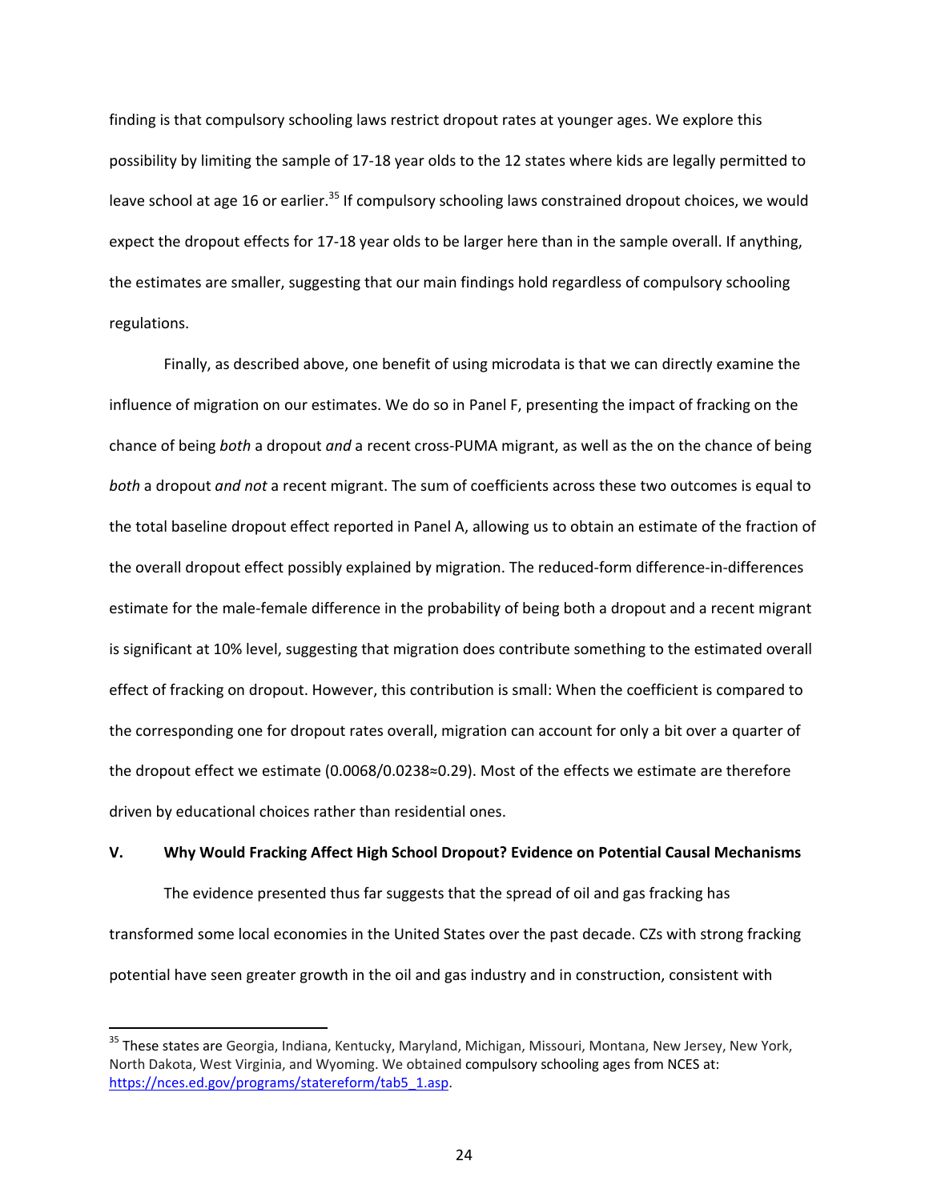finding is that compulsory schooling laws restrict dropout rates at younger ages. We explore this possibility by limiting the sample of 17-18 year olds to the 12 states where kids are legally permitted to leave school at age 16 or earlier.[35] If compulsory schooling laws constrained dropout choices, we would expect the dropout effects for 17-18 year olds to be larger here than in the sample overall. If anything, the estimates are smaller, suggesting that our main findings hold regardless of compulsory schooling regulations.

Finally, as described above, one benefit of using microdata is that we can directly examine the influence of migration on our estimates. We do so in Panel F, presenting the impact of fracking on the chance of being *both* a dropout *and* a recent cross-PUMA migrant, as well as the on the chance of being *both* a dropout *and not* a recent migrant. The sum of coefficients across these two outcomes is equal to the total baseline dropout effect reported in Panel A, allowing us to obtain an estimate of the fraction of the overall dropout effect possibly explained by migration. The reduced-form difference-in-differences estimate for the male-female difference in the probability of being both a dropout and a recent migrant is significant at 10% level, suggesting that migration does contribute something to the estimated overall effect of fracking on dropout. However, this contribution is small: When the coefficient is compared to the corresponding one for dropout rates overall, migration can account for only a bit over a quarter of the dropout effect we estimate (0.0068/0.0238≈0.29). Most of the effects we estimate are therefore driven by educational choices rather than residential ones.

## V. Why Would Fracking Affect High School Dropout? Evidence on Potential Causal Mechanisms

The evidence presented thus far suggests that the spread of oil and gas fracking has transformed some local economies in the United States over the past decade. CZs with strong fracking potential have seen greater growth in the oil and gas industry and in construction, consistent with

[35] These states are Georgia, Indiana, Kentucky, Maryland, Michigan, Missouri, Montana, New Jersey, New York, North Dakota, West Virginia, and Wyoming. We obtained compulsory schooling ages from NCES at: https://nces.ed.gov/programs/statereform/tab5_1.asp.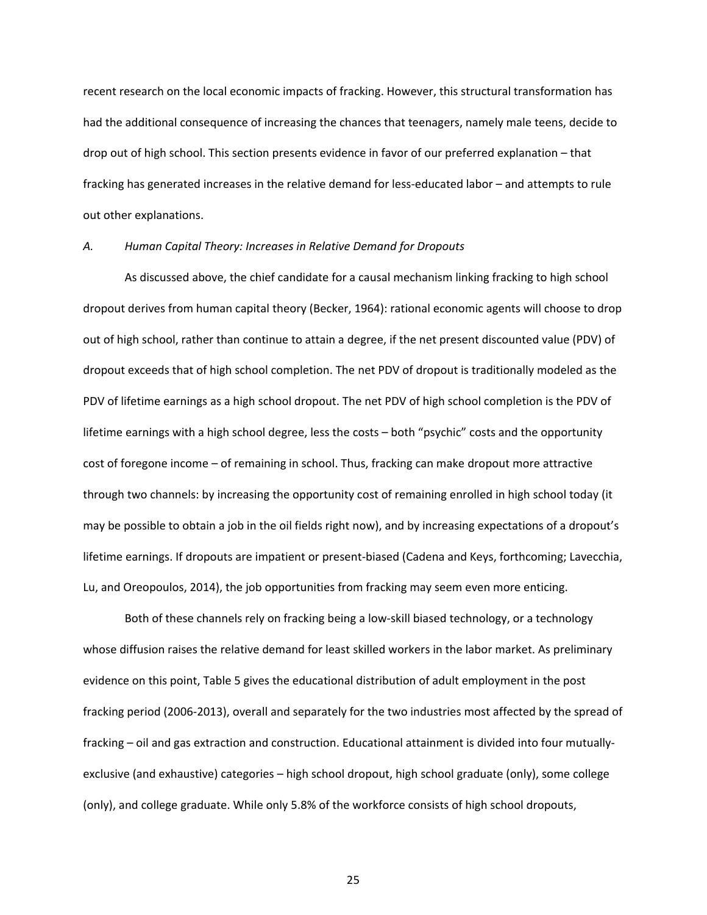recent research on the local economic impacts of fracking. However, this structural transformation has had the additional consequence of increasing the chances that teenagers, namely male teens, decide to drop out of high school. This section presents evidence in favor of our preferred explanation – that fracking has generated increases in the relative demand for less-educated labor – and attempts to rule out other explanations.

### *A. Human Capital Theory: Increases in Relative Demand for Dropouts*

As discussed above, the chief candidate for a causal mechanism linking fracking to high school dropout derives from human capital theory (Becker, 1964): rational economic agents will choose to drop out of high school, rather than continue to attain a degree, if the net present discounted value (PDV) of dropout exceeds that of high school completion. The net PDV of dropout is traditionally modeled as the PDV of lifetime earnings as a high school dropout. The net PDV of high school completion is the PDV of lifetime earnings with a high school degree, less the costs – both "psychic" costs and the opportunity cost of foregone income – of remaining in school. Thus, fracking can make dropout more attractive through two channels: by increasing the opportunity cost of remaining enrolled in high school today (it may be possible to obtain a job in the oil fields right now), and by increasing expectations of a dropout's lifetime earnings. If dropouts are impatient or present-biased (Cadena and Keys, forthcoming; Lavecchia, Lu, and Oreopoulos, 2014), the job opportunities from fracking may seem even more enticing.

Both of these channels rely on fracking being a low-skill biased technology, or a technology whose diffusion raises the relative demand for least skilled workers in the labor market. As preliminary evidence on this point, Table 5 gives the educational distribution of adult employment in the post fracking period (2006-2013), overall and separately for the two industries most affected by the spread of fracking – oil and gas extraction and construction. Educational attainment is divided into four mutually-exclusive (and exhaustive) categories – high school dropout, high school graduate (only), some college (only), and college graduate. While only 5.8% of the workforce consists of high school dropouts,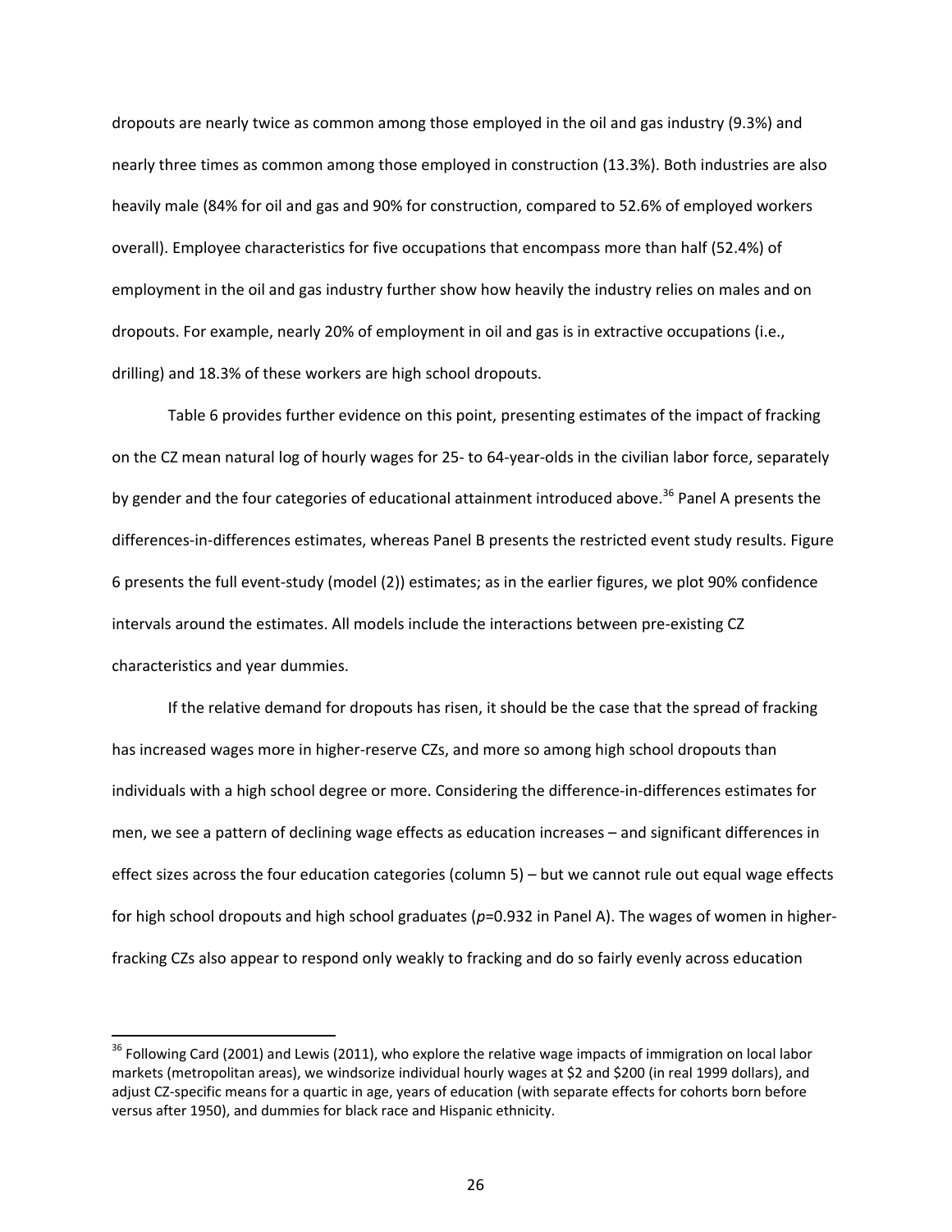dropouts are nearly twice as common among those employed in the oil and gas industry (9.3%) and nearly three times as common among those employed in construction (13.3%). Both industries are also heavily male (84% for oil and gas and 90% for construction, compared to 52.6% of employed workers overall). Employee characteristics for five occupations that encompass more than half (52.4%) of employment in the oil and gas industry further show how heavily the industry relies on males and on dropouts. For example, nearly 20% of employment in oil and gas is in extractive occupations (i.e., drilling) and 18.3% of these workers are high school dropouts.

Table 6 provides further evidence on this point, presenting estimates of the impact of fracking on the CZ mean natural log of hourly wages for 25- to 64-year-olds in the civilian labor force, separately by gender and the four categories of educational attainment introduced above.[36] Panel A presents the differences-in-differences estimates, whereas Panel B presents the restricted event study results. Figure 6 presents the full event-study (model (2)) estimates; as in the earlier figures, we plot 90% confidence intervals around the estimates. All models include the interactions between pre-existing CZ characteristics and year dummies.

If the relative demand for dropouts has risen, it should be the case that the spread of fracking has increased wages more in higher-reserve CZs, and more so among high school dropouts than individuals with a high school degree or more. Considering the difference-in-differences estimates for men, we see a pattern of declining wage effects as education increases – and significant differences in effect sizes across the four education categories (column 5) – but we cannot rule out equal wage effects for high school dropouts and high school graduates ($p$=0.932 in Panel A). The wages of women in higher-fracking CZs also appear to respond only weakly to fracking and do so fairly evenly across education

[36] Following Card (2001) and Lewis (2011), who explore the relative wage impacts of immigration on local labor markets (metropolitan areas), we windsorize individual hourly wages at $2 and $200 (in real 1999 dollars), and adjust CZ-specific means for a quartic in age, years of education (with separate effects for cohorts born before versus after 1950), and dummies for black race and Hispanic ethnicity.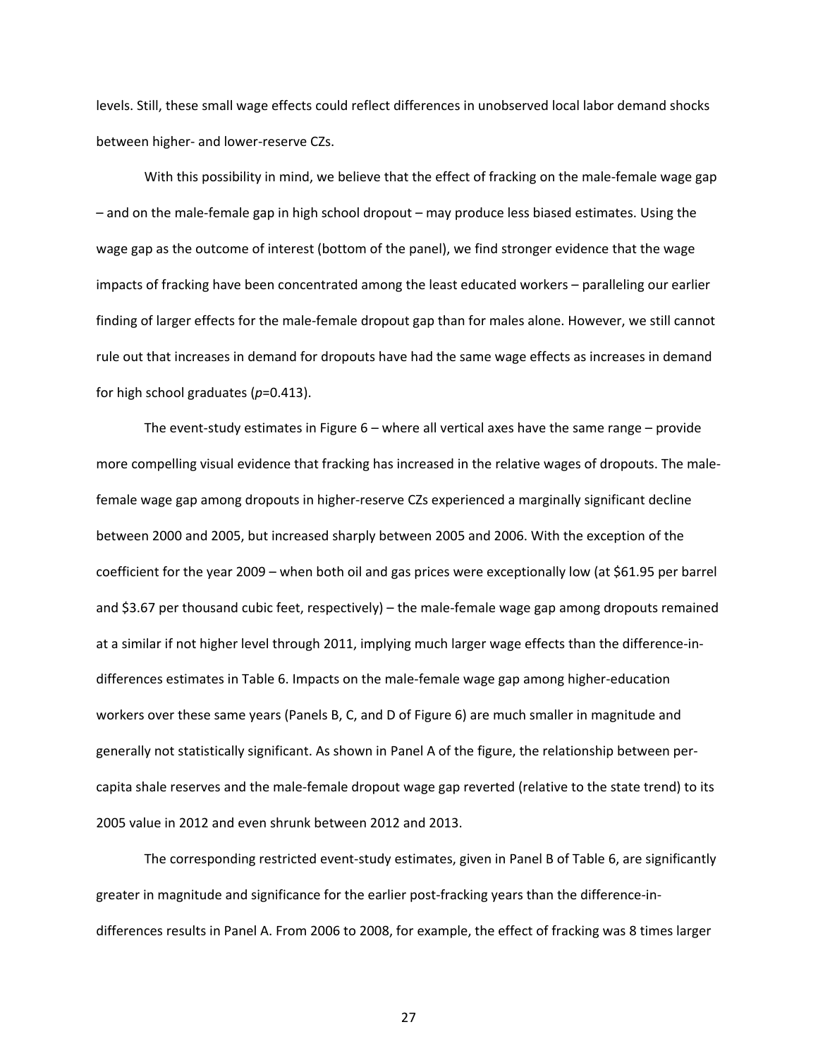levels. Still, these small wage effects could reflect differences in unobserved local labor demand shocks between higher- and lower-reserve CZs.

With this possibility in mind, we believe that the effect of fracking on the male-female wage gap – and on the male-female gap in high school dropout – may produce less biased estimates. Using the wage gap as the outcome of interest (bottom of the panel), we find stronger evidence that the wage impacts of fracking have been concentrated among the least educated workers – paralleling our earlier finding of larger effects for the male-female dropout gap than for males alone. However, we still cannot rule out that increases in demand for dropouts have had the same wage effects as increases in demand for high school graduates ($p$=0.413).

The event-study estimates in Figure 6 – where all vertical axes have the same range – provide more compelling visual evidence that fracking has increased in the relative wages of dropouts. The male-female wage gap among dropouts in higher-reserve CZs experienced a marginally significant decline between 2000 and 2005, but increased sharply between 2005 and 2006. With the exception of the coefficient for the year 2009 – when both oil and gas prices were exceptionally low (at $61.95 per barrel and $3.67 per thousand cubic feet, respectively) – the male-female wage gap among dropouts remained at a similar if not higher level through 2011, implying much larger wage effects than the difference-in-differences estimates in Table 6. Impacts on the male-female wage gap among higher-education workers over these same years (Panels B, C, and D of Figure 6) are much smaller in magnitude and generally not statistically significant. As shown in Panel A of the figure, the relationship between per-capita shale reserves and the male-female dropout wage gap reverted (relative to the state trend) to its 2005 value in 2012 and even shrunk between 2012 and 2013.

The corresponding restricted event-study estimates, given in Panel B of Table 6, are significantly greater in magnitude and significance for the earlier post-fracking years than the difference-in-differences results in Panel A. From 2006 to 2008, for example, the effect of fracking was 8 times larger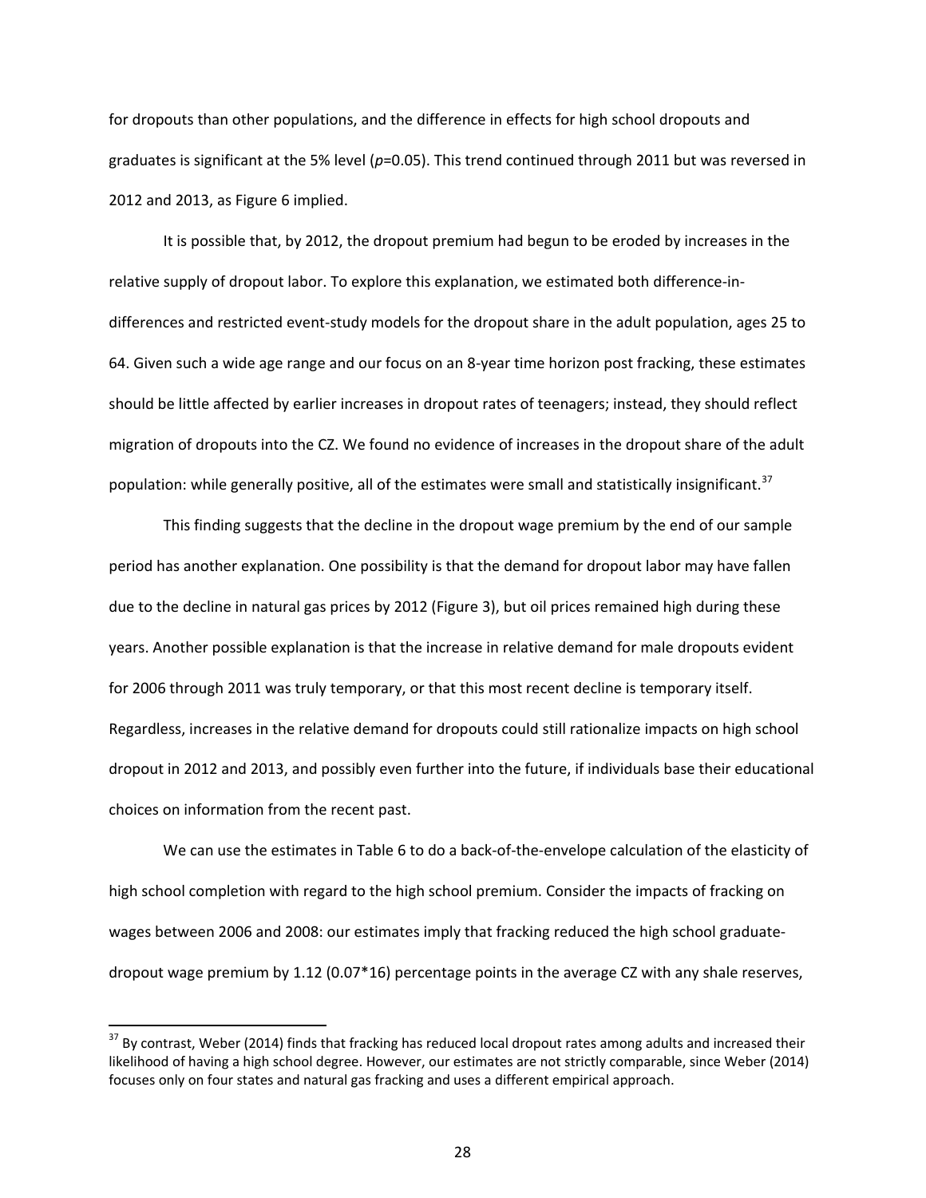for dropouts than other populations, and the difference in effects for high school dropouts and graduates is significant at the 5% level (*p*=0.05). This trend continued through 2011 but was reversed in 2012 and 2013, as Figure 6 implied.

It is possible that, by 2012, the dropout premium had begun to be eroded by increases in the relative supply of dropout labor. To explore this explanation, we estimated both difference-in-differences and restricted event-study models for the dropout share in the adult population, ages 25 to 64. Given such a wide age range and our focus on an 8-year time horizon post fracking, these estimates should be little affected by earlier increases in dropout rates of teenagers; instead, they should reflect migration of dropouts into the CZ. We found no evidence of increases in the dropout share of the adult population: while generally positive, all of the estimates were small and statistically insignificant.[37]

This finding suggests that the decline in the dropout wage premium by the end of our sample period has another explanation. One possibility is that the demand for dropout labor may have fallen due to the decline in natural gas prices by 2012 (Figure 3), but oil prices remained high during these years. Another possible explanation is that the increase in relative demand for male dropouts evident for 2006 through 2011 was truly temporary, or that this most recent decline is temporary itself. Regardless, increases in the relative demand for dropouts could still rationalize impacts on high school dropout in 2012 and 2013, and possibly even further into the future, if individuals base their educational choices on information from the recent past.

We can use the estimates in Table 6 to do a back-of-the-envelope calculation of the elasticity of high school completion with regard to the high school premium. Consider the impacts of fracking on wages between 2006 and 2008: our estimates imply that fracking reduced the high school graduate-dropout wage premium by 1.12 (0.07*16) percentage points in the average CZ with any shale reserves,

[37] By contrast, Weber (2014) finds that fracking has reduced local dropout rates among adults and increased their likelihood of having a high school degree. However, our estimates are not strictly comparable, since Weber (2014) focuses only on four states and natural gas fracking and uses a different empirical approach.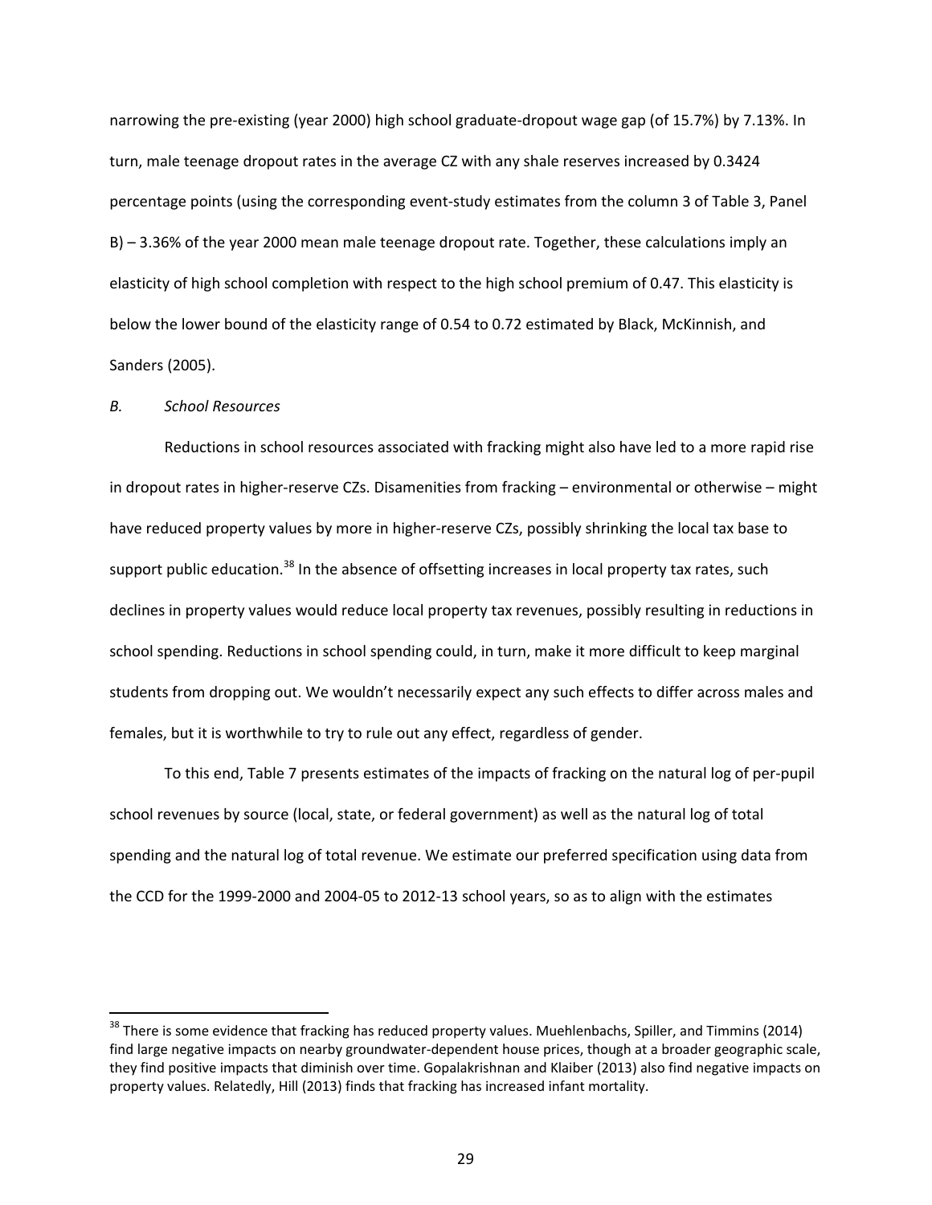narrowing the pre-existing (year 2000) high school graduate-dropout wage gap (of 15.7%) by 7.13%. In turn, male teenage dropout rates in the average CZ with any shale reserves increased by 0.3424 percentage points (using the corresponding event-study estimates from the column 3 of Table 3, Panel B) – 3.36% of the year 2000 mean male teenage dropout rate. Together, these calculations imply an elasticity of high school completion with respect to the high school premium of 0.47. This elasticity is below the lower bound of the elasticity range of 0.54 to 0.72 estimated by Black, McKinnish, and Sanders (2005).

*B. School Resources*

Reductions in school resources associated with fracking might also have led to a more rapid rise in dropout rates in higher-reserve CZs. Disamenities from fracking – environmental or otherwise – might have reduced property values by more in higher-reserve CZs, possibly shrinking the local tax base to support public education.[38] In the absence of offsetting increases in local property tax rates, such declines in property values would reduce local property tax revenues, possibly resulting in reductions in school spending. Reductions in school spending could, in turn, make it more difficult to keep marginal students from dropping out. We wouldn't necessarily expect any such effects to differ across males and females, but it is worthwhile to try to rule out any effect, regardless of gender.

To this end, Table 7 presents estimates of the impacts of fracking on the natural log of per-pupil school revenues by source (local, state, or federal government) as well as the natural log of total spending and the natural log of total revenue. We estimate our preferred specification using data from the CCD for the 1999-2000 and 2004-05 to 2012-13 school years, so as to align with the estimates

[38] There is some evidence that fracking has reduced property values. Muehlenbachs, Spiller, and Timmins (2014) find large negative impacts on nearby groundwater-dependent house prices, though at a broader geographic scale, they find positive impacts that diminish over time. Gopalakrishnan and Klaiber (2013) also find negative impacts on property values. Relatedly, Hill (2013) finds that fracking has increased infant mortality.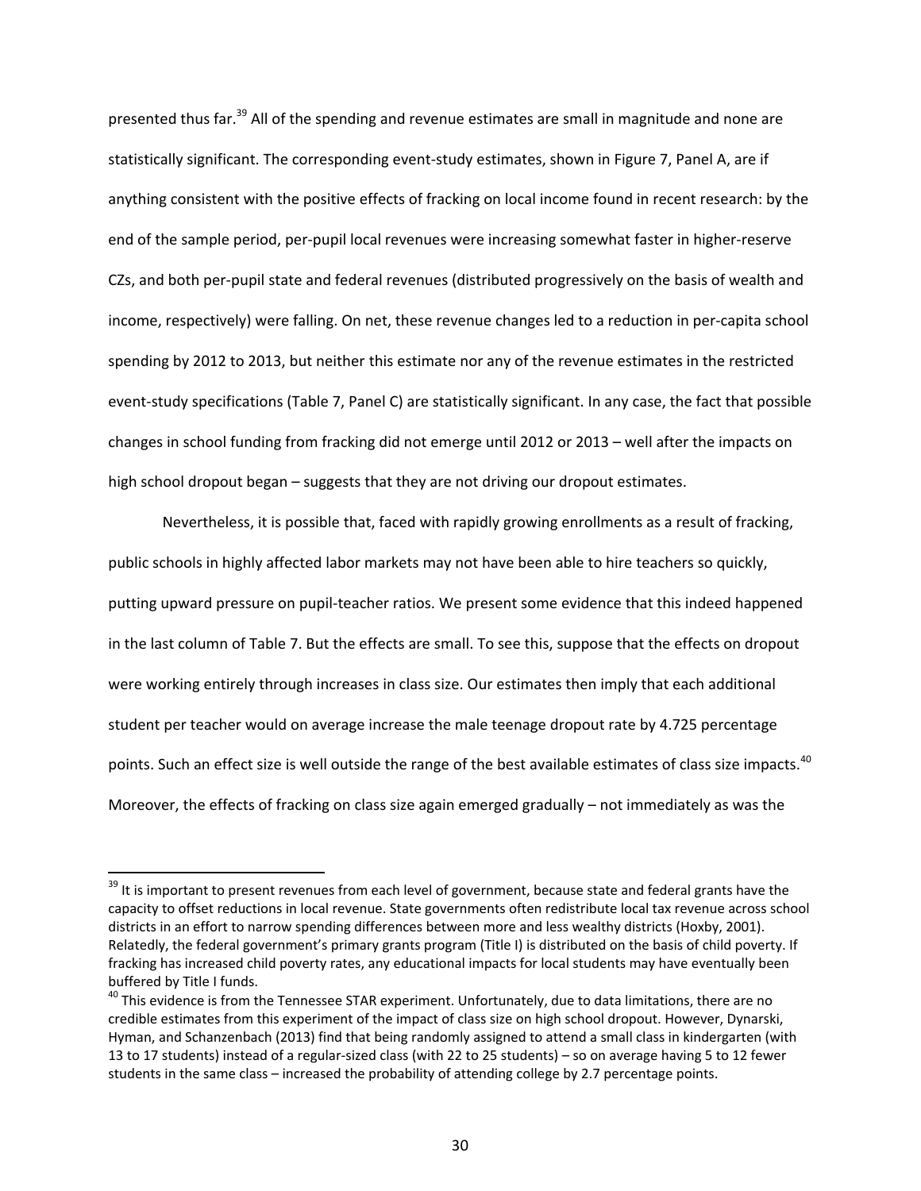presented thus far.[39] All of the spending and revenue estimates are small in magnitude and none are statistically significant. The corresponding event-study estimates, shown in Figure 7, Panel A, are if anything consistent with the positive effects of fracking on local income found in recent research: by the end of the sample period, per-pupil local revenues were increasing somewhat faster in higher-reserve CZs, and both per-pupil state and federal revenues (distributed progressively on the basis of wealth and income, respectively) were falling. On net, these revenue changes led to a reduction in per-capita school spending by 2012 to 2013, but neither this estimate nor any of the revenue estimates in the restricted event-study specifications (Table 7, Panel C) are statistically significant. In any case, the fact that possible changes in school funding from fracking did not emerge until 2012 or 2013 – well after the impacts on high school dropout began – suggests that they are not driving our dropout estimates.

Nevertheless, it is possible that, faced with rapidly growing enrollments as a result of fracking, public schools in highly affected labor markets may not have been able to hire teachers so quickly, putting upward pressure on pupil-teacher ratios. We present some evidence that this indeed happened in the last column of Table 7. But the effects are small. To see this, suppose that the effects on dropout were working entirely through increases in class size. Our estimates then imply that each additional student per teacher would on average increase the male teenage dropout rate by 4.725 percentage points. Such an effect size is well outside the range of the best available estimates of class size impacts.[40] Moreover, the effects of fracking on class size again emerged gradually – not immediately as was the

[39] It is important to present revenues from each level of government, because state and federal grants have the capacity to offset reductions in local revenue. State governments often redistribute local tax revenue across school districts in an effort to narrow spending differences between more and less wealthy districts (Hoxby, 2001). Relatedly, the federal government's primary grants program (Title I) is distributed on the basis of child poverty. If fracking has increased child poverty rates, any educational impacts for local students may have eventually been buffered by Title I funds.

[40] This evidence is from the Tennessee STAR experiment. Unfortunately, due to data limitations, there are no credible estimates from this experiment of the impact of class size on high school dropout. However, Dynarski, Hyman, and Schanzenbach (2013) find that being randomly assigned to attend a small class in kindergarten (with 13 to 17 students) instead of a regular-sized class (with 22 to 25 students) – so on average having 5 to 12 fewer students in the same class – increased the probability of attending college by 2.7 percentage points.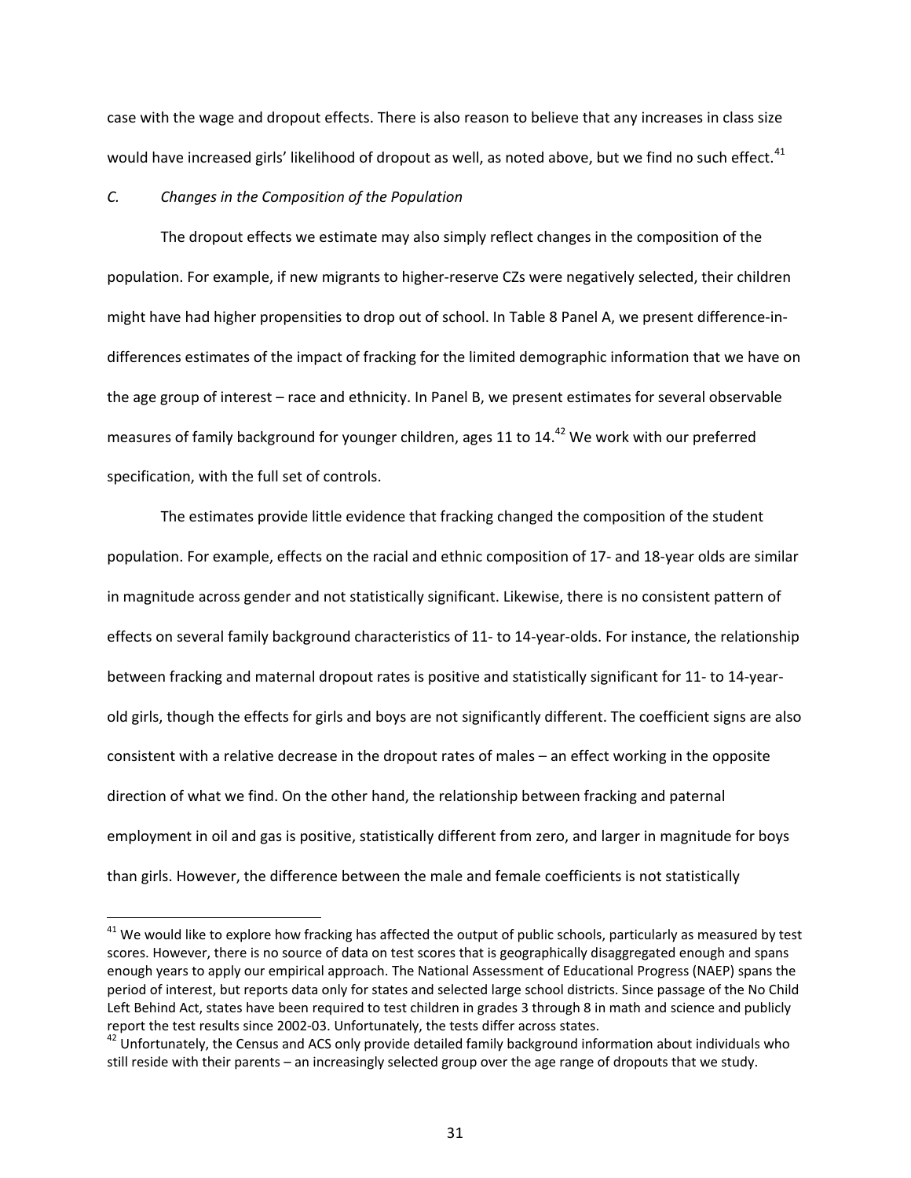case with the wage and dropout effects. There is also reason to believe that any increases in class size would have increased girls' likelihood of dropout as well, as noted above, but we find no such effect.[41]

### *C. Changes in the Composition of the Population*

The dropout effects we estimate may also simply reflect changes in the composition of the population. For example, if new migrants to higher-reserve CZs were negatively selected, their children might have had higher propensities to drop out of school. In Table 8 Panel A, we present difference-in-differences estimates of the impact of fracking for the limited demographic information that we have on the age group of interest – race and ethnicity. In Panel B, we present estimates for several observable measures of family background for younger children, ages 11 to 14.[42] We work with our preferred specification, with the full set of controls.

The estimates provide little evidence that fracking changed the composition of the student population. For example, effects on the racial and ethnic composition of 17- and 18-year olds are similar in magnitude across gender and not statistically significant. Likewise, there is no consistent pattern of effects on several family background characteristics of 11- to 14-year-olds. For instance, the relationship between fracking and maternal dropout rates is positive and statistically significant for 11- to 14-year-old girls, though the effects for girls and boys are not significantly different. The coefficient signs are also consistent with a relative decrease in the dropout rates of males – an effect working in the opposite direction of what we find. On the other hand, the relationship between fracking and paternal employment in oil and gas is positive, statistically different from zero, and larger in magnitude for boys than girls. However, the difference between the male and female coefficients is not statistically

---

[41] We would like to explore how fracking has affected the output of public schools, particularly as measured by test scores. However, there is no source of data on test scores that is geographically disaggregated enough and spans enough years to apply our empirical approach. The National Assessment of Educational Progress (NAEP) spans the period of interest, but reports data only for states and selected large school districts. Since passage of the No Child Left Behind Act, states have been required to test children in grades 3 through 8 in math and science and publicly report the test results since 2002-03. Unfortunately, the tests differ across states.

[42] Unfortunately, the Census and ACS only provide detailed family background information about individuals who still reside with their parents – an increasingly selected group over the age range of dropouts that we study.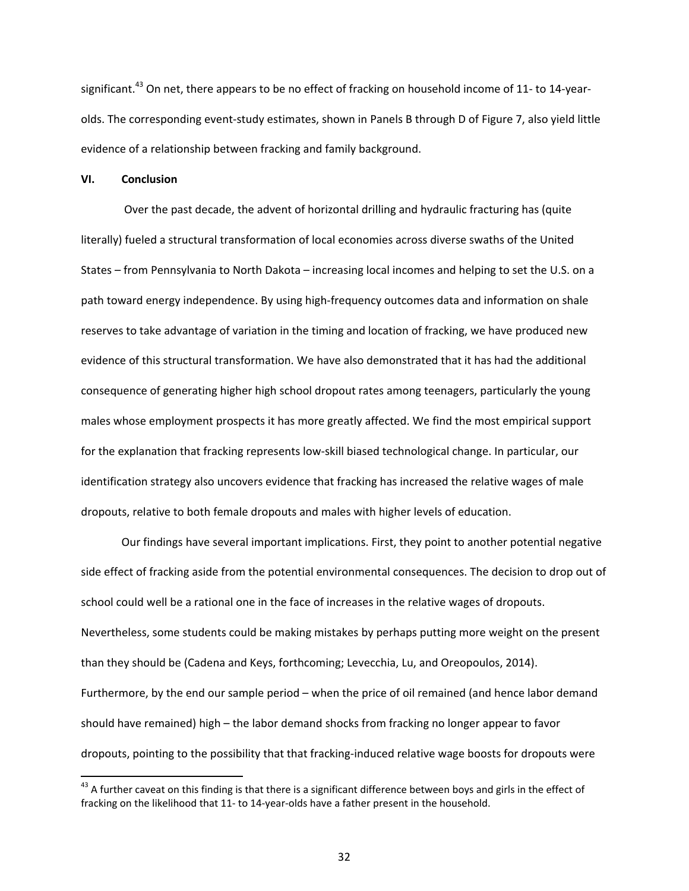significant.[43] On net, there appears to be no effect of fracking on household income of 11- to 14-year-olds. The corresponding event-study estimates, shown in Panels B through D of Figure 7, also yield little evidence of a relationship between fracking and family background.

## VI. Conclusion

Over the past decade, the advent of horizontal drilling and hydraulic fracturing has (quite literally) fueled a structural transformation of local economies across diverse swaths of the United States – from Pennsylvania to North Dakota – increasing local incomes and helping to set the U.S. on a path toward energy independence. By using high-frequency outcomes data and information on shale reserves to take advantage of variation in the timing and location of fracking, we have produced new evidence of this structural transformation. We have also demonstrated that it has had the additional consequence of generating higher high school dropout rates among teenagers, particularly the young males whose employment prospects it has more greatly affected. We find the most empirical support for the explanation that fracking represents low-skill biased technological change. In particular, our identification strategy also uncovers evidence that fracking has increased the relative wages of male dropouts, relative to both female dropouts and males with higher levels of education.

Our findings have several important implications. First, they point to another potential negative side effect of fracking aside from the potential environmental consequences. The decision to drop out of school could well be a rational one in the face of increases in the relative wages of dropouts. Nevertheless, some students could be making mistakes by perhaps putting more weight on the present than they should be (Cadena and Keys, forthcoming; Levecchia, Lu, and Oreopoulos, 2014). Furthermore, by the end our sample period – when the price of oil remained (and hence labor demand should have remained) high – the labor demand shocks from fracking no longer appear to favor dropouts, pointing to the possibility that that fracking-induced relative wage boosts for dropouts were

[43] A further caveat on this finding is that there is a significant difference between boys and girls in the effect of fracking on the likelihood that 11- to 14-year-olds have a father present in the household.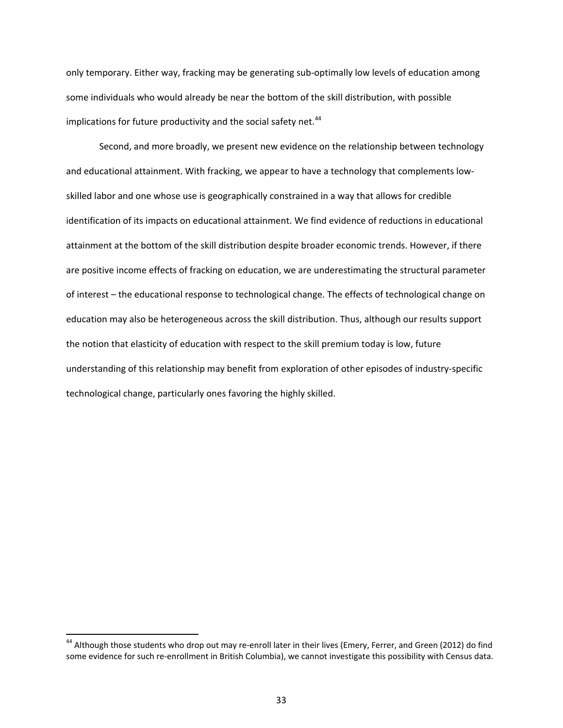only temporary. Either way, fracking may be generating sub-optimally low levels of education among some individuals who would already be near the bottom of the skill distribution, with possible implications for future productivity and the social safety net.[44]

Second, and more broadly, we present new evidence on the relationship between technology and educational attainment. With fracking, we appear to have a technology that complements low-skilled labor and one whose use is geographically constrained in a way that allows for credible identification of its impacts on educational attainment. We find evidence of reductions in educational attainment at the bottom of the skill distribution despite broader economic trends. However, if there are positive income effects of fracking on education, we are underestimating the structural parameter of interest – the educational response to technological change. The effects of technological change on education may also be heterogeneous across the skill distribution. Thus, although our results support the notion that elasticity of education with respect to the skill premium today is low, future understanding of this relationship may benefit from exploration of other episodes of industry-specific technological change, particularly ones favoring the highly skilled.

---

[44] Although those students who drop out may re-enroll later in their lives (Emery, Ferrer, and Green (2012) do find some evidence for such re-enrollment in British Columbia), we cannot investigate this possibility with Census data.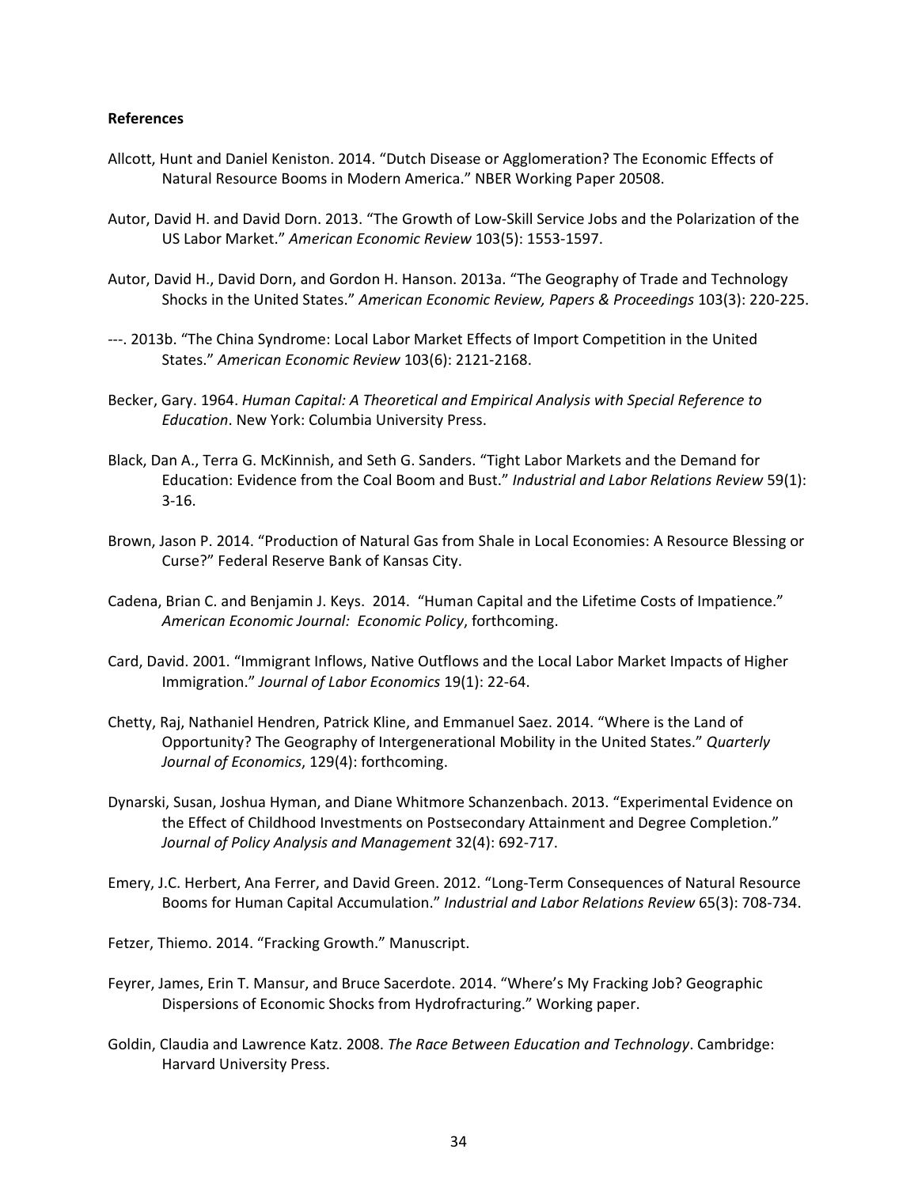**References**

Allcott, Hunt and Daniel Keniston. 2014. "Dutch Disease or Agglomeration? The Economic Effects of Natural Resource Booms in Modern America." NBER Working Paper 20508.

Autor, David H. and David Dorn. 2013. "The Growth of Low-Skill Service Jobs and the Polarization of the US Labor Market." *American Economic Review* 103(5): 1553-1597.

Autor, David H., David Dorn, and Gordon H. Hanson. 2013a. "The Geography of Trade and Technology Shocks in the United States." *American Economic Review, Papers & Proceedings* 103(3): 220-225.

---. 2013b. "The China Syndrome: Local Labor Market Effects of Import Competition in the United States." *American Economic Review* 103(6): 2121-2168.

Becker, Gary. 1964. *Human Capital: A Theoretical and Empirical Analysis with Special Reference to Education*. New York: Columbia University Press.

Black, Dan A., Terra G. McKinnish, and Seth G. Sanders. "Tight Labor Markets and the Demand for Education: Evidence from the Coal Boom and Bust." *Industrial and Labor Relations Review* 59(1): 3-16.

Brown, Jason P. 2014. "Production of Natural Gas from Shale in Local Economies: A Resource Blessing or Curse?" Federal Reserve Bank of Kansas City.

Cadena, Brian C. and Benjamin J. Keys. 2014. "Human Capital and the Lifetime Costs of Impatience." *American Economic Journal: Economic Policy*, forthcoming.

Card, David. 2001. "Immigrant Inflows, Native Outflows and the Local Labor Market Impacts of Higher Immigration." *Journal of Labor Economics* 19(1): 22-64.

Chetty, Raj, Nathaniel Hendren, Patrick Kline, and Emmanuel Saez. 2014. "Where is the Land of Opportunity? The Geography of Intergenerational Mobility in the United States." *Quarterly Journal of Economics*, 129(4): forthcoming.

Dynarski, Susan, Joshua Hyman, and Diane Whitmore Schanzenbach. 2013. "Experimental Evidence on the Effect of Childhood Investments on Postsecondary Attainment and Degree Completion." *Journal of Policy Analysis and Management* 32(4): 692-717.

Emery, J.C. Herbert, Ana Ferrer, and David Green. 2012. "Long-Term Consequences of Natural Resource Booms for Human Capital Accumulation." *Industrial and Labor Relations Review* 65(3): 708-734.

Fetzer, Thiemo. 2014. "Fracking Growth." Manuscript.

Feyrer, James, Erin T. Mansur, and Bruce Sacerdote. 2014. "Where's My Fracking Job? Geographic Dispersions of Economic Shocks from Hydrofracturing." Working paper.

Goldin, Claudia and Lawrence Katz. 2008. *The Race Between Education and Technology*. Cambridge: Harvard University Press.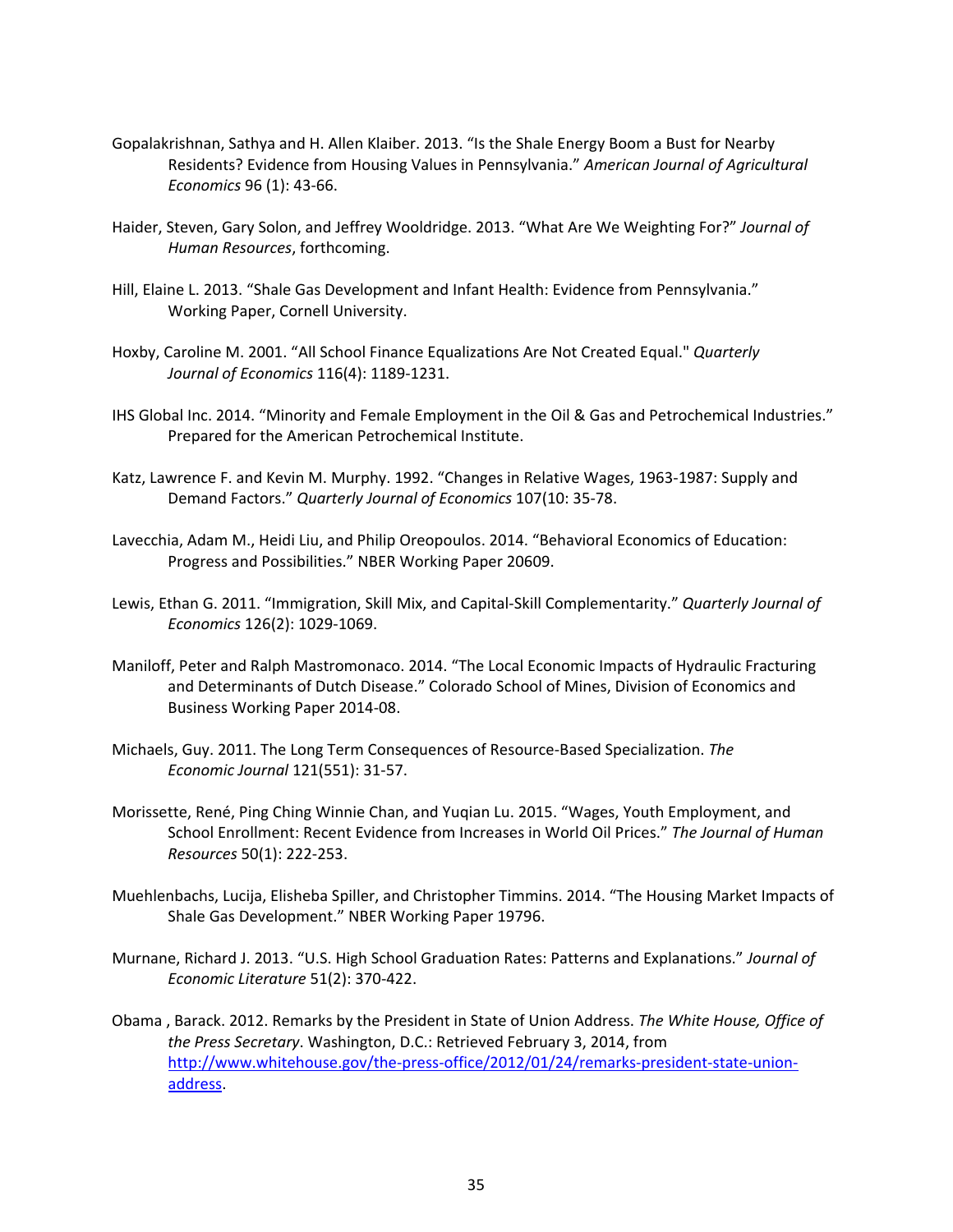Gopalakrishnan, Sathya and H. Allen Klaiber. 2013. "Is the Shale Energy Boom a Bust for Nearby Residents? Evidence from Housing Values in Pennsylvania." *American Journal of Agricultural Economics* 96 (1): 43-66.

Haider, Steven, Gary Solon, and Jeffrey Wooldridge. 2013. "What Are We Weighting For?" *Journal of Human Resources*, forthcoming.

Hill, Elaine L. 2013. "Shale Gas Development and Infant Health: Evidence from Pennsylvania." Working Paper, Cornell University.

Hoxby, Caroline M. 2001. "All School Finance Equalizations Are Not Created Equal." *Quarterly Journal of Economics* 116(4): 1189-1231.

IHS Global Inc. 2014. "Minority and Female Employment in the Oil & Gas and Petrochemical Industries." Prepared for the American Petrochemical Institute.

Katz, Lawrence F. and Kevin M. Murphy. 1992. "Changes in Relative Wages, 1963-1987: Supply and Demand Factors." *Quarterly Journal of Economics* 107(10: 35-78.

Lavecchia, Adam M., Heidi Liu, and Philip Oreopoulos. 2014. "Behavioral Economics of Education: Progress and Possibilities." NBER Working Paper 20609.

Lewis, Ethan G. 2011. "Immigration, Skill Mix, and Capital-Skill Complementarity." *Quarterly Journal of Economics* 126(2): 1029-1069.

Maniloff, Peter and Ralph Mastromonaco. 2014. "The Local Economic Impacts of Hydraulic Fracturing and Determinants of Dutch Disease." Colorado School of Mines, Division of Economics and Business Working Paper 2014-08.

Michaels, Guy. 2011. The Long Term Consequences of Resource-Based Specialization. *The Economic Journal* 121(551): 31-57.

Morissette, René, Ping Ching Winnie Chan, and Yuqian Lu. 2015. "Wages, Youth Employment, and School Enrollment: Recent Evidence from Increases in World Oil Prices." *The Journal of Human Resources* 50(1): 222-253.

Muehlenbachs, Lucija, Elisheba Spiller, and Christopher Timmins. 2014. "The Housing Market Impacts of Shale Gas Development." NBER Working Paper 19796.

Murnane, Richard J. 2013. "U.S. High School Graduation Rates: Patterns and Explanations." *Journal of Economic Literature* 51(2): 370-422.

Obama , Barack. 2012. Remarks by the President in State of Union Address. *The White House, Office of the Press Secretary*. Washington, D.C.: Retrieved February 3, 2014, from http://www.whitehouse.gov/the-press-office/2012/01/24/remarks-president-state-union-address.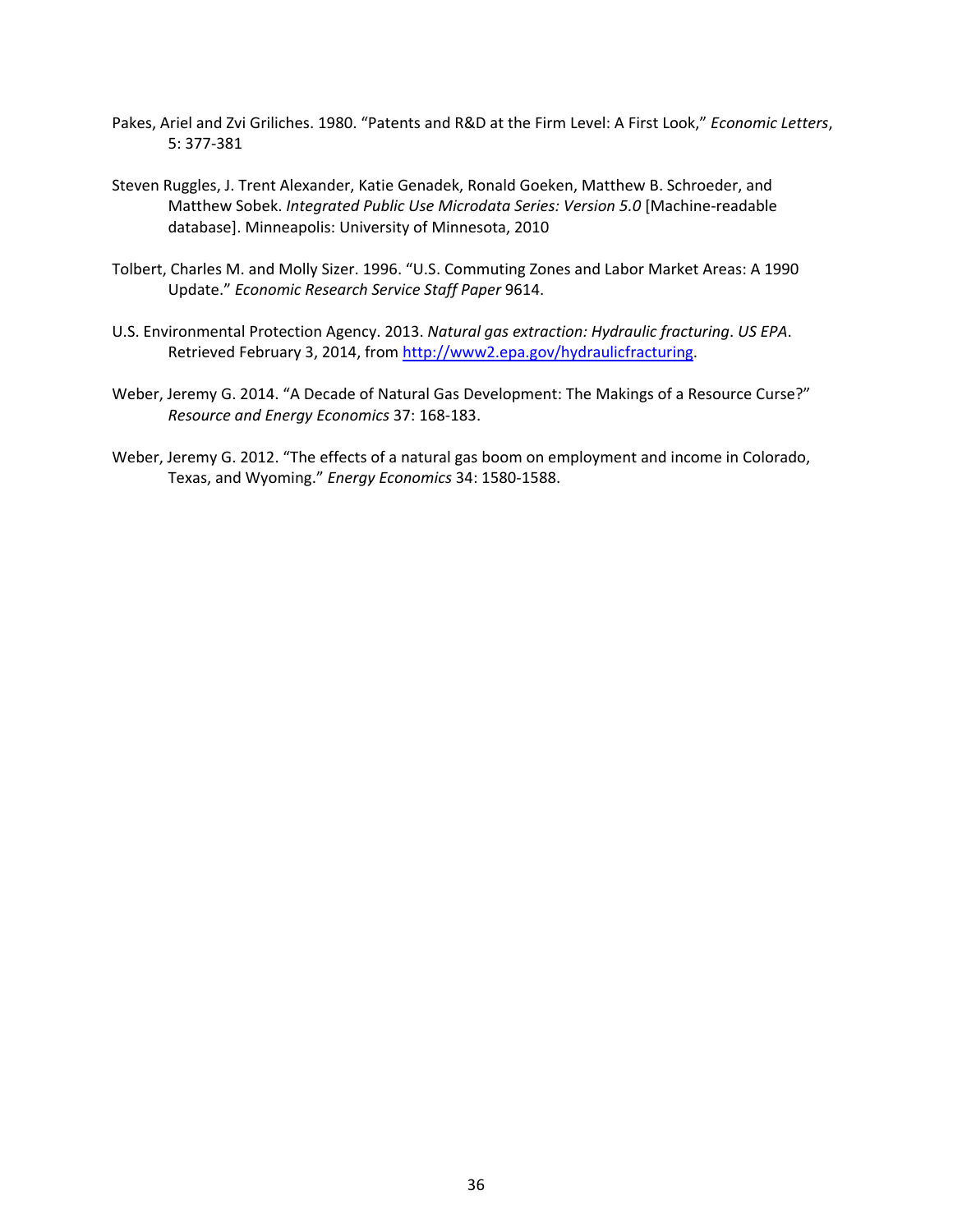Pakes, Ariel and Zvi Griliches. 1980. "Patents and R&D at the Firm Level: A First Look," *Economic Letters*, 5: 377-381

Steven Ruggles, J. Trent Alexander, Katie Genadek, Ronald Goeken, Matthew B. Schroeder, and Matthew Sobek. *Integrated Public Use Microdata Series: Version 5.0* [Machine-readable database]. Minneapolis: University of Minnesota, 2010

Tolbert, Charles M. and Molly Sizer. 1996. "U.S. Commuting Zones and Labor Market Areas: A 1990 Update." *Economic Research Service Staff Paper* 9614.

U.S. Environmental Protection Agency. 2013. *Natural gas extraction: Hydraulic fracturing*. *US EPA*. Retrieved February 3, 2014, from http://www2.epa.gov/hydraulicfracturing.

Weber, Jeremy G. 2014. "A Decade of Natural Gas Development: The Makings of a Resource Curse?" *Resource and Energy Economics* 37: 168-183.

Weber, Jeremy G. 2012. "The effects of a natural gas boom on employment and income in Colorado, Texas, and Wyoming." *Energy Economics* 34: 1580-1588.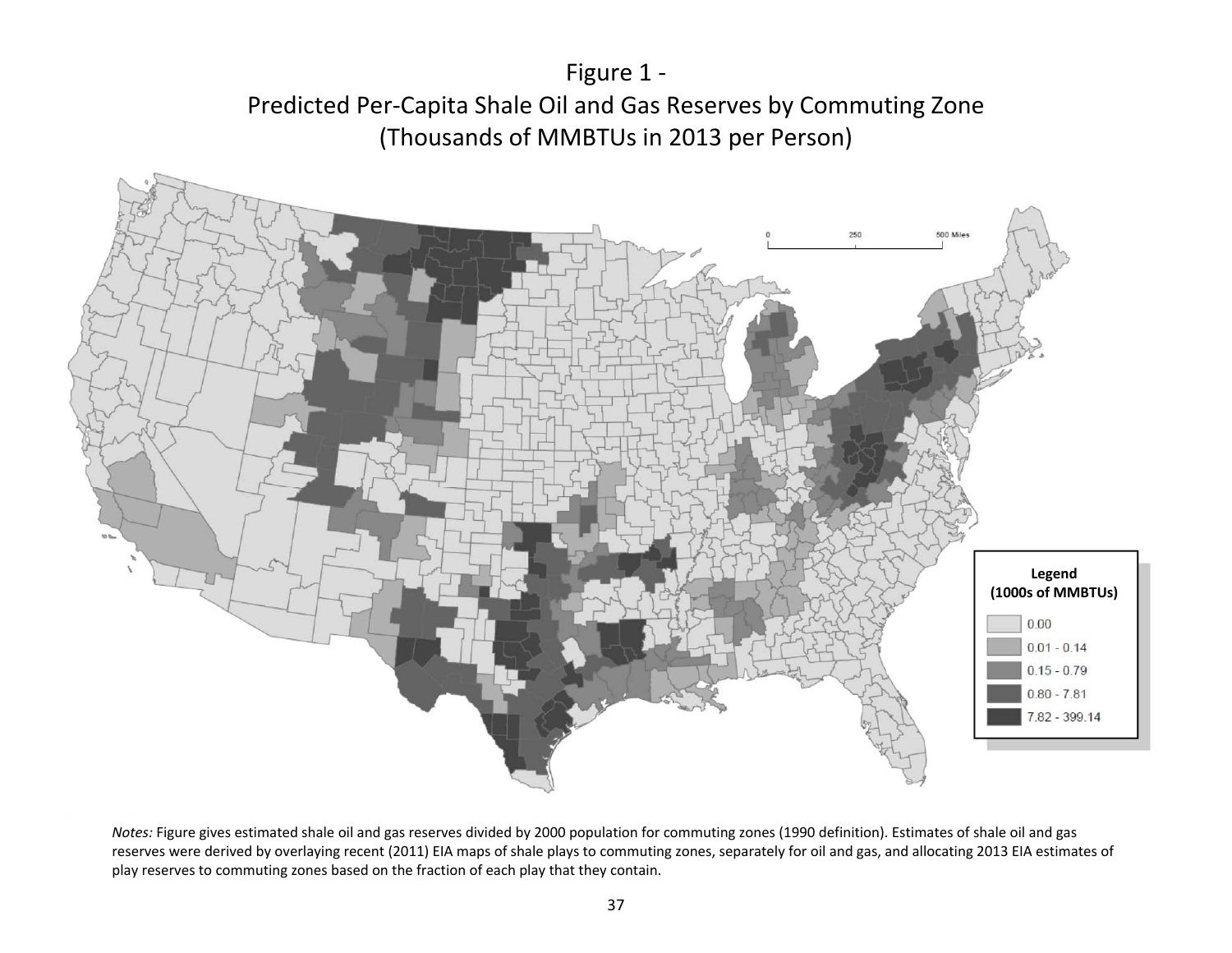# Figure 1 -
## Predicted Per-Capita Shale Oil and Gas Reserves by Commuting Zone
### (Thousands of MMBTUs in 2013 per Person)

*Notes:* Figure gives estimated shale oil and gas reserves divided by 2000 population for commuting zones (1990 definition). Estimates of shale oil and gas reserves were derived by overlaying recent (2011) EIA maps of shale plays to commuting zones, separately for oil and gas, and allocating 2013 EIA estimates of play reserves to commuting zones based on the fraction of each play that they contain.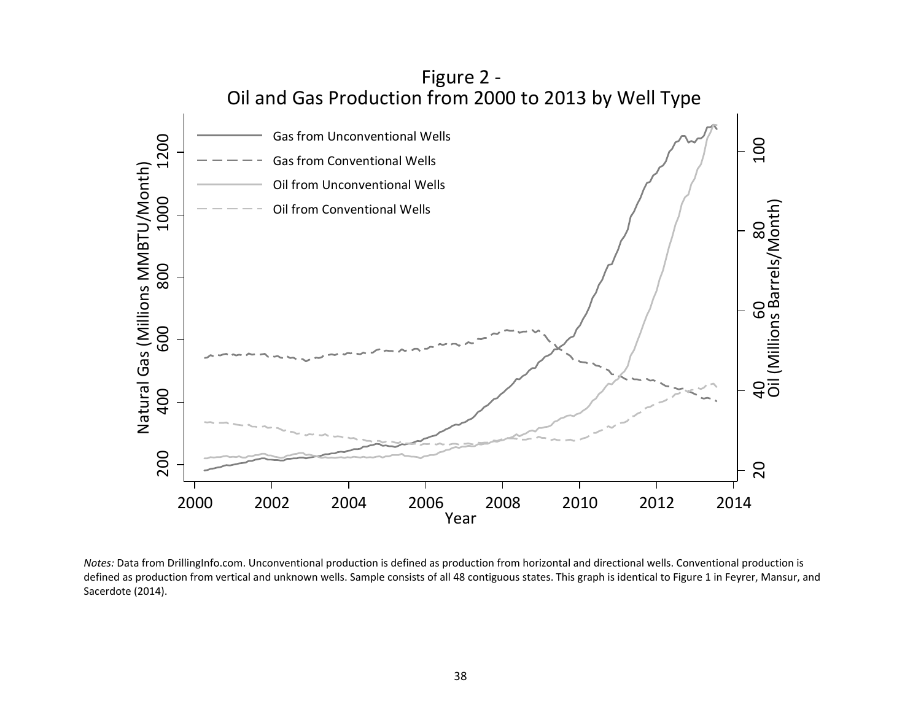Figure 2 -
Oil and Gas Production from 2000 to 2013 by Well Type

*Notes:* Data from DrillingInfo.com. Unconventional production is defined as production from horizontal and directional wells. Conventional production is defined as production from vertical and unknown wells. Sample consists of all 48 contiguous states. This graph is identical to Figure 1 in Feyrer, Mansur, and Sacerdote (2014).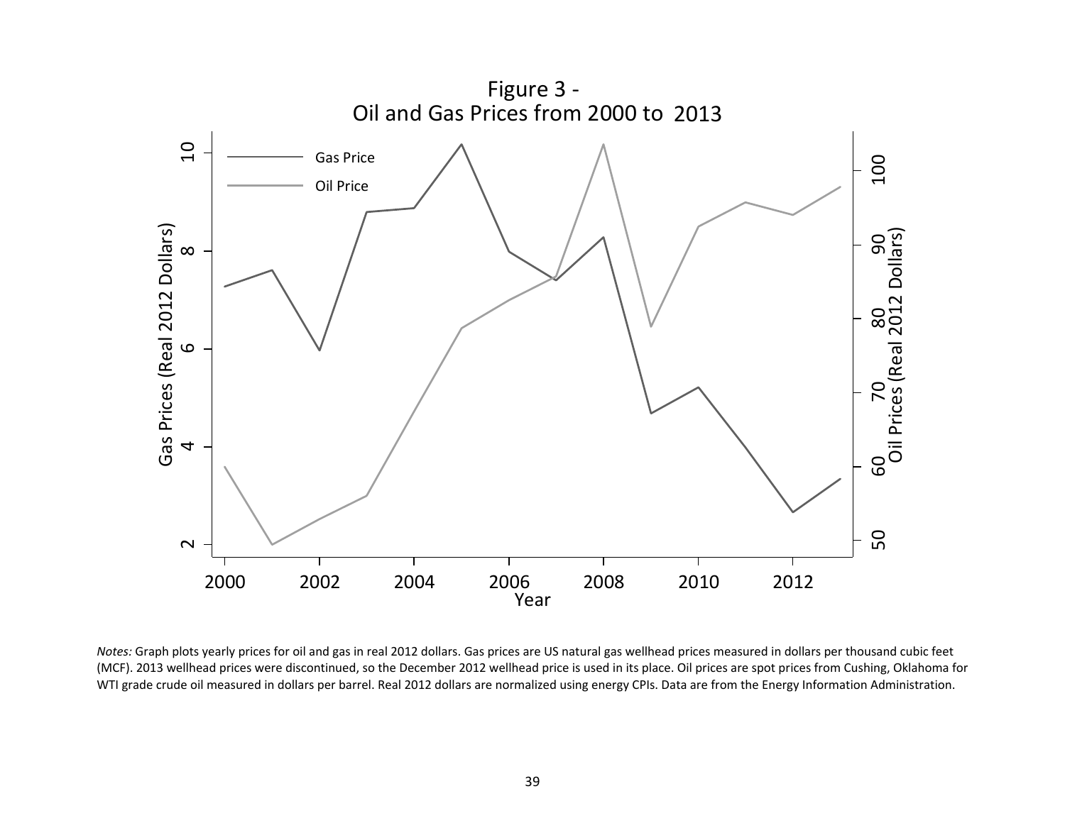Figure 3 -
Oil and Gas Prices from 2000 to 2013

*Notes:* Graph plots yearly prices for oil and gas in real 2012 dollars. Gas prices are US natural gas wellhead prices measured in dollars per thousand cubic feet (MCF). 2013 wellhead prices were discontinued, so the December 2012 wellhead price is used in its place. Oil prices are spot prices from Cushing, Oklahoma for WTI grade crude oil measured in dollars per barrel. Real 2012 dollars are normalized using energy CPIs. Data are from the Energy Information Administration.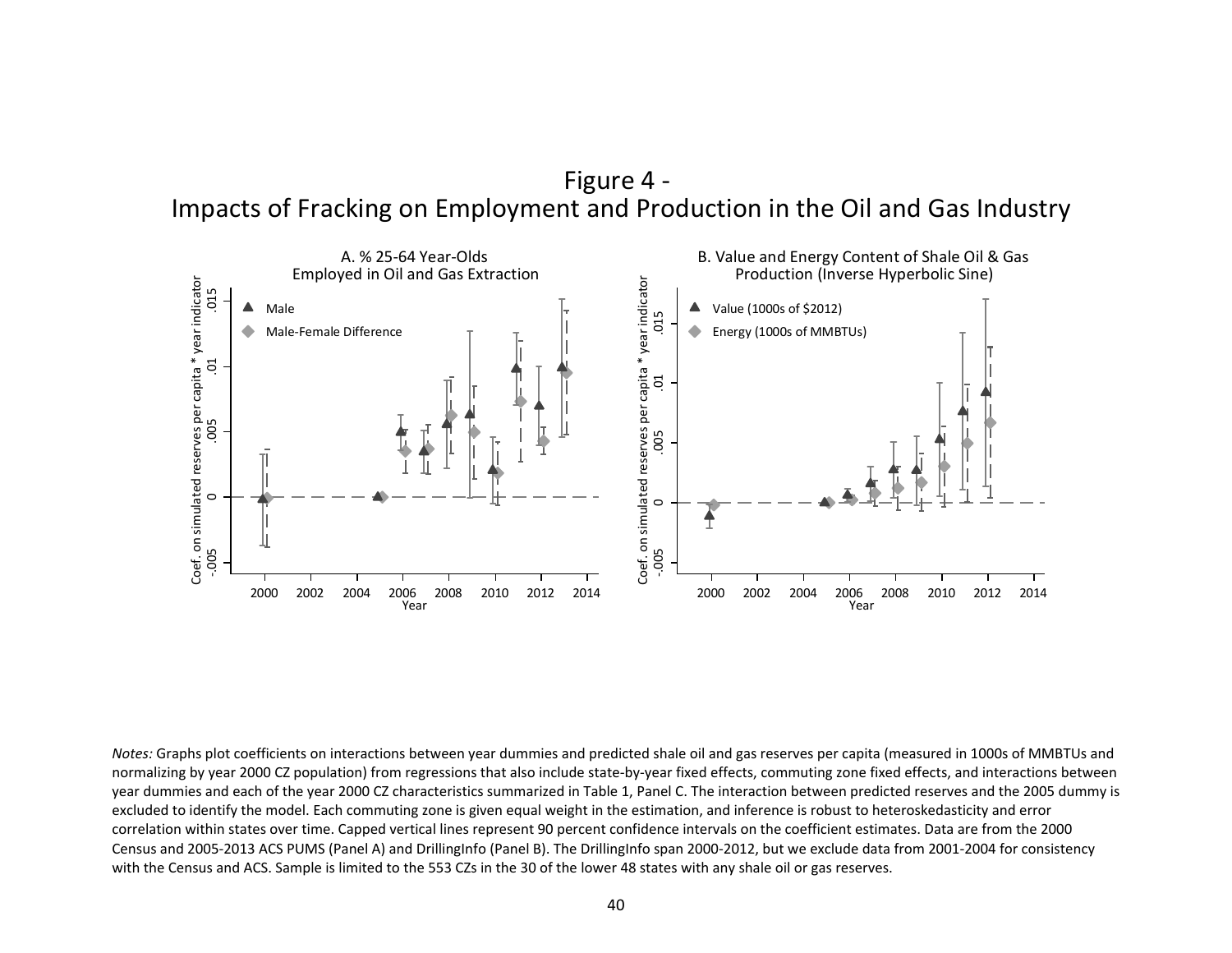# Figure 4 - Impacts of Fracking on Employment and Production in the Oil and Gas Industry

A. % 25-64 Year-Olds Employed in Oil and Gas Extraction

B. Value and Energy Content of Shale Oil & Gas Production (Inverse Hyperbolic Sine)

*Notes:* Graphs plot coefficients on interactions between year dummies and predicted shale oil and gas reserves per capita (measured in 1000s of MMBTUs and normalizing by year 2000 CZ population) from regressions that also include state-by-year fixed effects, commuting zone fixed effects, and interactions between year dummies and each of the year 2000 CZ characteristics summarized in Table 1, Panel C. The interaction between predicted reserves and the 2005 dummy is excluded to identify the model. Each commuting zone is given equal weight in the estimation, and inference is robust to heteroskedasticity and error correlation within states over time. Capped vertical lines represent 90 percent confidence intervals on the coefficient estimates. Data are from the 2000 Census and 2005-2013 ACS PUMS (Panel A) and DrillingInfo (Panel B). The DrillingInfo span 2000-2012, but we exclude data from 2001-2004 for consistency with the Census and ACS. Sample is limited to the 553 CZs in the 30 of the lower 48 states with any shale oil or gas reserves.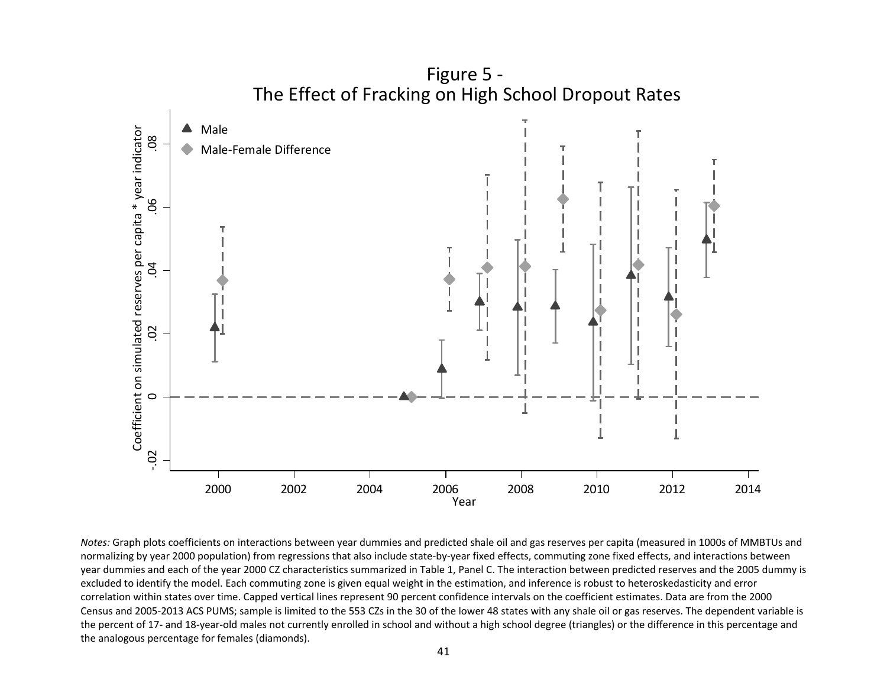# Figure 5 - The Effect of Fracking on High School Dropout Rates

*Notes:* Graph plots coefficients on interactions between year dummies and predicted shale oil and gas reserves per capita (measured in 1000s of MMBTUs and normalizing by year 2000 population) from regressions that also include state-by-year fixed effects, commuting zone fixed effects, and interactions between year dummies and each of the year 2000 CZ characteristics summarized in Table 1, Panel C. The interaction between predicted reserves and the 2005 dummy is excluded to identify the model. Each commuting zone is given equal weight in the estimation, and inference is robust to heteroskedasticity and error correlation within states over time. Capped vertical lines represent 90 percent confidence intervals on the coefficient estimates. Data are from the 2000 Census and 2005-2013 ACS PUMS; sample is limited to the 553 CZs in the 30 of the lower 48 states with any shale oil or gas reserves. The dependent variable is the percent of 17- and 18-year-old males not currently enrolled in school and without a high school degree (triangles) or the difference in this percentage and the analogous percentage for females (diamonds).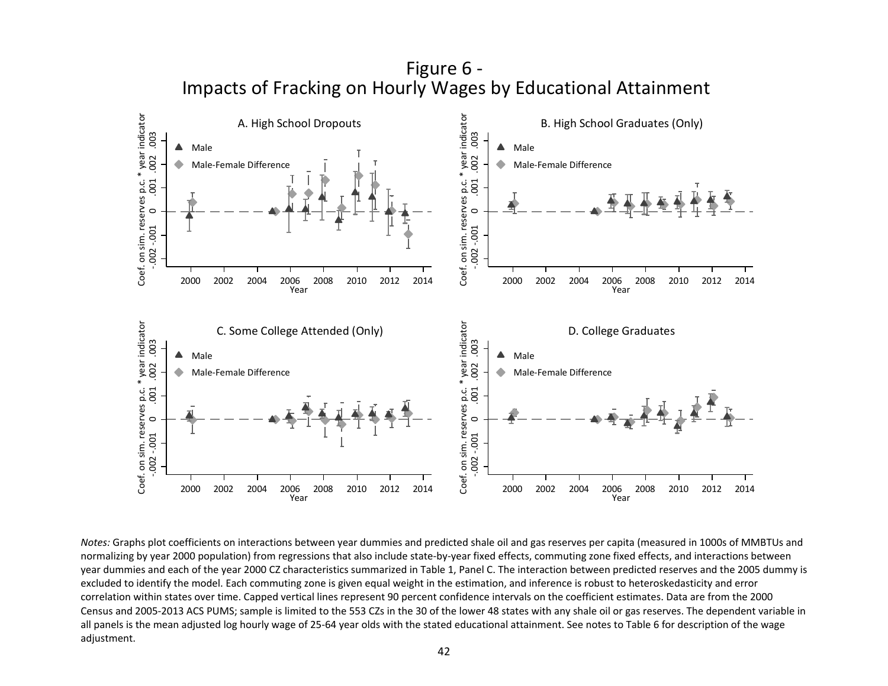Figure 6 -
Impacts of Fracking on Hourly Wages by Educational Attainment

A. High School Dropouts

B. High School Graduates (Only)

C. Some College Attended (Only)

D. College Graduates

*Notes:* Graphs plot coefficients on interactions between year dummies and predicted shale oil and gas reserves per capita (measured in 1000s of MMBTUs and normalizing by year 2000 population) from regressions that also include state-by-year fixed effects, commuting zone fixed effects, and interactions between year dummies and each of the year 2000 CZ characteristics summarized in Table 1, Panel C. The interaction between predicted reserves and the 2005 dummy is excluded to identify the model. Each commuting zone is given equal weight in the estimation, and inference is robust to heteroskedasticity and error correlation within states over time. Capped vertical lines represent 90 percent confidence intervals on the coefficient estimates. Data are from the 2000 Census and 2005-2013 ACS PUMS; sample is limited to the 553 CZs in the 30 of the lower 48 states with any shale oil or gas reserves. The dependent variable in all panels is the mean adjusted log hourly wage of 25-64 year olds with the stated educational attainment. See notes to Table 6 for description of the wage adjustment.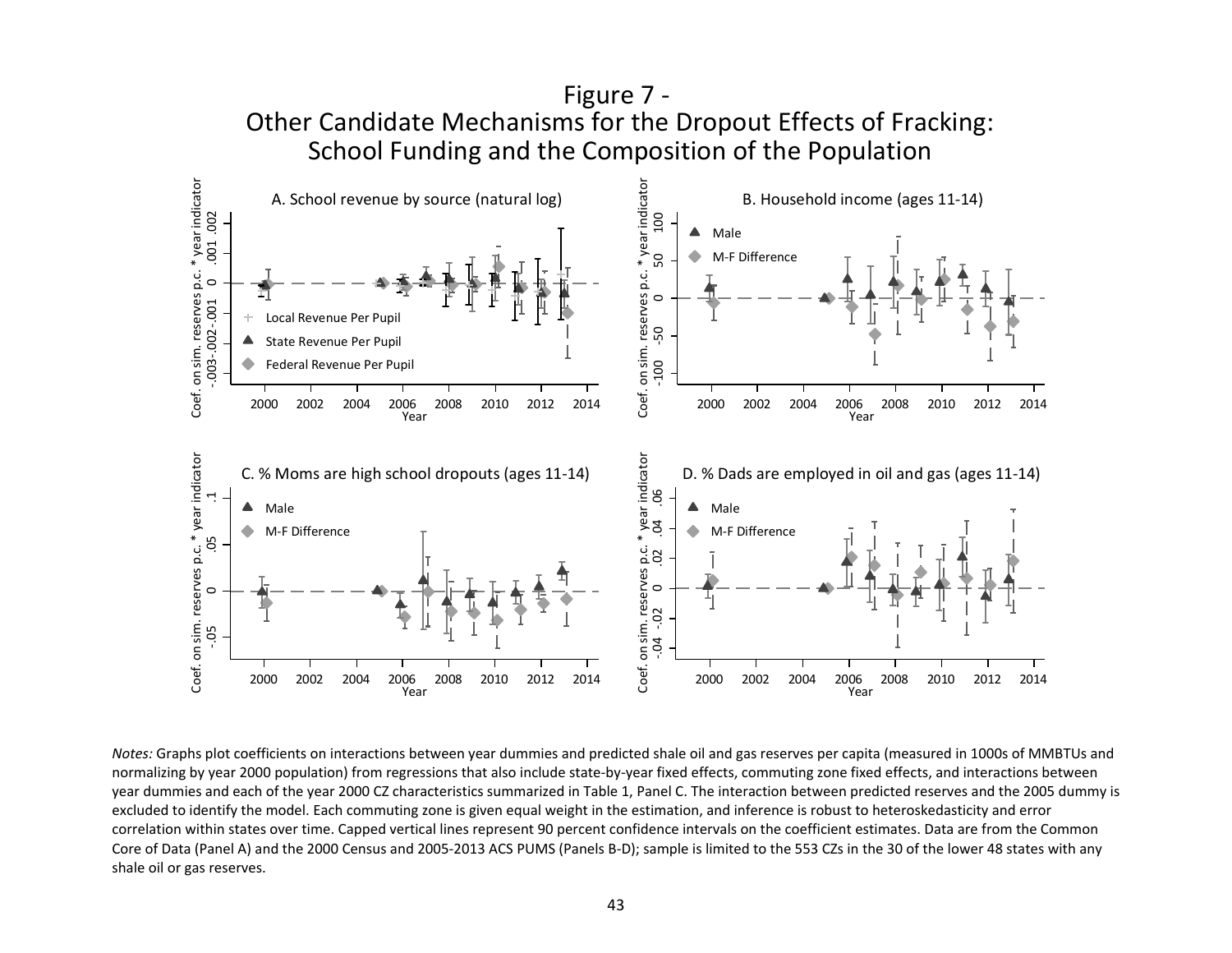# Figure 7 -
## Other Candidate Mechanisms for the Dropout Effects of Fracking: School Funding and the Composition of the Population

*Notes:* Graphs plot coefficients on interactions between year dummies and predicted shale oil and gas reserves per capita (measured in 1000s of MMBTUs and normalizing by year 2000 population) from regressions that also include state-by-year fixed effects, commuting zone fixed effects, and interactions between year dummies and each of the year 2000 CZ characteristics summarized in Table 1, Panel C. The interaction between predicted reserves and the 2005 dummy is excluded to identify the model. Each commuting zone is given equal weight in the estimation, and inference is robust to heteroskedasticity and error correlation within states over time. Capped vertical lines represent 90 percent confidence intervals on the coefficient estimates. Data are from the Common Core of Data (Panel A) and the 2000 Census and 2005-2013 ACS PUMS (Panels B-D); sample is limited to the 553 CZs in the 30 of the lower 48 states with any shale oil or gas reserves.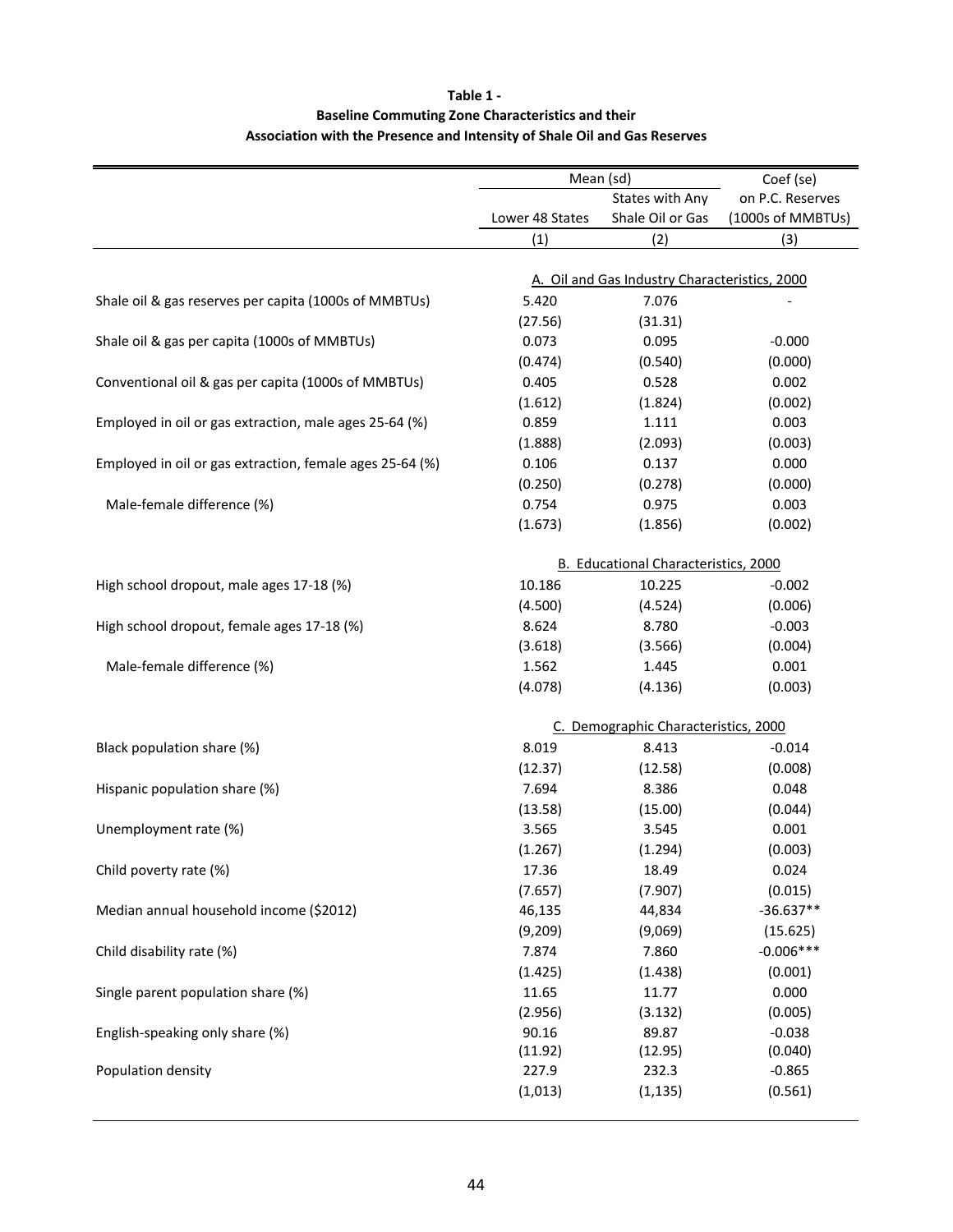**Table 1 -**
**Baseline Commuting Zone Characteristics and their Association with the Presence and Intensity of Shale Oil and Gas Reserves**

| | Mean (sd) | | Coef (se) |
|---|---|---|---|
| | Lower 48 States | States with Any Shale Oil or Gas | on P.C. Reserves (1000s of MMBTUs) |
| | (1) | (2) | (3) |
| | A. Oil and Gas Industry Characteristics, 2000 | | |
| Shale oil & gas reserves per capita (1000s of MMBTUs) | 5.420 | 7.076 | - |
| | (27.56) | (31.31) | |
| Shale oil & gas per capita (1000s of MMBTUs) | 0.073 | 0.095 | -0.000 |
| | (0.474) | (0.540) | (0.000) |
| Conventional oil & gas per capita (1000s of MMBTUs) | 0.405 | 0.528 | 0.002 |
| | (1.612) | (1.824) | (0.002) |
| Employed in oil or gas extraction, male ages 25-64 (%) | 0.859 | 1.111 | 0.003 |
| | (1.888) | (2.093) | (0.003) |
| Employed in oil or gas extraction, female ages 25-64 (%) | 0.106 | 0.137 | 0.000 |
| | (0.250) | (0.278) | (0.000) |
| Male-female difference (%) | 0.754 | 0.975 | 0.003 |
| | (1.673) | (1.856) | (0.002) |
| | B. Educational Characteristics, 2000 | | |
| High school dropout, male ages 17-18 (%) | 10.186 | 10.225 | -0.002 |
| | (4.500) | (4.524) | (0.006) |
| High school dropout, female ages 17-18 (%) | 8.624 | 8.780 | -0.003 |
| | (3.618) | (3.566) | (0.004) |
| Male-female difference (%) | 1.562 | 1.445 | 0.001 |
| | (4.078) | (4.136) | (0.003) |
| | C. Demographic Characteristics, 2000 | | |
| Black population share (%) | 8.019 | 8.413 | -0.014 |
| | (12.37) | (12.58) | (0.008) |
| Hispanic population share (%) | 7.694 | 8.386 | 0.048 |
| | (13.58) | (15.00) | (0.044) |
| Unemployment rate (%) | 3.565 | 3.545 | 0.001 |
| | (1.267) | (1.294) | (0.003) |
| Child poverty rate (%) | 17.36 | 18.49 | 0.024 |
| | (7.657) | (7.907) | (0.015) |
| Median annual household income ($2012) | 46,135 | 44,834 | -36.637** |
| | (9,209) | (9,069) | (15.625) |
| Child disability rate (%) | 7.874 | 7.860 | -0.006*** |
| | (1.425) | (1.438) | (0.001) |
| Single parent population share (%) | 11.65 | 11.77 | 0.000 |
| | (2.956) | (3.132) | (0.005) |
| English-speaking only share (%) | 90.16 | 89.87 | -0.038 |
| | (11.92) | (12.95) | (0.040) |
| Population density | 227.9 | 232.3 | -0.865 |
| | (1,013) | (1,135) | (0.561) |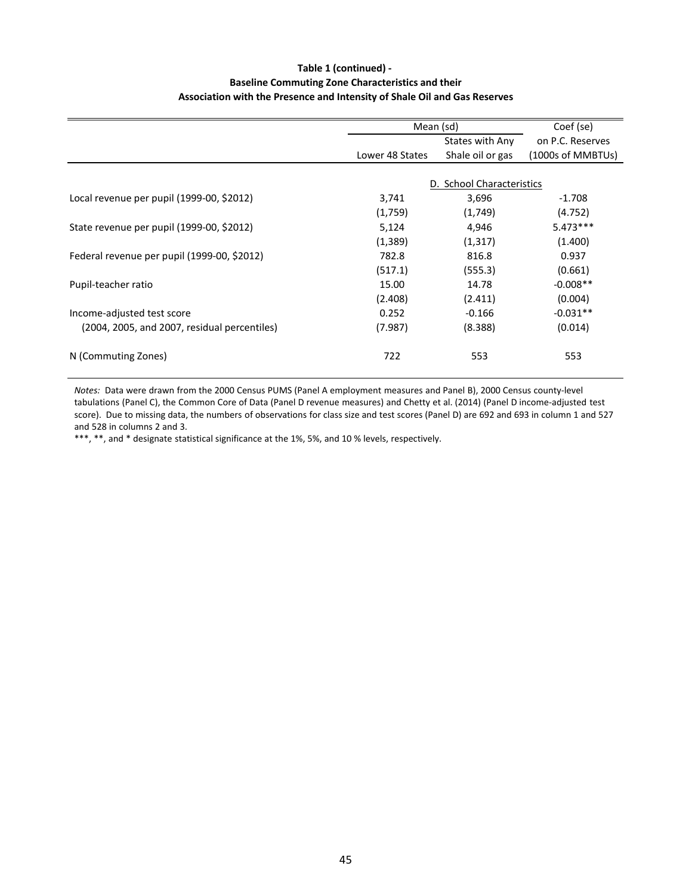**Table 1 (continued) -**
**Baseline Commuting Zone Characteristics and their**
**Association with the Presence and Intensity of Shale Oil and Gas Reserves**

| | Mean (sd) | | Coef (se) |
|---|---|---|---|
| | | States with Any | on P.C. Reserves |
| | Lower 48 States | Shale oil or gas | (1000s of MMBTUs) |
| | | D. School Characteristics | |
| Local revenue per pupil (1999-00, $2012) | 3,741 | 3,696 | -1.708 |
| | (1,759) | (1,749) | (4.752) |
| State revenue per pupil (1999-00, $2012) | 5,124 | 4,946 | 5.473*** |
| | (1,389) | (1,317) | (1.400) |
| Federal revenue per pupil (1999-00, $2012) | 782.8 | 816.8 | 0.937 |
| | (517.1) | (555.3) | (0.661) |
| Pupil-teacher ratio | 15.00 | 14.78 | -0.008** |
| | (2.408) | (2.411) | (0.004) |
| Income-adjusted test score | 0.252 | -0.166 | -0.031** |
| (2004, 2005, and 2007, residual percentiles) | (7.987) | (8.388) | (0.014) |
| N (Commuting Zones) | 722 | 553 | 553 |

*Notes:* Data were drawn from the 2000 Census PUMS (Panel A employment measures and Panel B), 2000 Census county-level tabulations (Panel C), the Common Core of Data (Panel D revenue measures) and Chetty et al. (2014) (Panel D income-adjusted test score). Due to missing data, the numbers of observations for class size and test scores (Panel D) are 692 and 693 in column 1 and 527 and 528 in columns 2 and 3.

***, **, and * designate statistical significance at the 1%, 5%, and 10 % levels, respectively.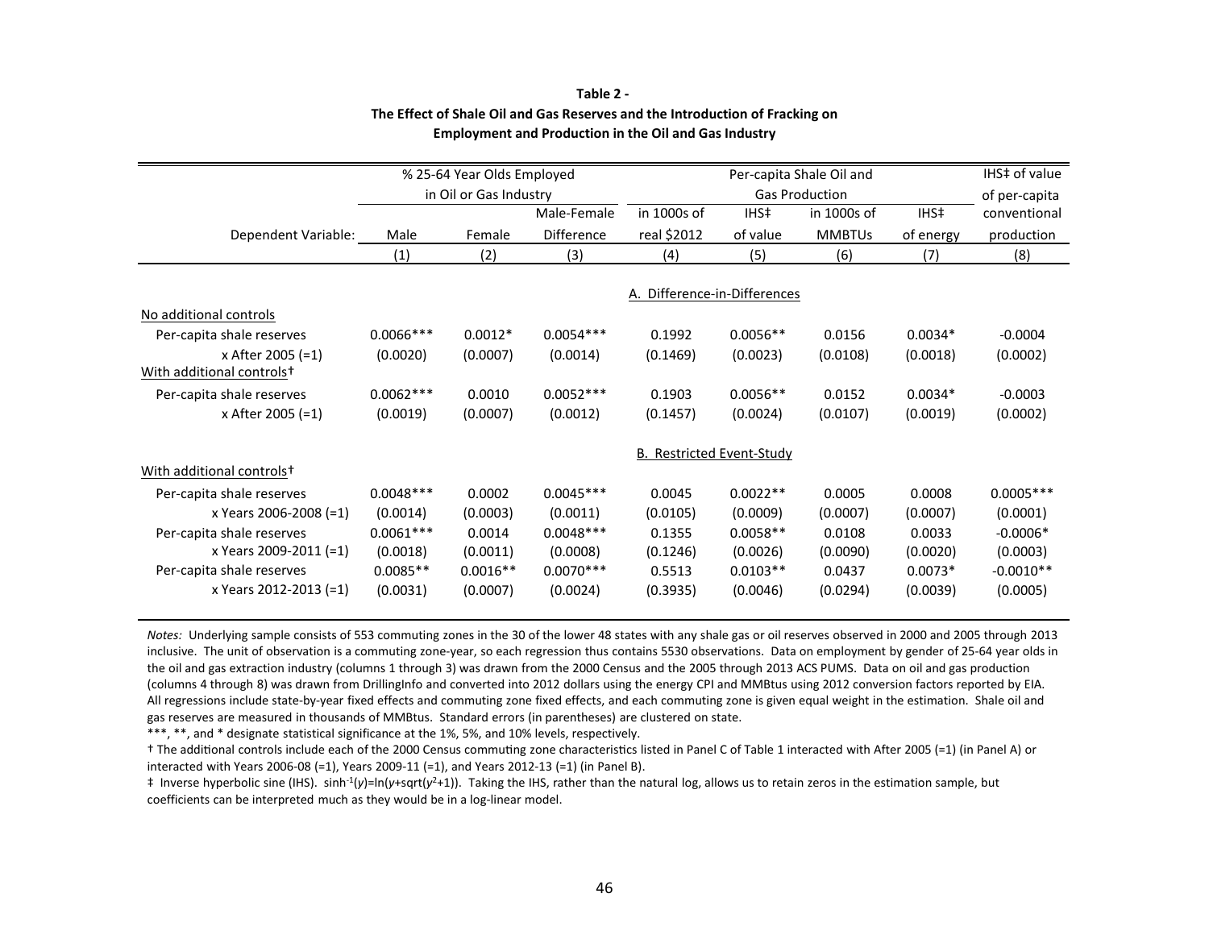**Table 2 -**
**The Effect of Shale Oil and Gas Reserves and the Introduction of Fracking on Employment and Production in the Oil and Gas Industry**

| | % 25-64 Year Olds Employed in Oil or Gas Industry | | | Per-capita Shale Oil and Gas Production | | | | IHS‡ of value of per-capita conventional production |
|---|---|---|---|---|---|---|---|---|
| Dependent Variable: | Male | Female | Male-Female Difference | in 1000s of real $2012 | IHS‡ of value | in 1000s of MMBTUs | IHS‡ of energy | |
| | (1) | (2) | (3) | (4) | (5) | (6) | (7) | (8) |
| | | | | **A. Difference-in-Differences** | | | | |
| No additional controls | | | | | | | | |
| Per-capita shale reserves | 0.0066*** | 0.0012* | 0.0054*** | 0.1992 | 0.0056** | 0.0156 | 0.0034* | -0.0004 |
| x After 2005 (=1) | (0.0020) | (0.0007) | (0.0014) | (0.1469) | (0.0023) | (0.0108) | (0.0018) | (0.0002) |
| With additional controls† | | | | | | | | |
| Per-capita shale reserves | 0.0062*** | 0.0010 | 0.0052*** | 0.1903 | 0.0056** | 0.0152 | 0.0034* | -0.0003 |
| x After 2005 (=1) | (0.0019) | (0.0007) | (0.0012) | (0.1457) | (0.0024) | (0.0107) | (0.0019) | (0.0002) |
| | | | | **B. Restricted Event-Study** | | | | |
| With additional controls† | | | | | | | | |
| Per-capita shale reserves | 0.0048*** | 0.0002 | 0.0045*** | 0.0045 | 0.0022** | 0.0005 | 0.0008 | 0.0005*** |
| x Years 2006-2008 (=1) | (0.0014) | (0.0003) | (0.0011) | (0.0105) | (0.0009) | (0.0007) | (0.0007) | (0.0001) |
| Per-capita shale reserves | 0.0061*** | 0.0014 | 0.0048*** | 0.1355 | 0.0058** | 0.0108 | 0.0033 | -0.0006* |
| x Years 2009-2011 (=1) | (0.0018) | (0.0011) | (0.0008) | (0.1246) | (0.0026) | (0.0090) | (0.0020) | (0.0003) |
| Per-capita shale reserves | 0.0085** | 0.0016** | 0.0070*** | 0.5513 | 0.0103** | 0.0437 | 0.0073* | -0.0010** |
| x Years 2012-2013 (=1) | (0.0031) | (0.0007) | (0.0024) | (0.3935) | (0.0046) | (0.0294) | (0.0039) | (0.0005) |

*Notes:* Underlying sample consists of 553 commuting zones in the 30 of the lower 48 states with any shale gas or oil reserves observed in 2000 and 2005 through 2013 inclusive. The unit of observation is a commuting zone-year, so each regression thus contains 5530 observations. Data on employment by gender of 25-64 year olds in the oil and gas extraction industry (columns 1 through 3) was drawn from the 2000 Census and the 2005 through 2013 ACS PUMS. Data on oil and gas production (columns 4 through 8) was drawn from DrillingInfo and converted into 2012 dollars using the energy CPI and MMBtus using 2012 conversion factors reported by EIA. All regressions include state-by-year fixed effects and commuting zone fixed effects, and each commuting zone is given equal weight in the estimation. Shale oil and gas reserves are measured in thousands of MMBtus. Standard errors (in parentheses) are clustered on state.

***, **, and * designate statistical significance at the 1%, 5%, and 10% levels, respectively.

† The additional controls include each of the 2000 Census commuting zone characteristics listed in Panel C of Table 1 interacted with After 2005 (=1) (in Panel A) or interacted with Years 2006-08 (=1), Years 2009-11 (=1), and Years 2012-13 (=1) (in Panel B).

‡ Inverse hyperbolic sine (IHS). $\sinh^{-1}(y)=\ln(y+\text{sqrt}(y^2+1))$. Taking the IHS, rather than the natural log, allows us to retain zeros in the estimation sample, but coefficients can be interpreted much as they would be in a log-linear model.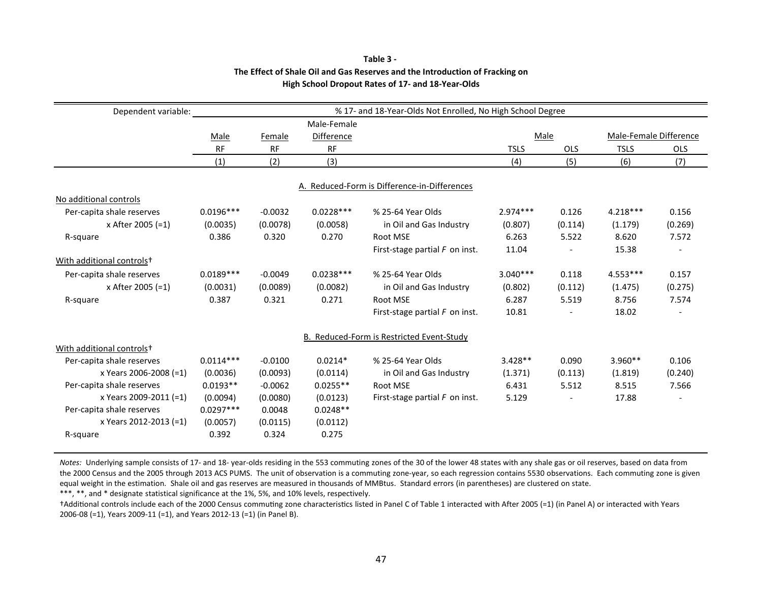**Table 3 -**
**The Effect of Shale Oil and Gas Reserves and the Introduction of Fracking on High School Dropout Rates of 17- and 18-Year-Olds**

| Dependent variable: | % 17- and 18-Year-Olds Not Enrolled, No High School Degree | | | | | | | |
|---|---|---|---|---|---|---|---|---|
| | Male | Female | Male-Female Difference | | Male | | Male-Female Difference | |
| | RF | RF | RF | | TSLS | OLS | TSLS | OLS |
| | (1) | (2) | (3) | | (4) | (5) | (6) | (7) |
| | | | A. Reduced-Form is Difference-in-Differences | | | | | |
| No additional controls | | | | | | | | |
| Per-capita shale reserves | 0.0196*** | -0.0032 | 0.0228*** | % 25-64 Year Olds | 2.974*** | 0.126 | 4.218*** | 0.156 |
| x After 2005 (=1) | (0.0035) | (0.0078) | (0.0058) | in Oil and Gas Industry | (0.807) | (0.114) | (1.179) | (0.269) |
| R-square | 0.386 | 0.320 | 0.270 | Root MSE | 6.263 | 5.522 | 8.620 | 7.572 |
| | | | | First-stage partial *F* on inst. | 11.04 | - | 15.38 | - |
| With additional controls† | | | | | | | | |
| Per-capita shale reserves | 0.0189*** | -0.0049 | 0.0238*** | % 25-64 Year Olds | 3.040*** | 0.118 | 4.553*** | 0.157 |
| x After 2005 (=1) | (0.0031) | (0.0089) | (0.0082) | in Oil and Gas Industry | (0.802) | (0.112) | (1.475) | (0.275) |
| R-square | 0.387 | 0.321 | 0.271 | Root MSE | 6.287 | 5.519 | 8.756 | 7.574 |
| | | | | First-stage partial *F* on inst. | 10.81 | - | 18.02 | - |
| | | | B. Reduced-Form is Restricted Event-Study | | | | | |
| With additional controls† | | | | | | | | |
| Per-capita shale reserves | 0.0114*** | -0.0100 | 0.0214* | % 25-64 Year Olds | 3.428** | 0.090 | 3.960** | 0.106 |
| x Years 2006-2008 (=1) | (0.0036) | (0.0093) | (0.0114) | in Oil and Gas Industry | (1.371) | (0.113) | (1.819) | (0.240) |
| Per-capita shale reserves | 0.0193** | -0.0062 | 0.0255** | Root MSE | 6.431 | 5.512 | 8.515 | 7.566 |
| x Years 2009-2011 (=1) | (0.0094) | (0.0080) | (0.0123) | First-stage partial *F* on inst. | 5.129 | - | 17.88 | - |
| Per-capita shale reserves | 0.0297*** | 0.0048 | 0.0248** | | | | | |
| x Years 2012-2013 (=1) | (0.0057) | (0.0115) | (0.0112) | | | | | |
| R-square | 0.392 | 0.324 | 0.275 | | | | | |

*Notes:* Underlying sample consists of 17- and 18- year-olds residing in the 553 commuting zones of the 30 of the lower 48 states with any shale gas or oil reserves, based on data from the 2000 Census and the 2005 through 2013 ACS PUMS. The unit of observation is a commuting zone-year, so each regression contains 5530 observations. Each commuting zone is given equal weight in the estimation. Shale oil and gas reserves are measured in thousands of MMBtus. Standard errors (in parentheses) are clustered on state.

***, **, and * designate statistical significance at the 1%, 5%, and 10% levels, respectively.

†Additional controls include each of the 2000 Census commuting zone characteristics listed in Panel C of Table 1 interacted with After 2005 (=1) (in Panel A) or interacted with Years 2006-08 (=1), Years 2009-11 (=1), and Years 2012-13 (=1) (in Panel B).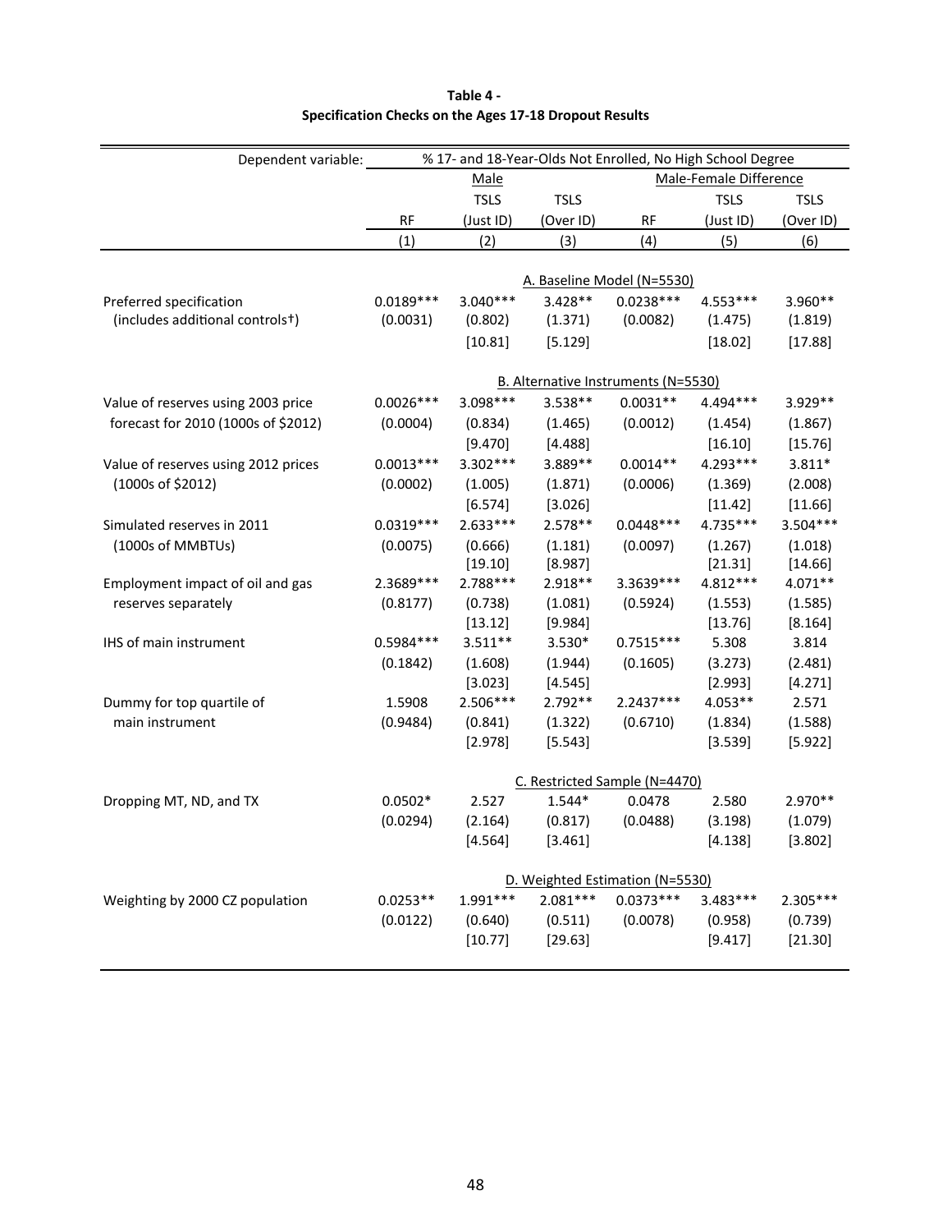**Table 4 -**
**Specification Checks on the Ages 17-18 Dropout Results**

| Dependent variable: | % 17- and 18-Year-Olds Not Enrolled, No High School Degree | | | | | |
|---|---|---|---|---|---|---|
| | Male | | | Male-Female Difference | | |
| | RF | TSLS (Just ID) | TSLS (Over ID) | RF | TSLS (Just ID) | TSLS (Over ID) |
| | (1) | (2) | (3) | (4) | (5) | (6) |
| | **A. Baseline Model (N=5530)** | | | | | |
| Preferred specification | 0.0189*** | 3.040*** | 3.428** | 0.0238*** | 4.553*** | 3.960** |
| (includes additional controls†) | (0.0031) | (0.802) | (1.371) | (0.0082) | (1.475) | (1.819) |
| | | [10.81] | [5.129] | | [18.02] | [17.88] |
| | **B. Alternative Instruments (N=5530)** | | | | | |
| Value of reserves using 2003 price | 0.0026*** | 3.098*** | 3.538** | 0.0031** | 4.494*** | 3.929** |
| forecast for 2010 (1000s of $2012) | (0.0004) | (0.834) | (1.465) | (0.0012) | (1.454) | (1.867) |
| | | [9.470] | [4.488] | | [16.10] | [15.76] |
| Value of reserves using 2012 prices | 0.0013*** | 3.302*** | 3.889** | 0.0014** | 4.293*** | 3.811* |
| (1000s of $2012) | (0.0002) | (1.005) | (1.871) | (0.0006) | (1.369) | (2.008) |
| | | [6.574] | [3.026] | | [11.42] | [11.66] |
| Simulated reserves in 2011 | 0.0319*** | 2.633*** | 2.578** | 0.0448*** | 4.735*** | 3.504*** |
| (1000s of MMBTUs) | (0.0075) | (0.666) | (1.181) | (0.0097) | (1.267) | (1.018) |
| | | [19.10] | [8.987] | | [21.31] | [14.66] |
| Employment impact of oil and gas | 2.3689*** | 2.788*** | 2.918** | 3.3639*** | 4.812*** | 4.071** |
| reserves separately | (0.8177) | (0.738) | (1.081) | (0.5924) | (1.553) | (1.585) |
| | | [13.12] | [9.984] | | [13.76] | [8.164] |
| IHS of main instrument | 0.5984*** | 3.511** | 3.530* | 0.7515*** | 5.308 | 3.814 |
| | (0.1842) | (1.608) | (1.944) | (0.1605) | (3.273) | (2.481) |
| | | [3.023] | [4.545] | | [2.993] | [4.271] |
| Dummy for top quartile of | 1.5908 | 2.506*** | 2.792** | 2.2437*** | 4.053** | 2.571 |
| main instrument | (0.9484) | (0.841) | (1.322) | (0.6710) | (1.834) | (1.588) |
| | | [2.978] | [5.543] | | [3.539] | [5.922] |
| | **C. Restricted Sample (N=4470)** | | | | | |
| Dropping MT, ND, and TX | 0.0502* | 2.527 | 1.544* | 0.0478 | 2.580 | 2.970** |
| | (0.0294) | (2.164) | (0.817) | (0.0488) | (3.198) | (1.079) |
| | | [4.564] | [3.461] | | [4.138] | [3.802] |
| | **D. Weighted Estimation (N=5530)** | | | | | |
| Weighting by 2000 CZ population | 0.0253** | 1.991*** | 2.081*** | 0.0373*** | 3.483*** | 2.305*** |
| | (0.0122) | (0.640) | (0.511) | (0.0078) | (0.958) | (0.739) |
| | | [10.77] | [29.63] | | [9.417] | [21.30] |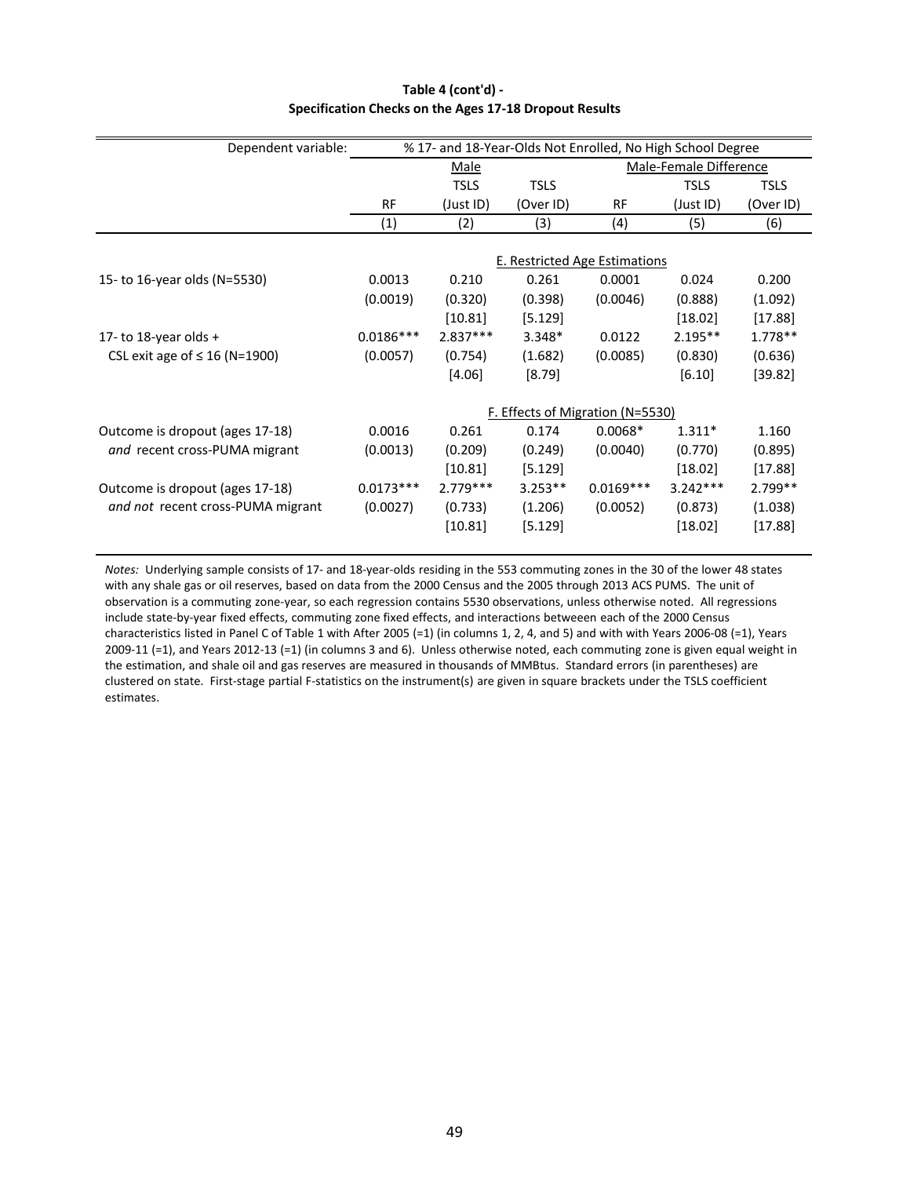**Table 4 (cont'd) -**
**Specification Checks on the Ages 17-18 Dropout Results**

| Dependent variable: | % 17- and 18-Year-Olds Not Enrolled, No High School Degree | | | | | |
|---|---|---|---|---|---|---|
| | Male | | | Male-Female Difference | | |
| | RF | TSLS (Just ID) | TSLS (Over ID) | RF | TSLS (Just ID) | TSLS (Over ID) |
| | (1) | (2) | (3) | (4) | (5) | (6) |
| | E. Restricted Age Estimations | | | | | |
| 15- to 16-year olds (N=5530) | 0.0013 | 0.210 | 0.261 | 0.0001 | 0.024 | 0.200 |
| | (0.0019) | (0.320) | (0.398) | (0.0046) | (0.888) | (1.092) |
| | | [10.81] | [5.129] | | [18.02] | [17.88] |
| 17- to 18-year olds + | 0.0186*** | 2.837*** | 3.348* | 0.0122 | 2.195** | 1.778** |
| CSL exit age of ≤ 16 (N=1900) | (0.0057) | (0.754) | (1.682) | (0.0085) | (0.830) | (0.636) |
| | | [4.06] | [8.79] | | [6.10] | [39.82] |
| | F. Effects of Migration (N=5530) | | | | | |
| Outcome is dropout (ages 17-18) | 0.0016 | 0.261 | 0.174 | 0.0068* | 1.311* | 1.160 |
| *and* recent cross-PUMA migrant | (0.0013) | (0.209) | (0.249) | (0.0040) | (0.770) | (0.895) |
| | | [10.81] | [5.129] | | [18.02] | [17.88] |
| Outcome is dropout (ages 17-18) | 0.0173*** | 2.779*** | 3.253** | 0.0169*** | 3.242*** | 2.799** |
| *and not* recent cross-PUMA migrant | (0.0027) | (0.733) | (1.206) | (0.0052) | (0.873) | (1.038) |
| | | [10.81] | [5.129] | | [18.02] | [17.88] |

*Notes:* Underlying sample consists of 17- and 18-year-olds residing in the 553 commuting zones in the 30 of the lower 48 states with any shale gas or oil reserves, based on data from the 2000 Census and the 2005 through 2013 ACS PUMS. The unit of observation is a commuting zone-year, so each regression contains 5530 observations, unless otherwise noted. All regressions include state-by-year fixed effects, commuting zone fixed effects, and interactions betweeen each of the 2000 Census characteristics listed in Panel C of Table 1 with After 2005 (=1) (in columns 1, 2, 4, and 5) and with with Years 2006-08 (=1), Years 2009-11 (=1), and Years 2012-13 (=1) (in columns 3 and 6). Unless otherwise noted, each commuting zone is given equal weight in the estimation, and shale oil and gas reserves are measured in thousands of MMBtus. Standard errors (in parentheses) are clustered on state. First-stage partial F-statistics on the instrument(s) are given in square brackets under the TSLS coefficient estimates.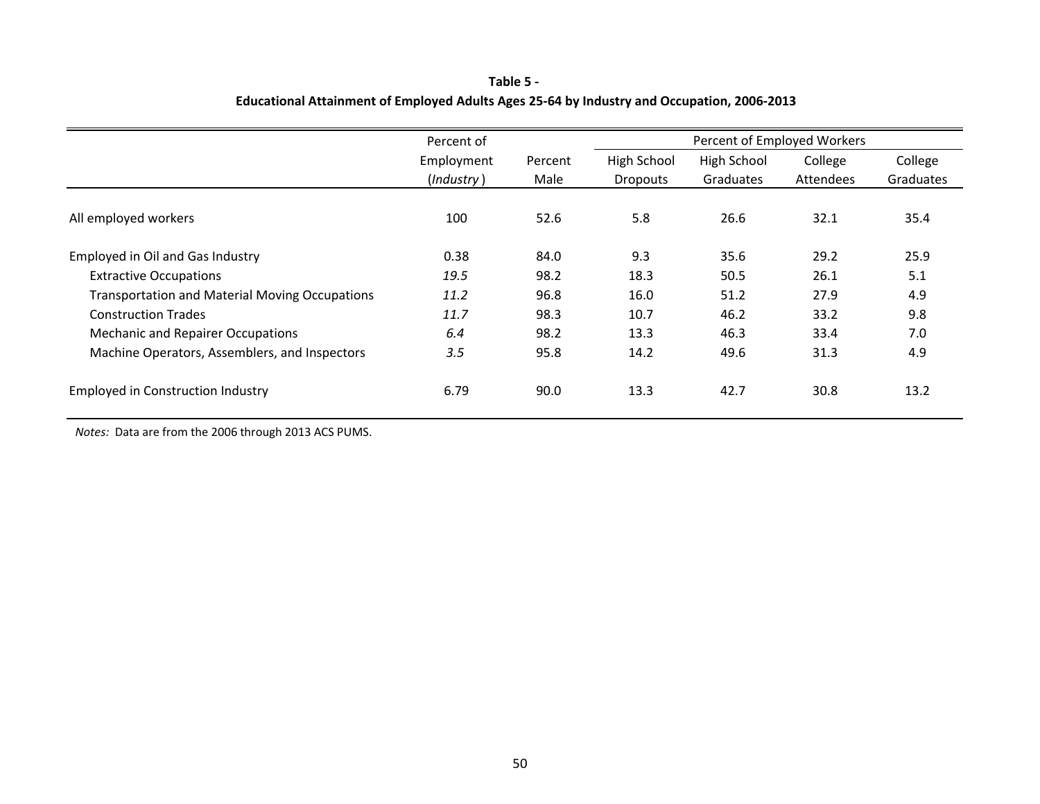**Table 5 -**
**Educational Attainment of Employed Adults Ages 25-64 by Industry and Occupation, 2006-2013**

| | Percent of Employment (*Industry*) | Percent Male | Percent of Employed Workers | | | |
|---|---|---|---|---|---|---|
| | | | High School Dropouts | High School Graduates | College Attendees | College Graduates |
| All employed workers | 100 | 52.6 | 5.8 | 26.6 | 32.1 | 35.4 |
| Employed in Oil and Gas Industry | 0.38 | 84.0 | 9.3 | 35.6 | 29.2 | 25.9 |
| Extractive Occupations | *19.5* | 98.2 | 18.3 | 50.5 | 26.1 | 5.1 |
| Transportation and Material Moving Occupations | *11.2* | 96.8 | 16.0 | 51.2 | 27.9 | 4.9 |
| Construction Trades | *11.7* | 98.3 | 10.7 | 46.2 | 33.2 | 9.8 |
| Mechanic and Repairer Occupations | *6.4* | 98.2 | 13.3 | 46.3 | 33.4 | 7.0 |
| Machine Operators, Assemblers, and Inspectors | *3.5* | 95.8 | 14.2 | 49.6 | 31.3 | 4.9 |
| Employed in Construction Industry | 6.79 | 90.0 | 13.3 | 42.7 | 30.8 | 13.2 |

*Notes:* Data are from the 2006 through 2013 ACS PUMS.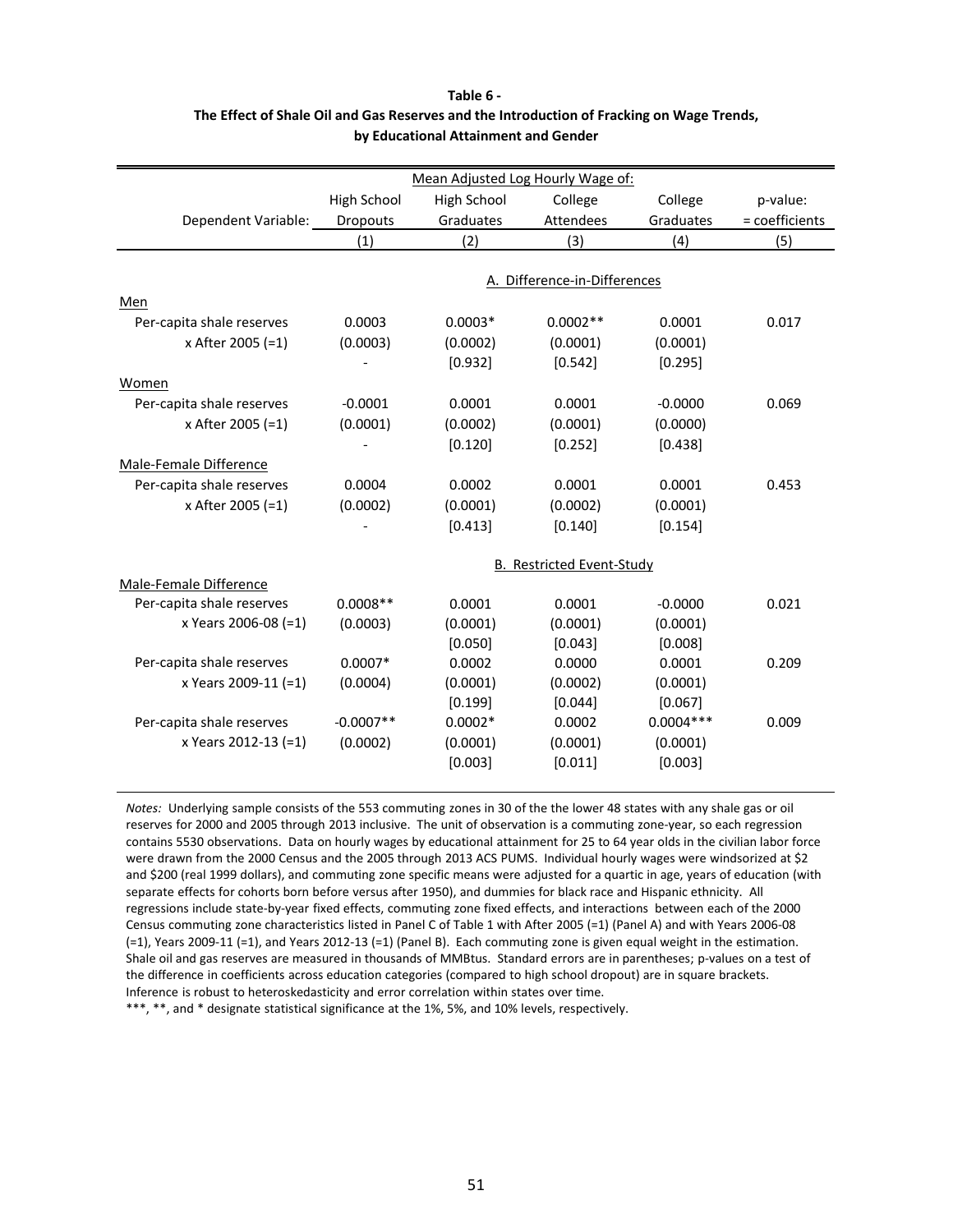**Table 6 -**
**The Effect of Shale Oil and Gas Reserves and the Introduction of Fracking on Wage Trends, by Educational Attainment and Gender**

| | Mean Adjusted Log Hourly Wage of: | | | | |
|---|---|---|---|---|---|
| Dependent Variable: | High School Dropouts | High School Graduates | College Attendees | College Graduates | p-value: = coefficients |
| | (1) | (2) | (3) | (4) | (5) |
| | | | A. Difference-in-Differences | | |
| Men | | | | | |
| Per-capita shale reserves | 0.0003 | 0.0003* | 0.0002** | 0.0001 | 0.017 |
| x After 2005 (=1) | (0.0003) | (0.0002) | (0.0001) | (0.0001) | |
| | - | [0.932] | [0.542] | [0.295] | |
| Women | | | | | |
| Per-capita shale reserves | -0.0001 | 0.0001 | 0.0001 | -0.0000 | 0.069 |
| x After 2005 (=1) | (0.0001) | (0.0002) | (0.0001) | (0.0000) | |
| | - | [0.120] | [0.252] | [0.438] | |
| Male-Female Difference | | | | | |
| Per-capita shale reserves | 0.0004 | 0.0002 | 0.0001 | 0.0001 | 0.453 |
| x After 2005 (=1) | (0.0002) | (0.0001) | (0.0002) | (0.0001) | |
| | - | [0.413] | [0.140] | [0.154] | |
| | | | B. Restricted Event-Study | | |
| Male-Female Difference | | | | | |
| Per-capita shale reserves | 0.0008** | 0.0001 | 0.0001 | -0.0000 | 0.021 |
| x Years 2006-08 (=1) | (0.0003) | (0.0001) | (0.0001) | (0.0001) | |
| | | [0.050] | [0.043] | [0.008] | |
| Per-capita shale reserves | 0.0007* | 0.0002 | 0.0000 | 0.0001 | 0.209 |
| x Years 2009-11 (=1) | (0.0004) | (0.0001) | (0.0002) | (0.0001) | |
| | | [0.199] | [0.044] | [0.067] | |
| Per-capita shale reserves | -0.0007** | 0.0002* | 0.0002 | 0.0004*** | 0.009 |
| x Years 2012-13 (=1) | (0.0002) | (0.0001) | (0.0001) | (0.0001) | |
| | | [0.003] | [0.011] | [0.003] | |

*Notes:* Underlying sample consists of the 553 commuting zones in 30 of the the lower 48 states with any shale gas or oil reserves for 2000 and 2005 through 2013 inclusive. The unit of observation is a commuting zone-year, so each regression contains 5530 observations. Data on hourly wages by educational attainment for 25 to 64 year olds in the civilian labor force were drawn from the 2000 Census and the 2005 through 2013 ACS PUMS. Individual hourly wages were windsorized at $2 and $200 (real 1999 dollars), and commuting zone specific means were adjusted for a quartic in age, years of education (with separate effects for cohorts born before versus after 1950), and dummies for black race and Hispanic ethnicity. All regressions include state-by-year fixed effects, commuting zone fixed effects, and interactions between each of the 2000 Census commuting zone characteristics listed in Panel C of Table 1 with After 2005 (=1) (Panel A) and with Years 2006-08 (=1), Years 2009-11 (=1), and Years 2012-13 (=1) (Panel B). Each commuting zone is given equal weight in the estimation. Shale oil and gas reserves are measured in thousands of MMBtus. Standard errors are in parentheses; p-values on a test of the difference in coefficients across education categories (compared to high school dropout) are in square brackets. Inference is robust to heteroskedasticity and error correlation within states over time.

***, **, and * designate statistical significance at the 1%, 5%, and 10% levels, respectively.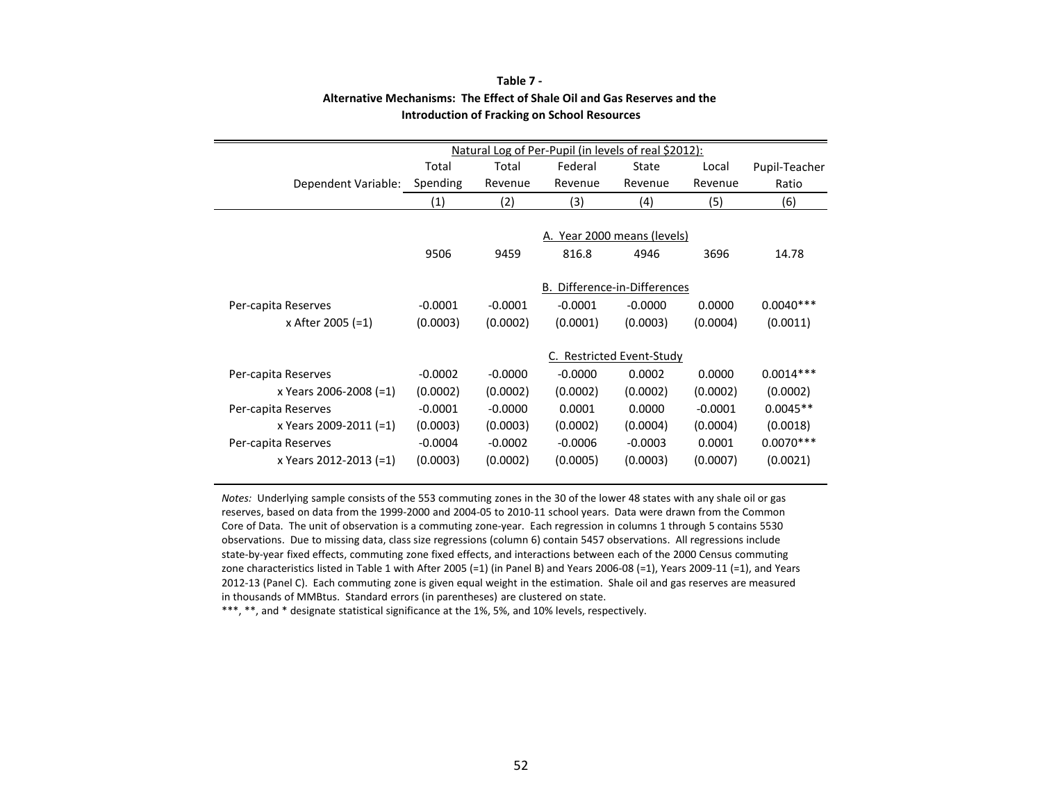**Table 7 -**
**Alternative Mechanisms: The Effect of Shale Oil and Gas Reserves and the Introduction of Fracking on School Resources**

| | Natural Log of Per-Pupil (in levels of real $2012): | | | | | |
|---|---|---|---|---|---|---|
| Dependent Variable: | Total Spending | Total Revenue | Federal Revenue | State Revenue | Local Revenue | Pupil-Teacher Ratio |
| | (1) | (2) | (3) | (4) | (5) | (6) |
| | | | A. Year 2000 means (levels) | | | |
| | 9506 | 9459 | 816.8 | 4946 | 3696 | 14.78 |
| | | | B. Difference-in-Differences | | | |
| Per-capita Reserves | -0.0001 | -0.0001 | -0.0001 | -0.0000 | 0.0000 | 0.0040*** |
| x After 2005 (=1) | (0.0003) | (0.0002) | (0.0001) | (0.0003) | (0.0004) | (0.0011) |
| | | | C. Restricted Event-Study | | | |
| Per-capita Reserves | -0.0002 | -0.0000 | -0.0000 | 0.0002 | 0.0000 | 0.0014*** |
| x Years 2006-2008 (=1) | (0.0002) | (0.0002) | (0.0002) | (0.0002) | (0.0002) | (0.0002) |
| Per-capita Reserves | -0.0001 | -0.0000 | 0.0001 | 0.0000 | -0.0001 | 0.0045** |
| x Years 2009-2011 (=1) | (0.0003) | (0.0003) | (0.0002) | (0.0004) | (0.0004) | (0.0018) |
| Per-capita Reserves | -0.0004 | -0.0002 | -0.0006 | -0.0003 | 0.0001 | 0.0070*** |
| x Years 2012-2013 (=1) | (0.0003) | (0.0002) | (0.0005) | (0.0003) | (0.0007) | (0.0021) |

*Notes:* Underlying sample consists of the 553 commuting zones in the 30 of the lower 48 states with any shale oil or gas reserves, based on data from the 1999-2000 and 2004-05 to 2010-11 school years. Data were drawn from the Common Core of Data. The unit of observation is a commuting zone-year. Each regression in columns 1 through 5 contains 5530 observations. Due to missing data, class size regressions (column 6) contain 5457 observations. All regressions include state-by-year fixed effects, commuting zone fixed effects, and interactions between each of the 2000 Census commuting zone characteristics listed in Table 1 with After 2005 (=1) (in Panel B) and Years 2006-08 (=1), Years 2009-11 (=1), and Years 2012-13 (Panel C). Each commuting zone is given equal weight in the estimation. Shale oil and gas reserves are measured in thousands of MMBtus. Standard errors (in parentheses) are clustered on state.
***, **, and * designate statistical significance at the 1%, 5%, and 10% levels, respectively.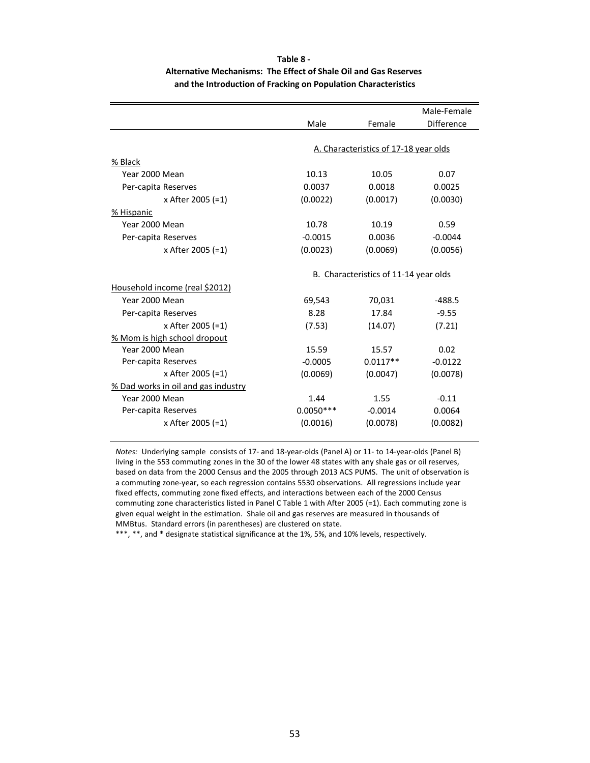**Table 8 -**
**Alternative Mechanisms: The Effect of Shale Oil and Gas Reserves and the Introduction of Fracking on Population Characteristics**

| | Male | Female | Male-Female Difference |
|---|---|---|---|
| | A. Characteristics of 17-18 year olds | | |
| % Black | | | |
| Year 2000 Mean | 10.13 | 10.05 | 0.07 |
| Per-capita Reserves | 0.0037 | 0.0018 | 0.0025 |
| x After 2005 (=1) | (0.0022) | (0.0017) | (0.0030) |
| % Hispanic | | | |
| Year 2000 Mean | 10.78 | 10.19 | 0.59 |
| Per-capita Reserves | -0.0015 | 0.0036 | -0.0044 |
| x After 2005 (=1) | (0.0023) | (0.0069) | (0.0056) |
| | B. Characteristics of 11-14 year olds | | |
| Household income (real $2012) | | | |
| Year 2000 Mean | 69,543 | 70,031 | -488.5 |
| Per-capita Reserves | 8.28 | 17.84 | -9.55 |
| x After 2005 (=1) | (7.53) | (14.07) | (7.21) |
| % Mom is high school dropout | | | |
| Year 2000 Mean | 15.59 | 15.57 | 0.02 |
| Per-capita Reserves | -0.0005 | 0.0117** | -0.0122 |
| x After 2005 (=1) | (0.0069) | (0.0047) | (0.0078) |
| % Dad works in oil and gas industry | | | |
| Year 2000 Mean | 1.44 | 1.55 | -0.11 |
| Per-capita Reserves | 0.0050*** | -0.0014 | 0.0064 |
| x After 2005 (=1) | (0.0016) | (0.0078) | (0.0082) |

*Notes:* Underlying sample consists of 17- and 18-year-olds (Panel A) or 11- to 14-year-olds (Panel B) living in the 553 commuting zones in the 30 of the lower 48 states with any shale gas or oil reserves, based on data from the 2000 Census and the 2005 through 2013 ACS PUMS. The unit of observation is a commuting zone-year, so each regression contains 5530 observations. All regressions include year fixed effects, commuting zone fixed effects, and interactions between each of the 2000 Census commuting zone characteristics listed in Panel C Table 1 with After 2005 (=1). Each commuting zone is given equal weight in the estimation. Shale oil and gas reserves are measured in thousands of MMBtus. Standard errors (in parentheses) are clustered on state.

***, **, and * designate statistical significance at the 1%, 5%, and 10% levels, respectively.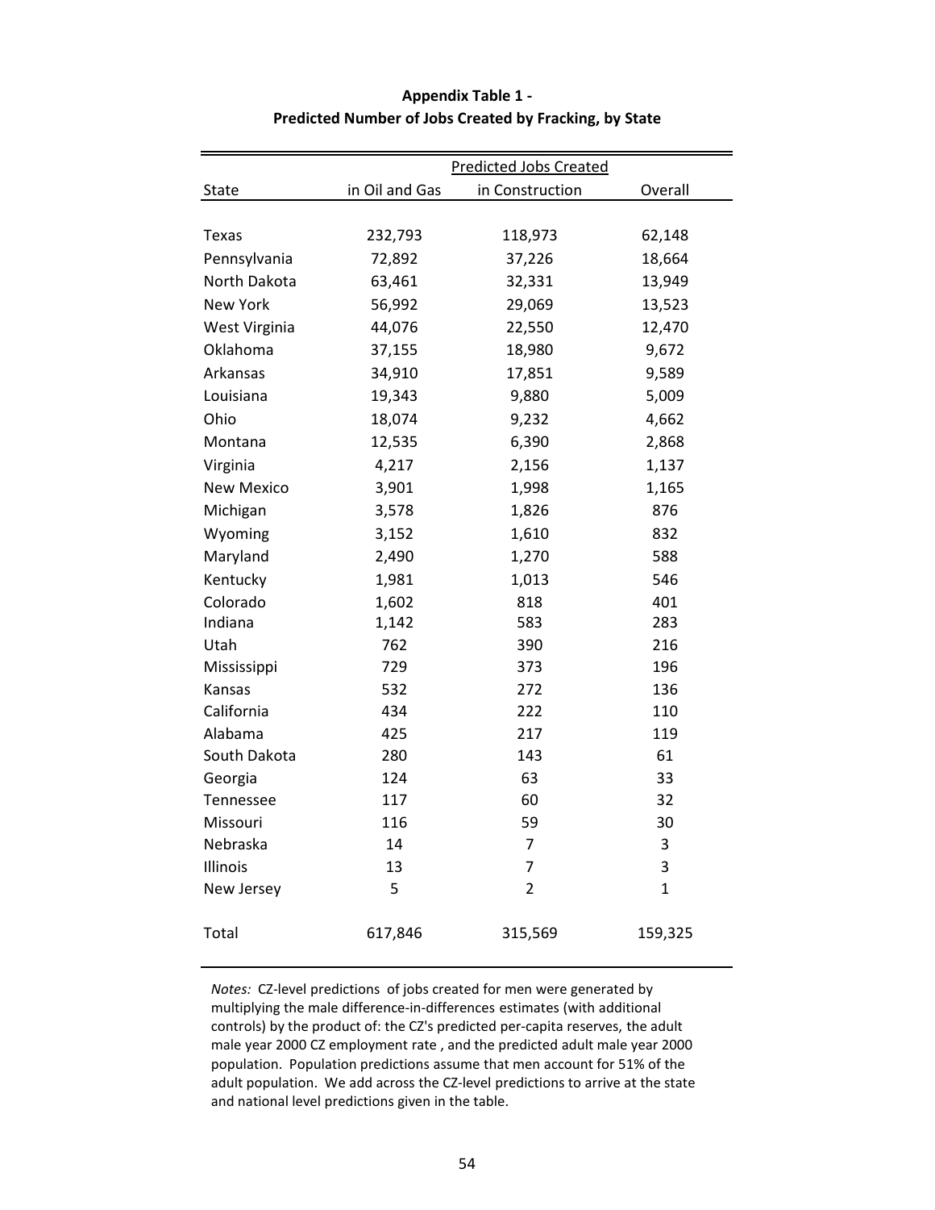**Appendix Table 1 -**
**Predicted Number of Jobs Created by Fracking, by State**

| State | Predicted Jobs Created in Oil and Gas | in Construction | Overall |
|---|---|---|---|
| Texas | 232,793 | 118,973 | 62,148 |
| Pennsylvania | 72,892 | 37,226 | 18,664 |
| North Dakota | 63,461 | 32,331 | 13,949 |
| New York | 56,992 | 29,069 | 13,523 |
| West Virginia | 44,076 | 22,550 | 12,470 |
| Oklahoma | 37,155 | 18,980 | 9,672 |
| Arkansas | 34,910 | 17,851 | 9,589 |
| Louisiana | 19,343 | 9,880 | 5,009 |
| Ohio | 18,074 | 9,232 | 4,662 |
| Montana | 12,535 | 6,390 | 2,868 |
| Virginia | 4,217 | 2,156 | 1,137 |
| New Mexico | 3,901 | 1,998 | 1,165 |
| Michigan | 3,578 | 1,826 | 876 |
| Wyoming | 3,152 | 1,610 | 832 |
| Maryland | 2,490 | 1,270 | 588 |
| Kentucky | 1,981 | 1,013 | 546 |
| Colorado | 1,602 | 818 | 401 |
| Indiana | 1,142 | 583 | 283 |
| Utah | 762 | 390 | 216 |
| Mississippi | 729 | 373 | 196 |
| Kansas | 532 | 272 | 136 |
| California | 434 | 222 | 110 |
| Alabama | 425 | 217 | 119 |
| South Dakota | 280 | 143 | 61 |
| Georgia | 124 | 63 | 33 |
| Tennessee | 117 | 60 | 32 |
| Missouri | 116 | 59 | 30 |
| Nebraska | 14 | 7 | 3 |
| Illinois | 13 | 7 | 3 |
| New Jersey | 5 | 2 | 1 |
| Total | 617,846 | 315,569 | 159,325 |

*Notes:* CZ-level predictions of jobs created for men were generated by multiplying the male difference-in-differences estimates (with additional controls) by the product of: the CZ's predicted per-capita reserves, the adult male year 2000 CZ employment rate , and the predicted adult male year 2000 population. Population predictions assume that men account for 51% of the adult population. We add across the CZ-level predictions to arrive at the state and national level predictions given in the table.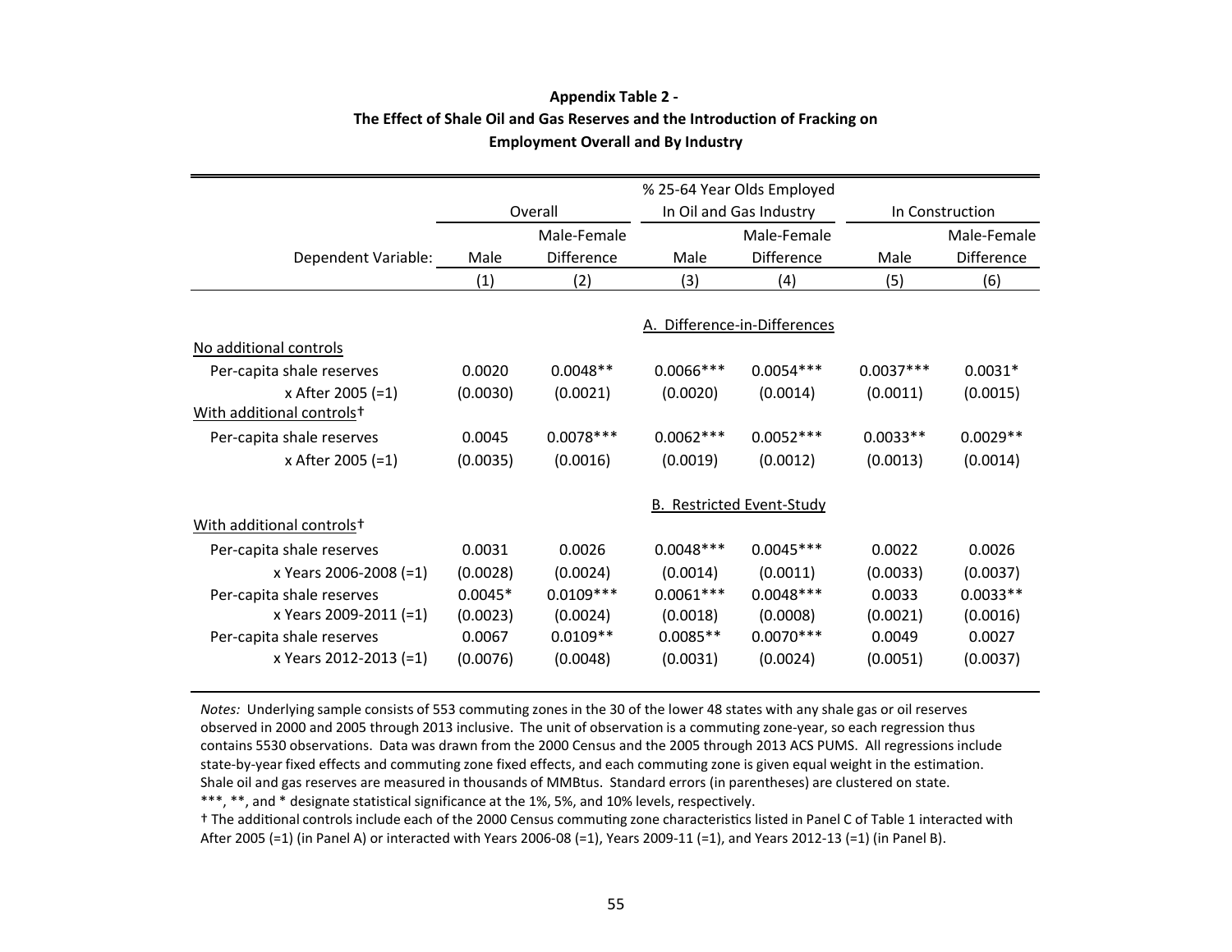**Appendix Table 2 -**
**The Effect of Shale Oil and Gas Reserves and the Introduction of Fracking on Employment Overall and By Industry**

| | % 25-64 Year Olds Employed | | | | | |
|---|---|---|---|---|---|---|
| | Overall | | In Oil and Gas Industry | | In Construction | |
| Dependent Variable: | Male | Male-Female Difference | Male | Male-Female Difference | Male | Male-Female Difference |
| | (1) | (2) | (3) | (4) | (5) | (6) |
| | | | A. Difference-in-Differences | | | |
| No additional controls | | | | | | |
| Per-capita shale reserves | 0.0020 | 0.0048** | 0.0066*** | 0.0054*** | 0.0037*** | 0.0031* |
| x After 2005 (=1) | (0.0030) | (0.0021) | (0.0020) | (0.0014) | (0.0011) | (0.0015) |
| With additional controls† | | | | | | |
| Per-capita shale reserves | 0.0045 | 0.0078*** | 0.0062*** | 0.0052*** | 0.0033** | 0.0029** |
| x After 2005 (=1) | (0.0035) | (0.0016) | (0.0019) | (0.0012) | (0.0013) | (0.0014) |
| | | | B. Restricted Event-Study | | | |
| With additional controls† | | | | | | |
| Per-capita shale reserves | 0.0031 | 0.0026 | 0.0048*** | 0.0045*** | 0.0022 | 0.0026 |
| x Years 2006-2008 (=1) | (0.0028) | (0.0024) | (0.0014) | (0.0011) | (0.0033) | (0.0037) |
| Per-capita shale reserves | 0.0045* | 0.0109*** | 0.0061*** | 0.0048*** | 0.0033 | 0.0033** |
| x Years 2009-2011 (=1) | (0.0023) | (0.0024) | (0.0018) | (0.0008) | (0.0021) | (0.0016) |
| Per-capita shale reserves | 0.0067 | 0.0109** | 0.0085** | 0.0070*** | 0.0049 | 0.0027 |
| x Years 2012-2013 (=1) | (0.0076) | (0.0048) | (0.0031) | (0.0024) | (0.0051) | (0.0037) |

*Notes:* Underlying sample consists of 553 commuting zones in the 30 of the lower 48 states with any shale gas or oil reserves observed in 2000 and 2005 through 2013 inclusive. The unit of observation is a commuting zone-year, so each regression thus contains 5530 observations. Data was drawn from the 2000 Census and the 2005 through 2013 ACS PUMS. All regressions include state-by-year fixed effects and commuting zone fixed effects, and each commuting zone is given equal weight in the estimation. Shale oil and gas reserves are measured in thousands of MMBtus. Standard errors (in parentheses) are clustered on state.
***, **, and * designate statistical significance at the 1%, 5%, and 10% levels, respectively.
† The additional controls include each of the 2000 Census commuting zone characteristics listed in Panel C of Table 1 interacted with After 2005 (=1) (in Panel A) or interacted with Years 2006-08 (=1), Years 2009-11 (=1), and Years 2012-13 (=1) (in Panel B).